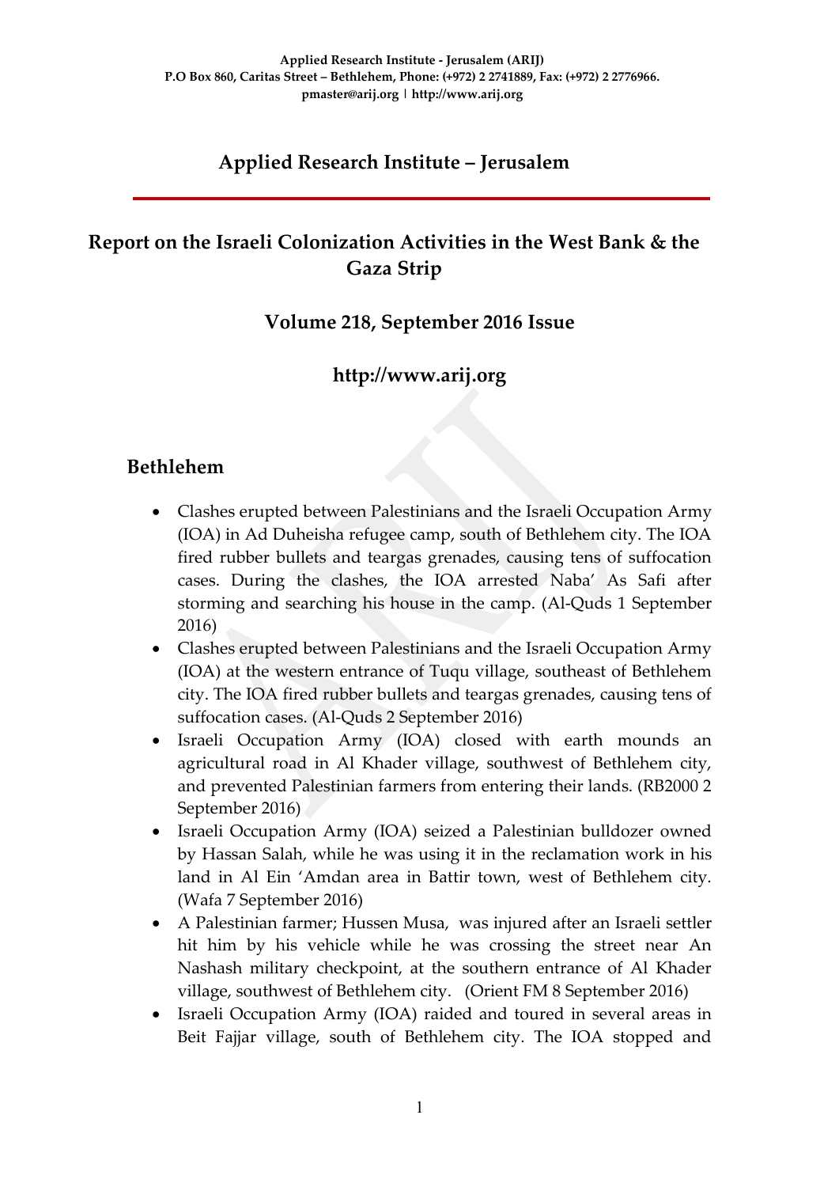Applied Research Institute - Jerusalem (ARIJ)
P.O Box 860, Caritas Street – Bethlehem, Phone: (+972) 2 2741889, Fax: (+972) 2 2776966.
pmaster@arij.org | http://www.arij.org

# Applied Research Institute – Jerusalem

## Report on the Israeli Colonization Activities in the West Bank & the Gaza Strip

### Volume 218, September 2016 Issue

### http://www.arij.org

## Bethlehem

- Clashes erupted between Palestinians and the Israeli Occupation Army (IOA) in Ad Duheisha refugee camp, south of Bethlehem city. The IOA fired rubber bullets and teargas grenades, causing tens of suffocation cases. During the clashes, the IOA arrested Naba' As Safi after storming and searching his house in the camp. (Al-Quds 1 September 2016)
- Clashes erupted between Palestinians and the Israeli Occupation Army (IOA) at the western entrance of Tuqu village, southeast of Bethlehem city. The IOA fired rubber bullets and teargas grenades, causing tens of suffocation cases. (Al-Quds 2 September 2016)
- Israeli Occupation Army (IOA) closed with earth mounds an agricultural road in Al Khader village, southwest of Bethlehem city, and prevented Palestinian farmers from entering their lands. (RB2000 2 September 2016)
- Israeli Occupation Army (IOA) seized a Palestinian bulldozer owned by Hassan Salah, while he was using it in the reclamation work in his land in Al Ein 'Amdan area in Battir town, west of Bethlehem city. (Wafa 7 September 2016)
- A Palestinian farmer; Hussen Musa, was injured after an Israeli settler hit him by his vehicle while he was crossing the street near An Nashash military checkpoint, at the southern entrance of Al Khader village, southwest of Bethlehem city. (Orient FM 8 September 2016)
- Israeli Occupation Army (IOA) raided and toured in several areas in Beit Fajjar village, south of Bethlehem city. The IOA stopped and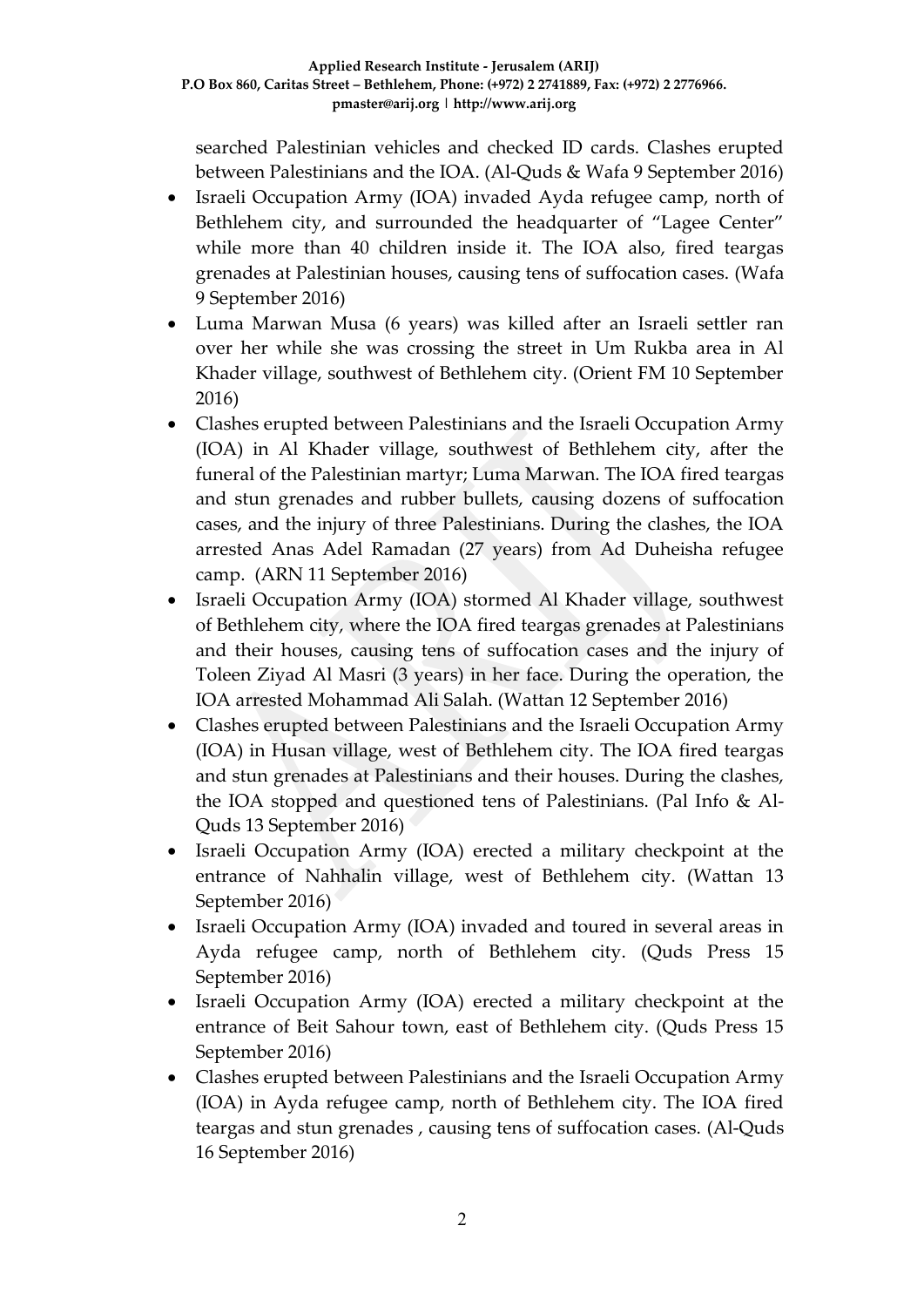searched Palestinian vehicles and checked ID cards. Clashes erupted between Palestinians and the IOA. (Al-Quds & Wafa 9 September 2016)

- Israeli Occupation Army (IOA) invaded Ayda refugee camp, north of Bethlehem city, and surrounded the headquarter of "Lagee Center" while more than 40 children inside it. The IOA also, fired teargas grenades at Palestinian houses, causing tens of suffocation cases. (Wafa 9 September 2016)
- Luma Marwan Musa (6 years) was killed after an Israeli settler ran over her while she was crossing the street in Um Rukba area in Al Khader village, southwest of Bethlehem city. (Orient FM 10 September 2016)
- Clashes erupted between Palestinians and the Israeli Occupation Army (IOA) in Al Khader village, southwest of Bethlehem city, after the funeral of the Palestinian martyr; Luma Marwan. The IOA fired teargas and stun grenades and rubber bullets, causing dozens of suffocation cases, and the injury of three Palestinians. During the clashes, the IOA arrested Anas Adel Ramadan (27 years) from Ad Duheisha refugee camp. (ARN 11 September 2016)
- Israeli Occupation Army (IOA) stormed Al Khader village, southwest of Bethlehem city, where the IOA fired teargas grenades at Palestinians and their houses, causing tens of suffocation cases and the injury of Toleen Ziyad Al Masri (3 years) in her face. During the operation, the IOA arrested Mohammad Ali Salah. (Wattan 12 September 2016)
- Clashes erupted between Palestinians and the Israeli Occupation Army (IOA) in Husan village, west of Bethlehem city. The IOA fired teargas and stun grenades at Palestinians and their houses. During the clashes, the IOA stopped and questioned tens of Palestinians. (Pal Info & Al-Quds 13 September 2016)
- Israeli Occupation Army (IOA) erected a military checkpoint at the entrance of Nahhalin village, west of Bethlehem city. (Wattan 13 September 2016)
- Israeli Occupation Army (IOA) invaded and toured in several areas in Ayda refugee camp, north of Bethlehem city. (Quds Press 15 September 2016)
- Israeli Occupation Army (IOA) erected a military checkpoint at the entrance of Beit Sahour town, east of Bethlehem city. (Quds Press 15 September 2016)
- Clashes erupted between Palestinians and the Israeli Occupation Army (IOA) in Ayda refugee camp, north of Bethlehem city. The IOA fired teargas and stun grenades , causing tens of suffocation cases. (Al-Quds 16 September 2016)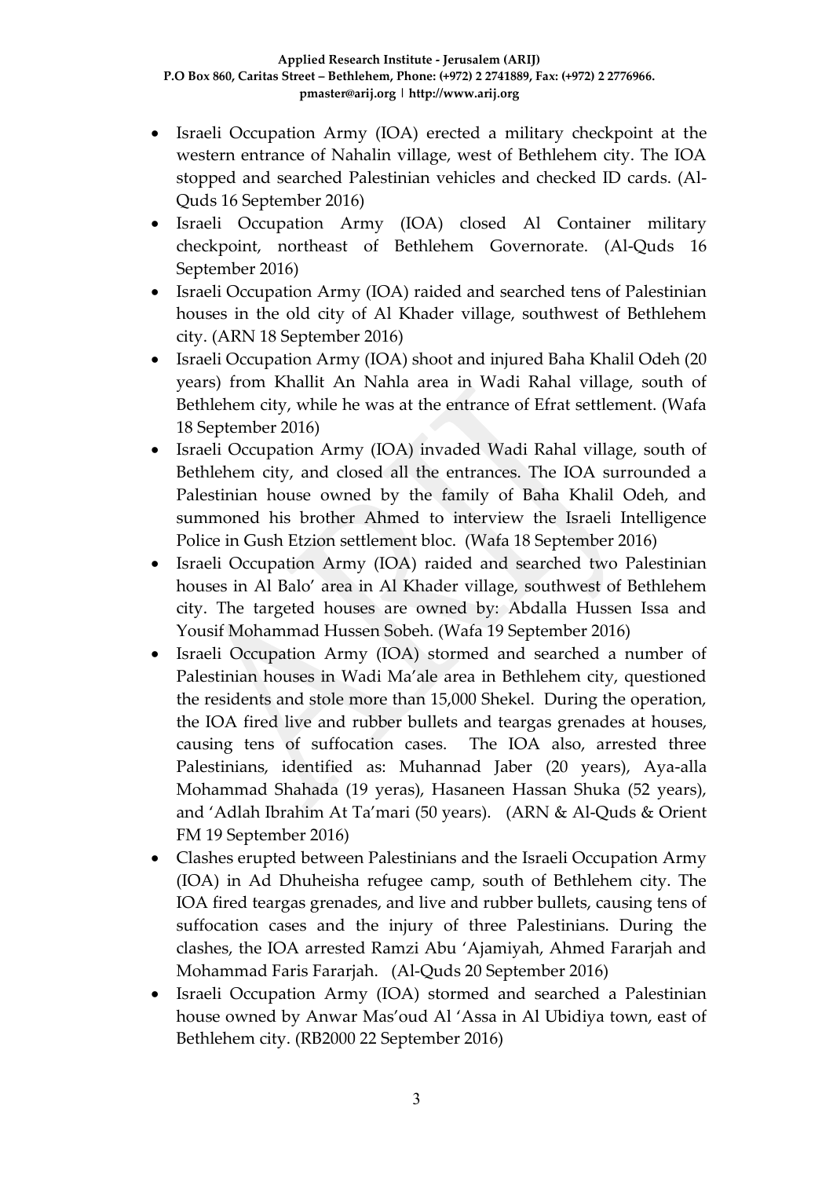- Israeli Occupation Army (IOA) erected a military checkpoint at the western entrance of Nahalin village, west of Bethlehem city. The IOA stopped and searched Palestinian vehicles and checked ID cards. (Al-Quds 16 September 2016)
- Israeli Occupation Army (IOA) closed Al Container military checkpoint, northeast of Bethlehem Governorate. (Al-Quds 16 September 2016)
- Israeli Occupation Army (IOA) raided and searched tens of Palestinian houses in the old city of Al Khader village, southwest of Bethlehem city. (ARN 18 September 2016)
- Israeli Occupation Army (IOA) shoot and injured Baha Khalil Odeh (20 years) from Khallit An Nahla area in Wadi Rahal village, south of Bethlehem city, while he was at the entrance of Efrat settlement. (Wafa 18 September 2016)
- Israeli Occupation Army (IOA) invaded Wadi Rahal village, south of Bethlehem city, and closed all the entrances. The IOA surrounded a Palestinian house owned by the family of Baha Khalil Odeh, and summoned his brother Ahmed to interview the Israeli Intelligence Police in Gush Etzion settlement bloc. (Wafa 18 September 2016)
- Israeli Occupation Army (IOA) raided and searched two Palestinian houses in Al Balo' area in Al Khader village, southwest of Bethlehem city. The targeted houses are owned by: Abdalla Hussen Issa and Yousif Mohammad Hussen Sobeh. (Wafa 19 September 2016)
- Israeli Occupation Army (IOA) stormed and searched a number of Palestinian houses in Wadi Ma'ale area in Bethlehem city, questioned the residents and stole more than 15,000 Shekel. During the operation, the IOA fired live and rubber bullets and teargas grenades at houses, causing tens of suffocation cases. The IOA also, arrested three Palestinians, identified as: Muhannad Jaber (20 years), Aya-alla Mohammad Shahada (19 yeras), Hasaneen Hassan Shuka (52 years), and 'Adlah Ibrahim At Ta'mari (50 years). (ARN & Al-Quds & Orient FM 19 September 2016)
- Clashes erupted between Palestinians and the Israeli Occupation Army (IOA) in Ad Dhuheisha refugee camp, south of Bethlehem city. The IOA fired teargas grenades, and live and rubber bullets, causing tens of suffocation cases and the injury of three Palestinians. During the clashes, the IOA arrested Ramzi Abu 'Ajamiyah, Ahmed Fararjah and Mohammad Faris Fararjah. (Al-Quds 20 September 2016)
- Israeli Occupation Army (IOA) stormed and searched a Palestinian house owned by Anwar Mas'oud Al 'Assa in Al Ubidiya town, east of Bethlehem city. (RB2000 22 September 2016)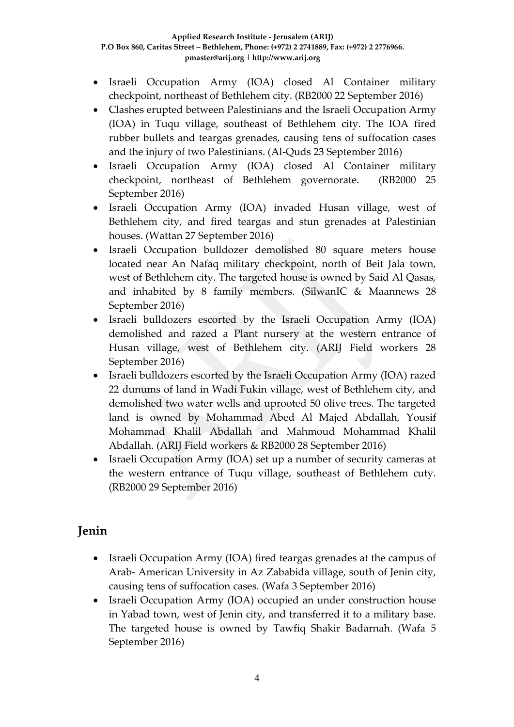- Israeli Occupation Army (IOA) closed Al Container military checkpoint, northeast of Bethlehem city. (RB2000 22 September 2016)
- Clashes erupted between Palestinians and the Israeli Occupation Army (IOA) in Tuqu village, southeast of Bethlehem city. The IOA fired rubber bullets and teargas grenades, causing tens of suffocation cases and the injury of two Palestinians. (Al-Quds 23 September 2016)
- Israeli Occupation Army (IOA) closed Al Container military checkpoint, northeast of Bethlehem governorate. (RB2000 25 September 2016)
- Israeli Occupation Army (IOA) invaded Husan village, west of Bethlehem city, and fired teargas and stun grenades at Palestinian houses. (Wattan 27 September 2016)
- Israeli Occupation bulldozer demolished 80 square meters house located near An Nafaq military checkpoint, north of Beit Jala town, west of Bethlehem city. The targeted house is owned by Said Al Qasas, and inhabited by 8 family members. (SilwanIC & Maannews 28 September 2016)
- Israeli bulldozers escorted by the Israeli Occupation Army (IOA) demolished and razed a Plant nursery at the western entrance of Husan village, west of Bethlehem city. (ARIJ Field workers 28 September 2016)
- Israeli bulldozers escorted by the Israeli Occupation Army (IOA) razed 22 dunums of land in Wadi Fukin village, west of Bethlehem city, and demolished two water wells and uprooted 50 olive trees. The targeted land is owned by Mohammad Abed Al Majed Abdallah, Yousif Mohammad Khalil Abdallah and Mahmoud Mohammad Khalil Abdallah. (ARIJ Field workers & RB2000 28 September 2016)
- Israeli Occupation Army (IOA) set up a number of security cameras at the western entrance of Tuqu village, southeast of Bethlehem cuty. (RB2000 29 September 2016)

## Jenin

- Israeli Occupation Army (IOA) fired teargas grenades at the campus of Arab- American University in Az Zababida village, south of Jenin city, causing tens of suffocation cases. (Wafa 3 September 2016)
- Israeli Occupation Army (IOA) occupied an under construction house in Yabad town, west of Jenin city, and transferred it to a military base. The targeted house is owned by Tawfiq Shakir Badarnah. (Wafa 5 September 2016)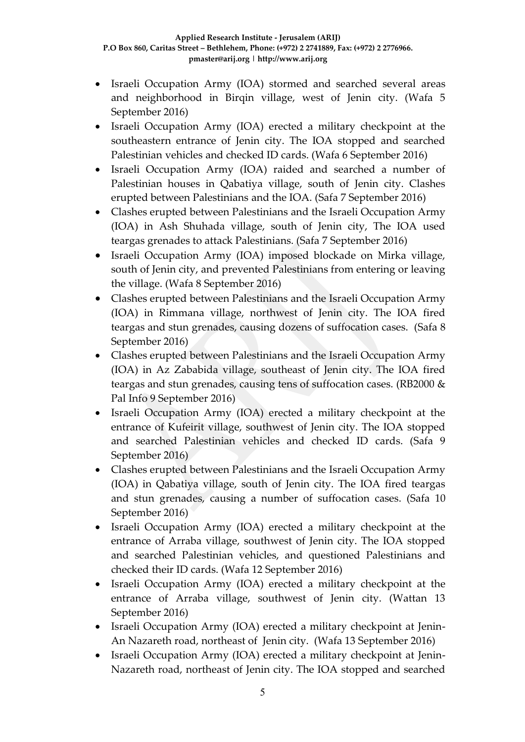- Israeli Occupation Army (IOA) stormed and searched several areas and neighborhood in Birqin village, west of Jenin city. (Wafa 5 September 2016)
- Israeli Occupation Army (IOA) erected a military checkpoint at the southeastern entrance of Jenin city. The IOA stopped and searched Palestinian vehicles and checked ID cards. (Wafa 6 September 2016)
- Israeli Occupation Army (IOA) raided and searched a number of Palestinian houses in Qabatiya village, south of Jenin city. Clashes erupted between Palestinians and the IOA. (Safa 7 September 2016)
- Clashes erupted between Palestinians and the Israeli Occupation Army (IOA) in Ash Shuhada village, south of Jenin city, The IOA used teargas grenades to attack Palestinians. (Safa 7 September 2016)
- Israeli Occupation Army (IOA) imposed blockade on Mirka village, south of Jenin city, and prevented Palestinians from entering or leaving the village. (Wafa 8 September 2016)
- Clashes erupted between Palestinians and the Israeli Occupation Army (IOA) in Rimmana village, northwest of Jenin city. The IOA fired teargas and stun grenades, causing dozens of suffocation cases. (Safa 8 September 2016)
- Clashes erupted between Palestinians and the Israeli Occupation Army (IOA) in Az Zababida village, southeast of Jenin city. The IOA fired teargas and stun grenades, causing tens of suffocation cases. (RB2000 & Pal Info 9 September 2016)
- Israeli Occupation Army (IOA) erected a military checkpoint at the entrance of Kufeirit village, southwest of Jenin city. The IOA stopped and searched Palestinian vehicles and checked ID cards. (Safa 9 September 2016)
- Clashes erupted between Palestinians and the Israeli Occupation Army (IOA) in Qabatiya village, south of Jenin city. The IOA fired teargas and stun grenades, causing a number of suffocation cases. (Safa 10 September 2016)
- Israeli Occupation Army (IOA) erected a military checkpoint at the entrance of Arraba village, southwest of Jenin city. The IOA stopped and searched Palestinian vehicles, and questioned Palestinians and checked their ID cards. (Wafa 12 September 2016)
- Israeli Occupation Army (IOA) erected a military checkpoint at the entrance of Arraba village, southwest of Jenin city. (Wattan 13 September 2016)
- Israeli Occupation Army (IOA) erected a military checkpoint at Jenin-An Nazareth road, northeast of Jenin city. (Wafa 13 September 2016)
- Israeli Occupation Army (IOA) erected a military checkpoint at Jenin-Nazareth road, northeast of Jenin city. The IOA stopped and searched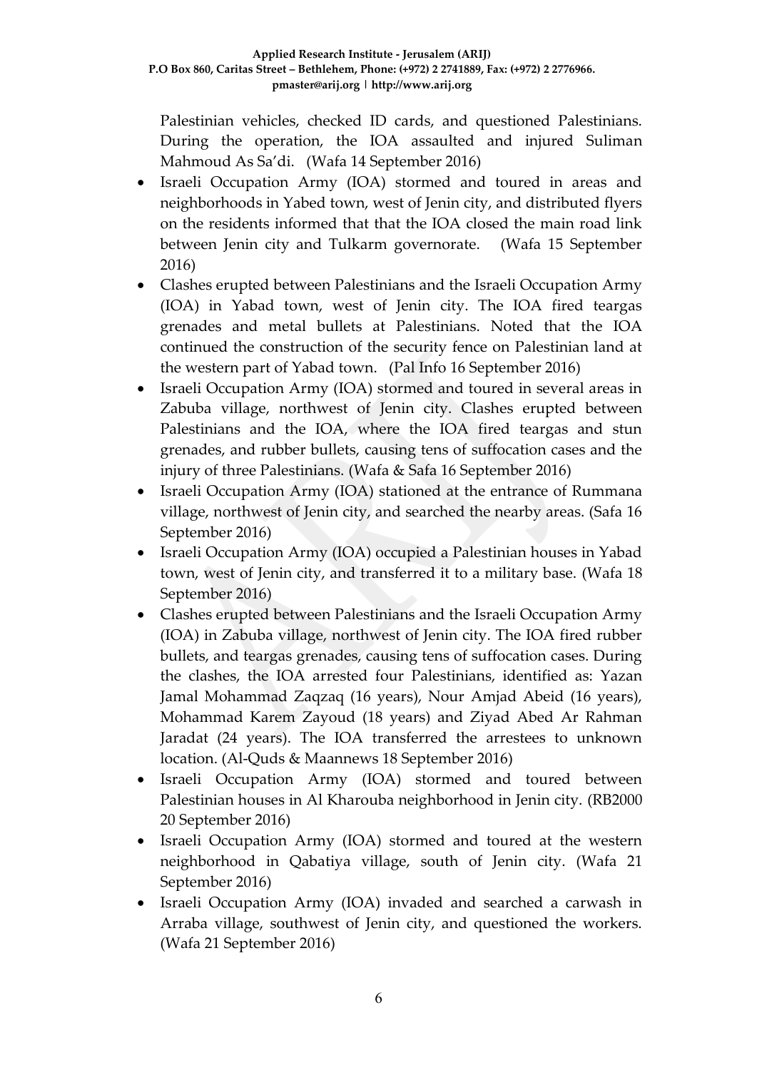Palestinian vehicles, checked ID cards, and questioned Palestinians. During the operation, the IOA assaulted and injured Suliman Mahmoud As Sa'di. (Wafa 14 September 2016)

- Israeli Occupation Army (IOA) stormed and toured in areas and neighborhoods in Yabed town, west of Jenin city, and distributed flyers on the residents informed that that the IOA closed the main road link between Jenin city and Tulkarm governorate. (Wafa 15 September 2016)
- Clashes erupted between Palestinians and the Israeli Occupation Army (IOA) in Yabad town, west of Jenin city. The IOA fired teargas grenades and metal bullets at Palestinians. Noted that the IOA continued the construction of the security fence on Palestinian land at the western part of Yabad town. (Pal Info 16 September 2016)
- Israeli Occupation Army (IOA) stormed and toured in several areas in Zabuba village, northwest of Jenin city. Clashes erupted between Palestinians and the IOA, where the IOA fired teargas and stun grenades, and rubber bullets, causing tens of suffocation cases and the injury of three Palestinians. (Wafa & Safa 16 September 2016)
- Israeli Occupation Army (IOA) stationed at the entrance of Rummana village, northwest of Jenin city, and searched the nearby areas. (Safa 16 September 2016)
- Israeli Occupation Army (IOA) occupied a Palestinian houses in Yabad town, west of Jenin city, and transferred it to a military base. (Wafa 18 September 2016)
- Clashes erupted between Palestinians and the Israeli Occupation Army (IOA) in Zabuba village, northwest of Jenin city. The IOA fired rubber bullets, and teargas grenades, causing tens of suffocation cases. During the clashes, the IOA arrested four Palestinians, identified as: Yazan Jamal Mohammad Zaqzaq (16 years), Nour Amjad Abeid (16 years), Mohammad Karem Zayoud (18 years) and Ziyad Abed Ar Rahman Jaradat (24 years). The IOA transferred the arrestees to unknown location. (Al-Quds & Maannews 18 September 2016)
- Israeli Occupation Army (IOA) stormed and toured between Palestinian houses in Al Kharouba neighborhood in Jenin city. (RB2000 20 September 2016)
- Israeli Occupation Army (IOA) stormed and toured at the western neighborhood in Qabatiya village, south of Jenin city. (Wafa 21 September 2016)
- Israeli Occupation Army (IOA) invaded and searched a carwash in Arraba village, southwest of Jenin city, and questioned the workers. (Wafa 21 September 2016)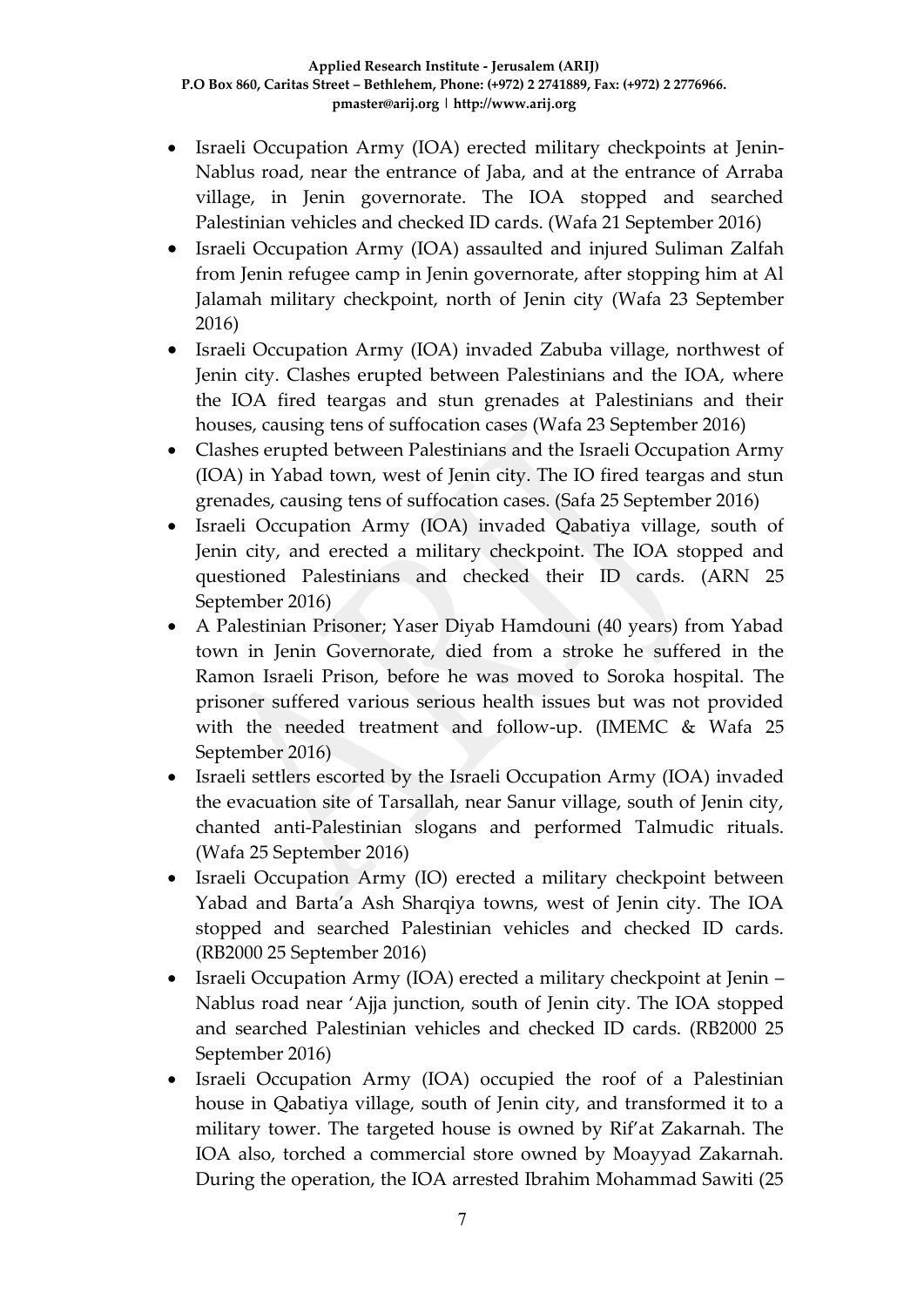- Israeli Occupation Army (IOA) erected military checkpoints at Jenin-Nablus road, near the entrance of Jaba, and at the entrance of Arraba village, in Jenin governorate. The IOA stopped and searched Palestinian vehicles and checked ID cards. (Wafa 21 September 2016)
- Israeli Occupation Army (IOA) assaulted and injured Suliman Zalfah from Jenin refugee camp in Jenin governorate, after stopping him at Al Jalamah military checkpoint, north of Jenin city (Wafa 23 September 2016)
- Israeli Occupation Army (IOA) invaded Zabuba village, northwest of Jenin city. Clashes erupted between Palestinians and the IOA, where the IOA fired teargas and stun grenades at Palestinians and their houses, causing tens of suffocation cases (Wafa 23 September 2016)
- Clashes erupted between Palestinians and the Israeli Occupation Army (IOA) in Yabad town, west of Jenin city. The IO fired teargas and stun grenades, causing tens of suffocation cases. (Safa 25 September 2016)
- Israeli Occupation Army (IOA) invaded Qabatiya village, south of Jenin city, and erected a military checkpoint. The IOA stopped and questioned Palestinians and checked their ID cards. (ARN 25 September 2016)
- A Palestinian Prisoner; Yaser Diyab Hamdouni (40 years) from Yabad town in Jenin Governorate, died from a stroke he suffered in the Ramon Israeli Prison, before he was moved to Soroka hospital. The prisoner suffered various serious health issues but was not provided with the needed treatment and follow-up. (IMEMC & Wafa 25 September 2016)
- Israeli settlers escorted by the Israeli Occupation Army (IOA) invaded the evacuation site of Tarsallah, near Sanur village, south of Jenin city, chanted anti-Palestinian slogans and performed Talmudic rituals. (Wafa 25 September 2016)
- Israeli Occupation Army (IO) erected a military checkpoint between Yabad and Barta'a Ash Sharqiya towns, west of Jenin city. The IOA stopped and searched Palestinian vehicles and checked ID cards. (RB2000 25 September 2016)
- Israeli Occupation Army (IOA) erected a military checkpoint at Jenin – Nablus road near 'Ajja junction, south of Jenin city. The IOA stopped and searched Palestinian vehicles and checked ID cards. (RB2000 25 September 2016)
- Israeli Occupation Army (IOA) occupied the roof of a Palestinian house in Qabatiya village, south of Jenin city, and transformed it to a military tower. The targeted house is owned by Rif'at Zakarnah. The IOA also, torched a commercial store owned by Moayyad Zakarnah. During the operation, the IOA arrested Ibrahim Mohammad Sawiti (25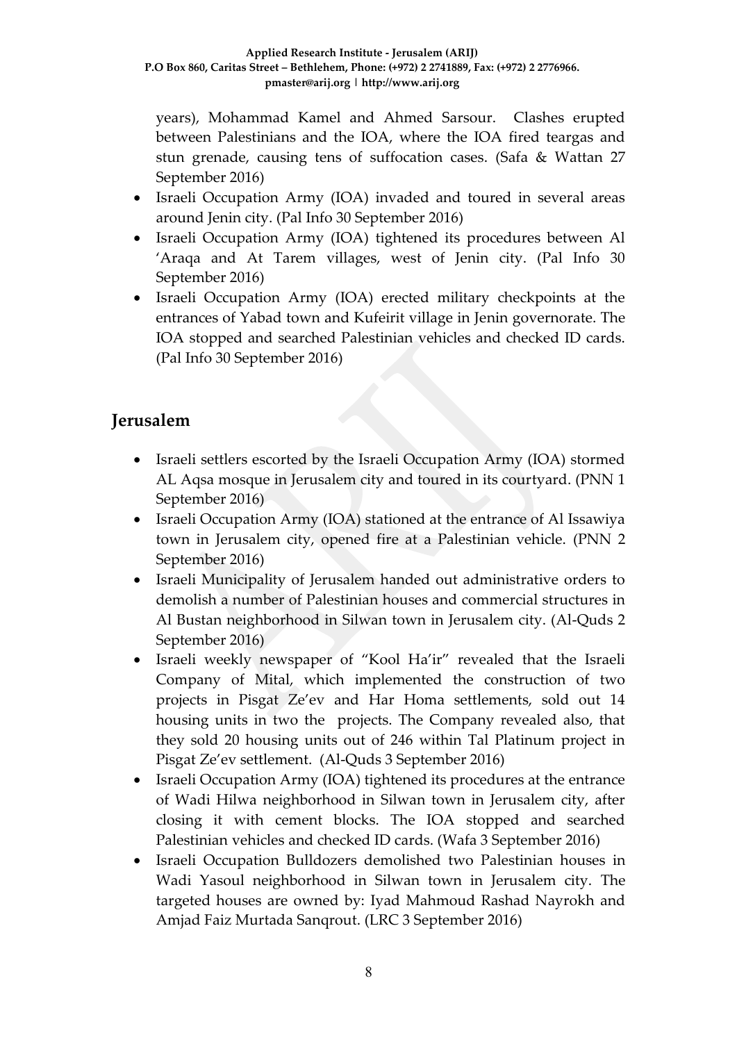years), Mohammad Kamel and Ahmed Sarsour. Clashes erupted between Palestinians and the IOA, where the IOA fired teargas and stun grenade, causing tens of suffocation cases. (Safa & Wattan 27 September 2016)

- Israeli Occupation Army (IOA) invaded and toured in several areas around Jenin city. (Pal Info 30 September 2016)
- Israeli Occupation Army (IOA) tightened its procedures between Al 'Araqa and At Tarem villages, west of Jenin city. (Pal Info 30 September 2016)
- Israeli Occupation Army (IOA) erected military checkpoints at the entrances of Yabad town and Kufeirit village in Jenin governorate. The IOA stopped and searched Palestinian vehicles and checked ID cards. (Pal Info 30 September 2016)

## Jerusalem

- Israeli settlers escorted by the Israeli Occupation Army (IOA) stormed AL Aqsa mosque in Jerusalem city and toured in its courtyard. (PNN 1 September 2016)
- Israeli Occupation Army (IOA) stationed at the entrance of Al Issawiya town in Jerusalem city, opened fire at a Palestinian vehicle. (PNN 2 September 2016)
- Israeli Municipality of Jerusalem handed out administrative orders to demolish a number of Palestinian houses and commercial structures in Al Bustan neighborhood in Silwan town in Jerusalem city. (Al-Quds 2 September 2016)
- Israeli weekly newspaper of "Kool Ha'ir" revealed that the Israeli Company of Mital, which implemented the construction of two projects in Pisgat Ze'ev and Har Homa settlements, sold out 14 housing units in two the projects. The Company revealed also, that they sold 20 housing units out of 246 within Tal Platinum project in Pisgat Ze'ev settlement. (Al-Quds 3 September 2016)
- Israeli Occupation Army (IOA) tightened its procedures at the entrance of Wadi Hilwa neighborhood in Silwan town in Jerusalem city, after closing it with cement blocks. The IOA stopped and searched Palestinian vehicles and checked ID cards. (Wafa 3 September 2016)
- Israeli Occupation Bulldozers demolished two Palestinian houses in Wadi Yasoul neighborhood in Silwan town in Jerusalem city. The targeted houses are owned by: Iyad Mahmoud Rashad Nayrokh and Amjad Faiz Murtada Sanqrout. (LRC 3 September 2016)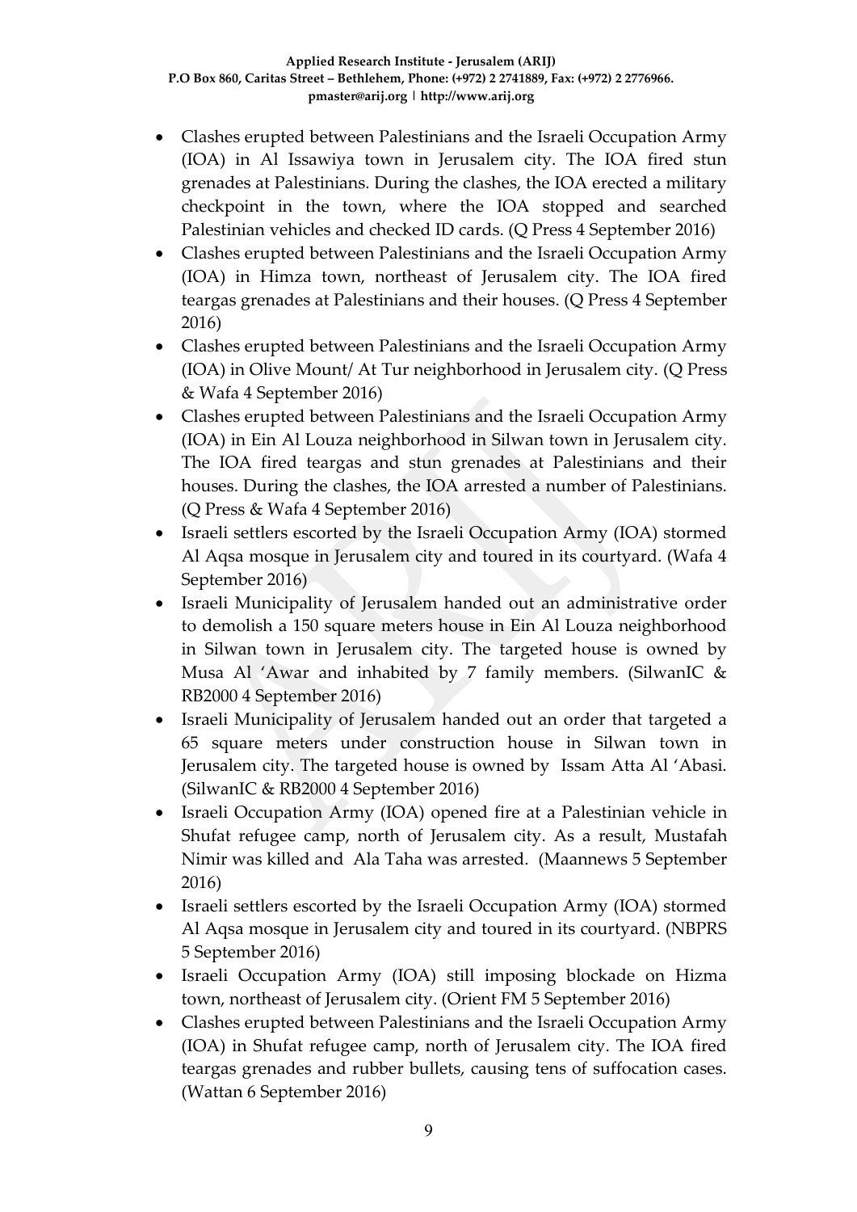- Clashes erupted between Palestinians and the Israeli Occupation Army (IOA) in Al Issawiya town in Jerusalem city. The IOA fired stun grenades at Palestinians. During the clashes, the IOA erected a military checkpoint in the town, where the IOA stopped and searched Palestinian vehicles and checked ID cards. (Q Press 4 September 2016)
- Clashes erupted between Palestinians and the Israeli Occupation Army (IOA) in Himza town, northeast of Jerusalem city. The IOA fired teargas grenades at Palestinians and their houses. (Q Press 4 September 2016)
- Clashes erupted between Palestinians and the Israeli Occupation Army (IOA) in Olive Mount/ At Tur neighborhood in Jerusalem city. (Q Press & Wafa 4 September 2016)
- Clashes erupted between Palestinians and the Israeli Occupation Army (IOA) in Ein Al Louza neighborhood in Silwan town in Jerusalem city. The IOA fired teargas and stun grenades at Palestinians and their houses. During the clashes, the IOA arrested a number of Palestinians. (Q Press & Wafa 4 September 2016)
- Israeli settlers escorted by the Israeli Occupation Army (IOA) stormed Al Aqsa mosque in Jerusalem city and toured in its courtyard. (Wafa 4 September 2016)
- Israeli Municipality of Jerusalem handed out an administrative order to demolish a 150 square meters house in Ein Al Louza neighborhood in Silwan town in Jerusalem city. The targeted house is owned by Musa Al 'Awar and inhabited by 7 family members. (SilwanIC & RB2000 4 September 2016)
- Israeli Municipality of Jerusalem handed out an order that targeted a 65 square meters under construction house in Silwan town in Jerusalem city. The targeted house is owned by Issam Atta Al 'Abasi. (SilwanIC & RB2000 4 September 2016)
- Israeli Occupation Army (IOA) opened fire at a Palestinian vehicle in Shufat refugee camp, north of Jerusalem city. As a result, Mustafah Nimir was killed and Ala Taha was arrested. (Maannews 5 September 2016)
- Israeli settlers escorted by the Israeli Occupation Army (IOA) stormed Al Aqsa mosque in Jerusalem city and toured in its courtyard. (NBPRS 5 September 2016)
- Israeli Occupation Army (IOA) still imposing blockade on Hizma town, northeast of Jerusalem city. (Orient FM 5 September 2016)
- Clashes erupted between Palestinians and the Israeli Occupation Army (IOA) in Shufat refugee camp, north of Jerusalem city. The IOA fired teargas grenades and rubber bullets, causing tens of suffocation cases. (Wattan 6 September 2016)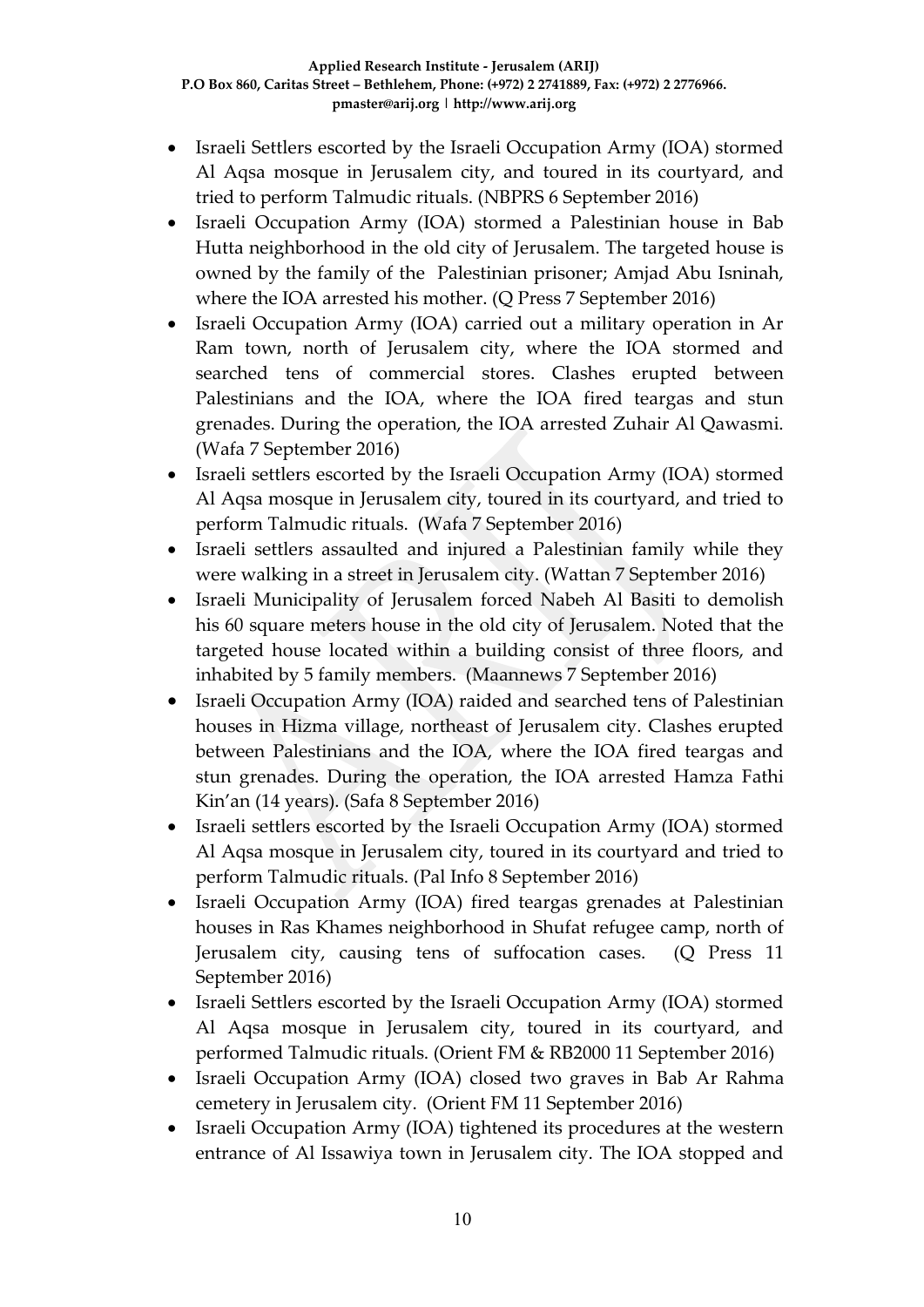- Israeli Settlers escorted by the Israeli Occupation Army (IOA) stormed Al Aqsa mosque in Jerusalem city, and toured in its courtyard, and tried to perform Talmudic rituals. (NBPRS 6 September 2016)
- Israeli Occupation Army (IOA) stormed a Palestinian house in Bab Hutta neighborhood in the old city of Jerusalem. The targeted house is owned by the family of the Palestinian prisoner; Amjad Abu Isninah, where the IOA arrested his mother. (Q Press 7 September 2016)
- Israeli Occupation Army (IOA) carried out a military operation in Ar Ram town, north of Jerusalem city, where the IOA stormed and searched tens of commercial stores. Clashes erupted between Palestinians and the IOA, where the IOA fired teargas and stun grenades. During the operation, the IOA arrested Zuhair Al Qawasmi. (Wafa 7 September 2016)
- Israeli settlers escorted by the Israeli Occupation Army (IOA) stormed Al Aqsa mosque in Jerusalem city, toured in its courtyard, and tried to perform Talmudic rituals. (Wafa 7 September 2016)
- Israeli settlers assaulted and injured a Palestinian family while they were walking in a street in Jerusalem city. (Wattan 7 September 2016)
- Israeli Municipality of Jerusalem forced Nabeh Al Basiti to demolish his 60 square meters house in the old city of Jerusalem. Noted that the targeted house located within a building consist of three floors, and inhabited by 5 family members. (Maannews 7 September 2016)
- Israeli Occupation Army (IOA) raided and searched tens of Palestinian houses in Hizma village, northeast of Jerusalem city. Clashes erupted between Palestinians and the IOA, where the IOA fired teargas and stun grenades. During the operation, the IOA arrested Hamza Fathi Kin'an (14 years). (Safa 8 September 2016)
- Israeli settlers escorted by the Israeli Occupation Army (IOA) stormed Al Aqsa mosque in Jerusalem city, toured in its courtyard and tried to perform Talmudic rituals. (Pal Info 8 September 2016)
- Israeli Occupation Army (IOA) fired teargas grenades at Palestinian houses in Ras Khames neighborhood in Shufat refugee camp, north of Jerusalem city, causing tens of suffocation cases. (Q Press 11 September 2016)
- Israeli Settlers escorted by the Israeli Occupation Army (IOA) stormed Al Aqsa mosque in Jerusalem city, toured in its courtyard, and performed Talmudic rituals. (Orient FM & RB2000 11 September 2016)
- Israeli Occupation Army (IOA) closed two graves in Bab Ar Rahma cemetery in Jerusalem city. (Orient FM 11 September 2016)
- Israeli Occupation Army (IOA) tightened its procedures at the western entrance of Al Issawiya town in Jerusalem city. The IOA stopped and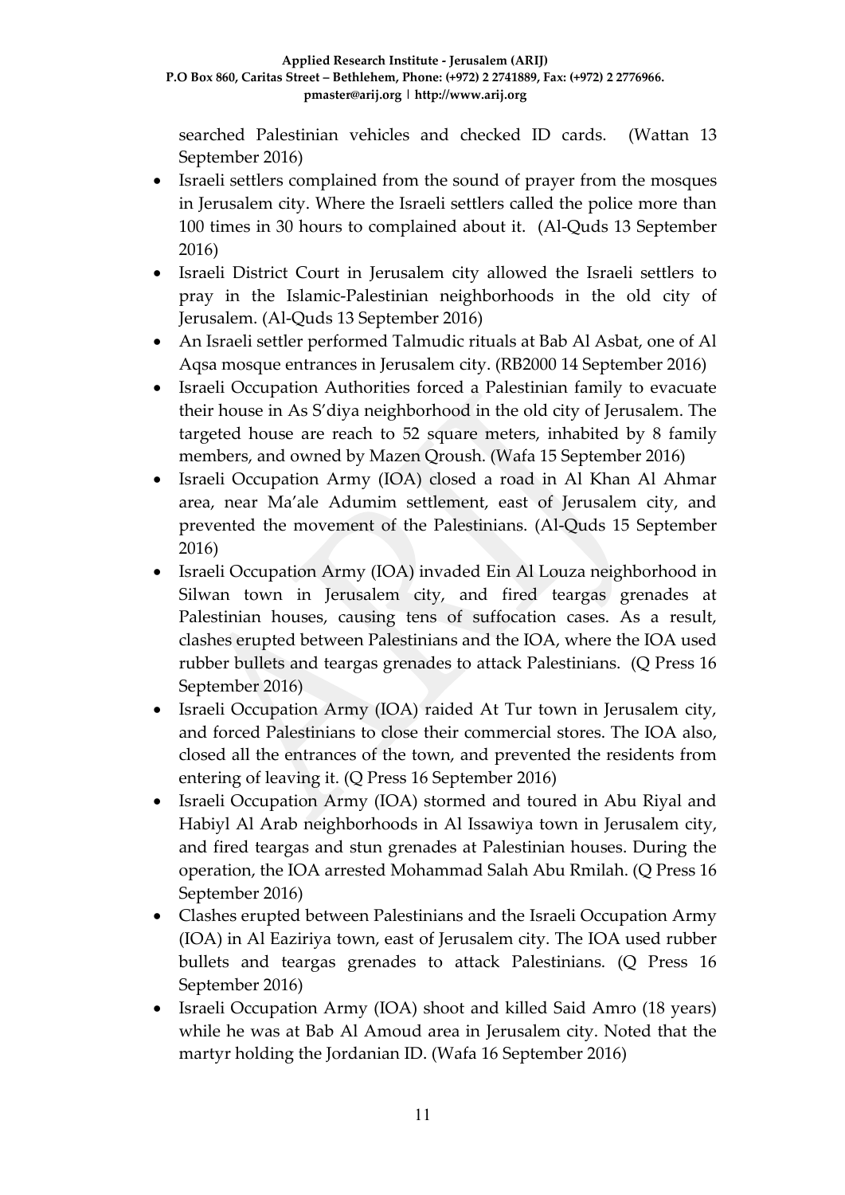searched Palestinian vehicles and checked ID cards. (Wattan 13 September 2016)

- Israeli settlers complained from the sound of prayer from the mosques in Jerusalem city. Where the Israeli settlers called the police more than 100 times in 30 hours to complained about it. (Al-Quds 13 September 2016)
- Israeli District Court in Jerusalem city allowed the Israeli settlers to pray in the Islamic-Palestinian neighborhoods in the old city of Jerusalem. (Al-Quds 13 September 2016)
- An Israeli settler performed Talmudic rituals at Bab Al Asbat, one of Al Aqsa mosque entrances in Jerusalem city. (RB2000 14 September 2016)
- Israeli Occupation Authorities forced a Palestinian family to evacuate their house in As S'diya neighborhood in the old city of Jerusalem. The targeted house are reach to 52 square meters, inhabited by 8 family members, and owned by Mazen Qroush. (Wafa 15 September 2016)
- Israeli Occupation Army (IOA) closed a road in Al Khan Al Ahmar area, near Ma'ale Adumim settlement, east of Jerusalem city, and prevented the movement of the Palestinians. (Al-Quds 15 September 2016)
- Israeli Occupation Army (IOA) invaded Ein Al Louza neighborhood in Silwan town in Jerusalem city, and fired teargas grenades at Palestinian houses, causing tens of suffocation cases. As a result, clashes erupted between Palestinians and the IOA, where the IOA used rubber bullets and teargas grenades to attack Palestinians. (Q Press 16 September 2016)
- Israeli Occupation Army (IOA) raided At Tur town in Jerusalem city, and forced Palestinians to close their commercial stores. The IOA also, closed all the entrances of the town, and prevented the residents from entering of leaving it. (Q Press 16 September 2016)
- Israeli Occupation Army (IOA) stormed and toured in Abu Riyal and Habiyl Al Arab neighborhoods in Al Issawiya town in Jerusalem city, and fired teargas and stun grenades at Palestinian houses. During the operation, the IOA arrested Mohammad Salah Abu Rmilah. (Q Press 16 September 2016)
- Clashes erupted between Palestinians and the Israeli Occupation Army (IOA) in Al Eaziriya town, east of Jerusalem city. The IOA used rubber bullets and teargas grenades to attack Palestinians. (Q Press 16 September 2016)
- Israeli Occupation Army (IOA) shoot and killed Said Amro (18 years) while he was at Bab Al Amoud area in Jerusalem city. Noted that the martyr holding the Jordanian ID. (Wafa 16 September 2016)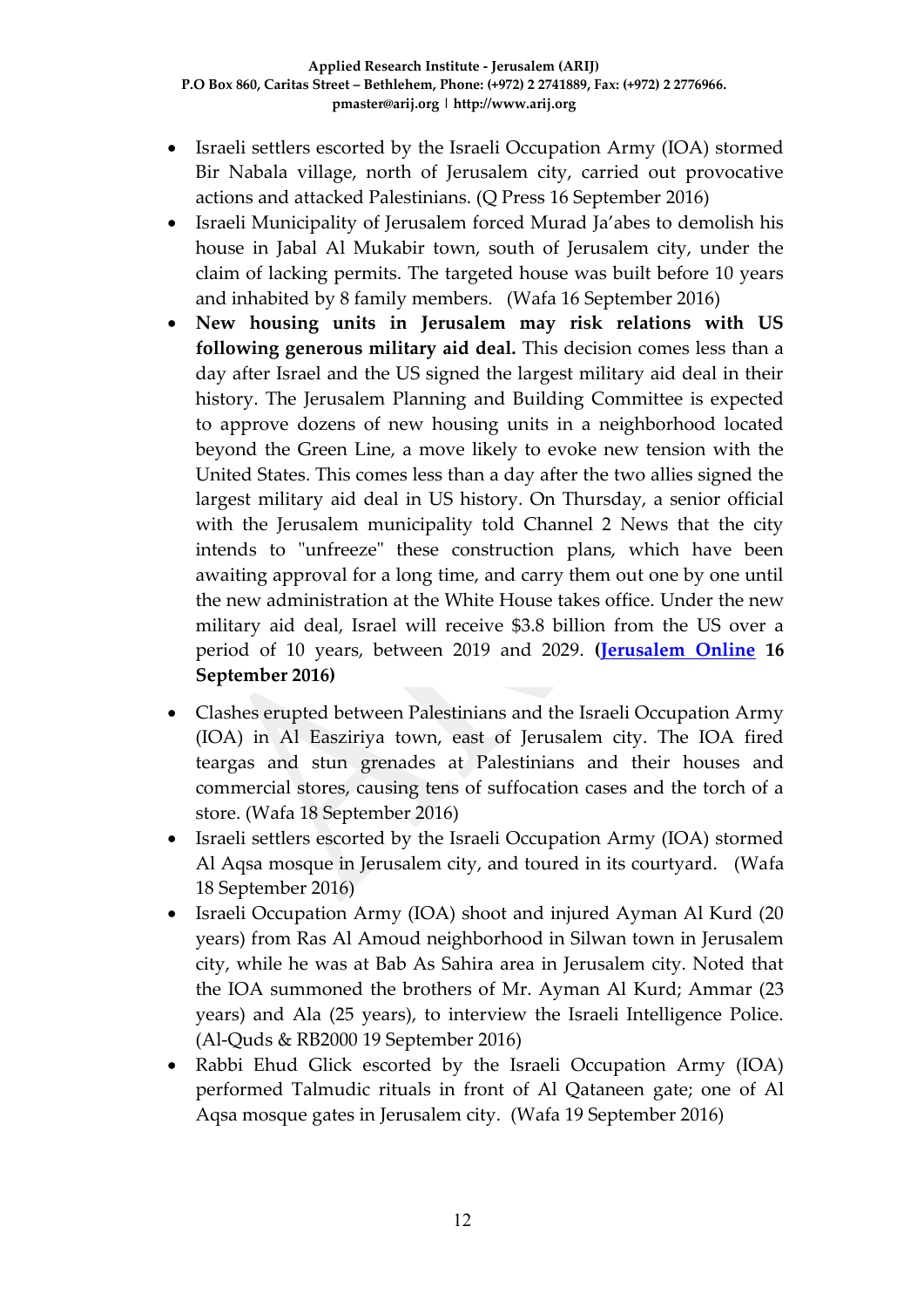- Israeli settlers escorted by the Israeli Occupation Army (IOA) stormed Bir Nabala village, north of Jerusalem city, carried out provocative actions and attacked Palestinians. (Q Press 16 September 2016)
- Israeli Municipality of Jerusalem forced Murad Ja'abes to demolish his house in Jabal Al Mukabir town, south of Jerusalem city, under the claim of lacking permits. The targeted house was built before 10 years and inhabited by 8 family members. (Wafa 16 September 2016)
- **New housing units in Jerusalem may risk relations with US following generous military aid deal.** This decision comes less than a day after Israel and the US signed the largest military aid deal in their history. The Jerusalem Planning and Building Committee is expected to approve dozens of new housing units in a neighborhood located beyond the Green Line, a move likely to evoke new tension with the United States. This comes less than a day after the two allies signed the largest military aid deal in US history. On Thursday, a senior official with the Jerusalem municipality told Channel 2 News that the city intends to "unfreeze" these construction plans, which have been awaiting approval for a long time, and carry them out one by one until the new administration at the White House takes office. Under the new military aid deal, Israel will receive $3.8 billion from the US over a period of 10 years, between 2019 and 2029. **(Jerusalem Online 16 September 2016)**
- Clashes erupted between Palestinians and the Israeli Occupation Army (IOA) in Al Easziriya town, east of Jerusalem city. The IOA fired teargas and stun grenades at Palestinians and their houses and commercial stores, causing tens of suffocation cases and the torch of a store. (Wafa 18 September 2016)
- Israeli settlers escorted by the Israeli Occupation Army (IOA) stormed Al Aqsa mosque in Jerusalem city, and toured in its courtyard. (Wafa 18 September 2016)
- Israeli Occupation Army (IOA) shoot and injured Ayman Al Kurd (20 years) from Ras Al Amoud neighborhood in Silwan town in Jerusalem city, while he was at Bab As Sahira area in Jerusalem city. Noted that the IOA summoned the brothers of Mr. Ayman Al Kurd; Ammar (23 years) and Ala (25 years), to interview the Israeli Intelligence Police. (Al-Quds & RB2000 19 September 2016)
- Rabbi Ehud Glick escorted by the Israeli Occupation Army (IOA) performed Talmudic rituals in front of Al Qataneen gate; one of Al Aqsa mosque gates in Jerusalem city. (Wafa 19 September 2016)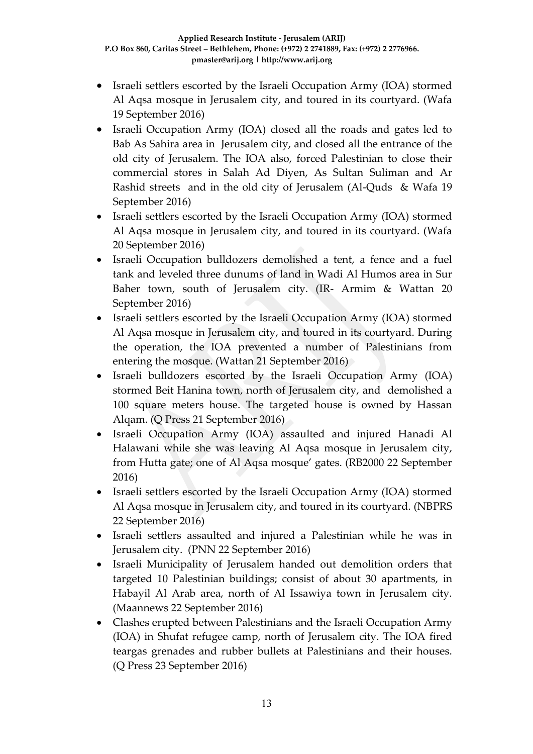- Israeli settlers escorted by the Israeli Occupation Army (IOA) stormed Al Aqsa mosque in Jerusalem city, and toured in its courtyard. (Wafa 19 September 2016)
- Israeli Occupation Army (IOA) closed all the roads and gates led to Bab As Sahira area in Jerusalem city, and closed all the entrance of the old city of Jerusalem. The IOA also, forced Palestinian to close their commercial stores in Salah Ad Diyen, As Sultan Suliman and Ar Rashid streets and in the old city of Jerusalem (Al-Quds & Wafa 19 September 2016)
- Israeli settlers escorted by the Israeli Occupation Army (IOA) stormed Al Aqsa mosque in Jerusalem city, and toured in its courtyard. (Wafa 20 September 2016)
- Israeli Occupation bulldozers demolished a tent, a fence and a fuel tank and leveled three dunums of land in Wadi Al Humos area in Sur Baher town, south of Jerusalem city. (IR- Armim & Wattan 20 September 2016)
- Israeli settlers escorted by the Israeli Occupation Army (IOA) stormed Al Aqsa mosque in Jerusalem city, and toured in its courtyard. During the operation, the IOA prevented a number of Palestinians from entering the mosque. (Wattan 21 September 2016)
- Israeli bulldozers escorted by the Israeli Occupation Army (IOA) stormed Beit Hanina town, north of Jerusalem city, and demolished a 100 square meters house. The targeted house is owned by Hassan Alqam. (Q Press 21 September 2016)
- Israeli Occupation Army (IOA) assaulted and injured Hanadi Al Halawani while she was leaving Al Aqsa mosque in Jerusalem city, from Hutta gate; one of Al Aqsa mosque' gates. (RB2000 22 September 2016)
- Israeli settlers escorted by the Israeli Occupation Army (IOA) stormed Al Aqsa mosque in Jerusalem city, and toured in its courtyard. (NBPRS 22 September 2016)
- Israeli settlers assaulted and injured a Palestinian while he was in Jerusalem city. (PNN 22 September 2016)
- Israeli Municipality of Jerusalem handed out demolition orders that targeted 10 Palestinian buildings; consist of about 30 apartments, in Habayil Al Arab area, north of Al Issawiya town in Jerusalem city. (Maannews 22 September 2016)
- Clashes erupted between Palestinians and the Israeli Occupation Army (IOA) in Shufat refugee camp, north of Jerusalem city. The IOA fired teargas grenades and rubber bullets at Palestinians and their houses. (Q Press 23 September 2016)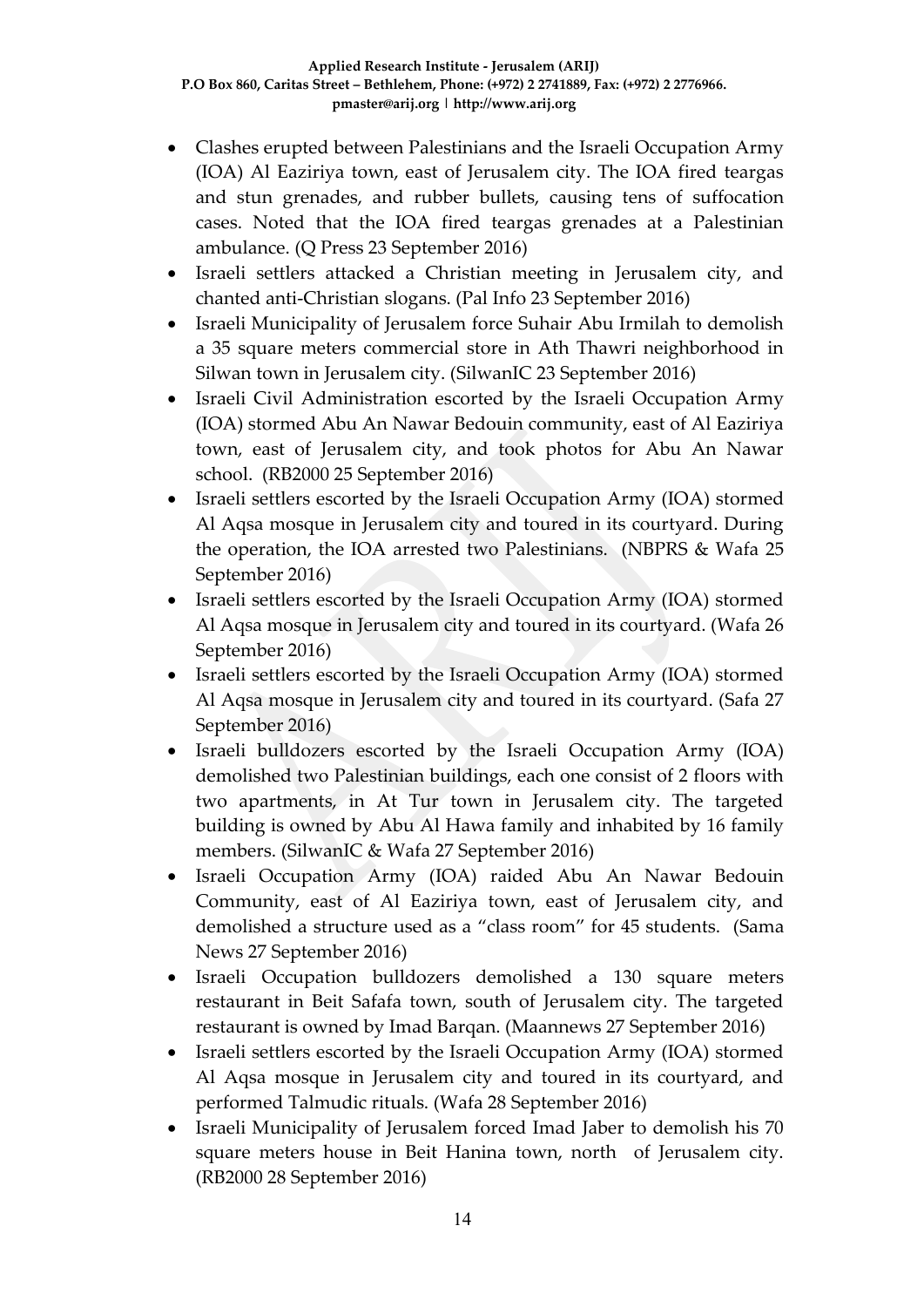- Clashes erupted between Palestinians and the Israeli Occupation Army (IOA) Al Eaziriya town, east of Jerusalem city. The IOA fired teargas and stun grenades, and rubber bullets, causing tens of suffocation cases. Noted that the IOA fired teargas grenades at a Palestinian ambulance. (Q Press 23 September 2016)
- Israeli settlers attacked a Christian meeting in Jerusalem city, and chanted anti-Christian slogans. (Pal Info 23 September 2016)
- Israeli Municipality of Jerusalem force Suhair Abu Irmilah to demolish a 35 square meters commercial store in Ath Thawri neighborhood in Silwan town in Jerusalem city. (SilwanIC 23 September 2016)
- Israeli Civil Administration escorted by the Israeli Occupation Army (IOA) stormed Abu An Nawar Bedouin community, east of Al Eaziriya town, east of Jerusalem city, and took photos for Abu An Nawar school. (RB2000 25 September 2016)
- Israeli settlers escorted by the Israeli Occupation Army (IOA) stormed Al Aqsa mosque in Jerusalem city and toured in its courtyard. During the operation, the IOA arrested two Palestinians. (NBPRS & Wafa 25 September 2016)
- Israeli settlers escorted by the Israeli Occupation Army (IOA) stormed Al Aqsa mosque in Jerusalem city and toured in its courtyard. (Wafa 26 September 2016)
- Israeli settlers escorted by the Israeli Occupation Army (IOA) stormed Al Aqsa mosque in Jerusalem city and toured in its courtyard. (Safa 27 September 2016)
- Israeli bulldozers escorted by the Israeli Occupation Army (IOA) demolished two Palestinian buildings, each one consist of 2 floors with two apartments, in At Tur town in Jerusalem city. The targeted building is owned by Abu Al Hawa family and inhabited by 16 family members. (SilwanIC & Wafa 27 September 2016)
- Israeli Occupation Army (IOA) raided Abu An Nawar Bedouin Community, east of Al Eaziriya town, east of Jerusalem city, and demolished a structure used as a "class room" for 45 students. (Sama News 27 September 2016)
- Israeli Occupation bulldozers demolished a 130 square meters restaurant in Beit Safafa town, south of Jerusalem city. The targeted restaurant is owned by Imad Barqan. (Maannews 27 September 2016)
- Israeli settlers escorted by the Israeli Occupation Army (IOA) stormed Al Aqsa mosque in Jerusalem city and toured in its courtyard, and performed Talmudic rituals. (Wafa 28 September 2016)
- Israeli Municipality of Jerusalem forced Imad Jaber to demolish his 70 square meters house in Beit Hanina town, north of Jerusalem city. (RB2000 28 September 2016)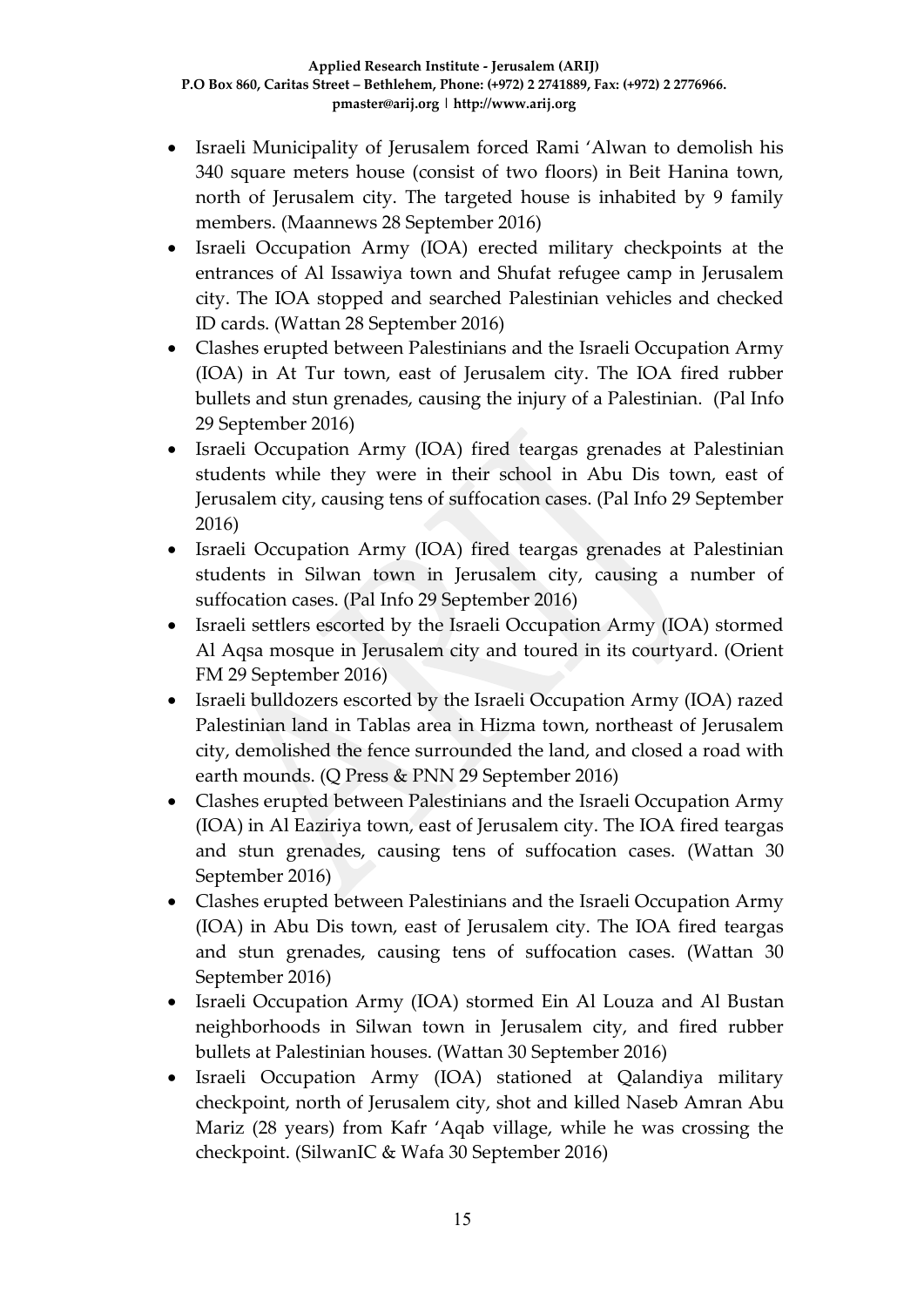- Israeli Municipality of Jerusalem forced Rami 'Alwan to demolish his 340 square meters house (consist of two floors) in Beit Hanina town, north of Jerusalem city. The targeted house is inhabited by 9 family members. (Maannews 28 September 2016)
- Israeli Occupation Army (IOA) erected military checkpoints at the entrances of Al Issawiya town and Shufat refugee camp in Jerusalem city. The IOA stopped and searched Palestinian vehicles and checked ID cards. (Wattan 28 September 2016)
- Clashes erupted between Palestinians and the Israeli Occupation Army (IOA) in At Tur town, east of Jerusalem city. The IOA fired rubber bullets and stun grenades, causing the injury of a Palestinian. (Pal Info 29 September 2016)
- Israeli Occupation Army (IOA) fired teargas grenades at Palestinian students while they were in their school in Abu Dis town, east of Jerusalem city, causing tens of suffocation cases. (Pal Info 29 September 2016)
- Israeli Occupation Army (IOA) fired teargas grenades at Palestinian students in Silwan town in Jerusalem city, causing a number of suffocation cases. (Pal Info 29 September 2016)
- Israeli settlers escorted by the Israeli Occupation Army (IOA) stormed Al Aqsa mosque in Jerusalem city and toured in its courtyard. (Orient FM 29 September 2016)
- Israeli bulldozers escorted by the Israeli Occupation Army (IOA) razed Palestinian land in Tablas area in Hizma town, northeast of Jerusalem city, demolished the fence surrounded the land, and closed a road with earth mounds. (Q Press & PNN 29 September 2016)
- Clashes erupted between Palestinians and the Israeli Occupation Army (IOA) in Al Eaziriya town, east of Jerusalem city. The IOA fired teargas and stun grenades, causing tens of suffocation cases. (Wattan 30 September 2016)
- Clashes erupted between Palestinians and the Israeli Occupation Army (IOA) in Abu Dis town, east of Jerusalem city. The IOA fired teargas and stun grenades, causing tens of suffocation cases. (Wattan 30 September 2016)
- Israeli Occupation Army (IOA) stormed Ein Al Louza and Al Bustan neighborhoods in Silwan town in Jerusalem city, and fired rubber bullets at Palestinian houses. (Wattan 30 September 2016)
- Israeli Occupation Army (IOA) stationed at Qalandiya military checkpoint, north of Jerusalem city, shot and killed Naseb Amran Abu Mariz (28 years) from Kafr 'Aqab village, while he was crossing the checkpoint. (SilwanIC & Wafa 30 September 2016)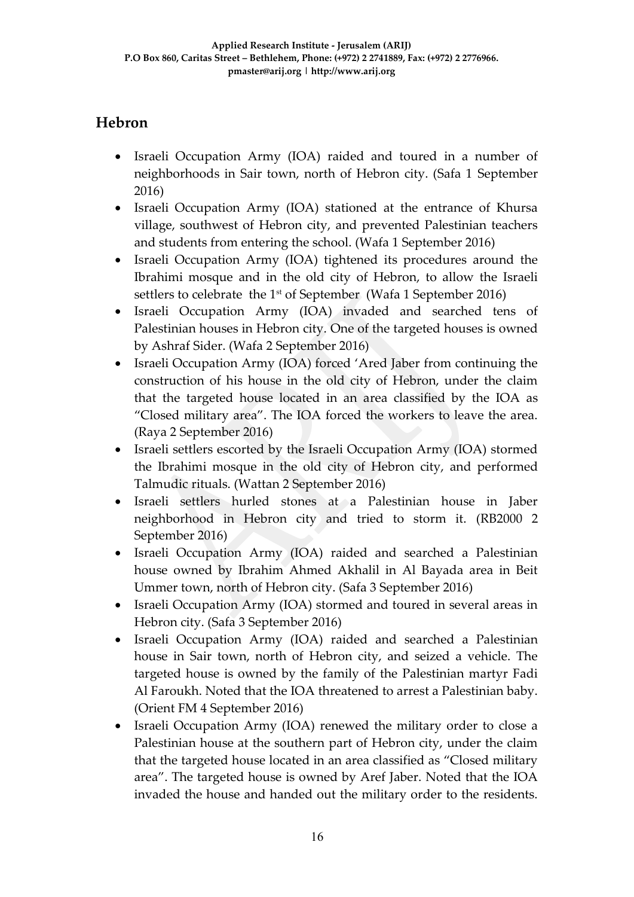## Hebron

- Israeli Occupation Army (IOA) raided and toured in a number of neighborhoods in Sair town, north of Hebron city. (Safa 1 September 2016)
- Israeli Occupation Army (IOA) stationed at the entrance of Khursa village, southwest of Hebron city, and prevented Palestinian teachers and students from entering the school. (Wafa 1 September 2016)
- Israeli Occupation Army (IOA) tightened its procedures around the Ibrahimi mosque and in the old city of Hebron, to allow the Israeli settlers to celebrate the 1st of September (Wafa 1 September 2016)
- Israeli Occupation Army (IOA) invaded and searched tens of Palestinian houses in Hebron city. One of the targeted houses is owned by Ashraf Sider. (Wafa 2 September 2016)
- Israeli Occupation Army (IOA) forced 'Ared Jaber from continuing the construction of his house in the old city of Hebron, under the claim that the targeted house located in an area classified by the IOA as "Closed military area". The IOA forced the workers to leave the area. (Raya 2 September 2016)
- Israeli settlers escorted by the Israeli Occupation Army (IOA) stormed the Ibrahimi mosque in the old city of Hebron city, and performed Talmudic rituals. (Wattan 2 September 2016)
- Israeli settlers hurled stones at a Palestinian house in Jaber neighborhood in Hebron city and tried to storm it. (RB2000 2 September 2016)
- Israeli Occupation Army (IOA) raided and searched a Palestinian house owned by Ibrahim Ahmed Akhalil in Al Bayada area in Beit Ummer town, north of Hebron city. (Safa 3 September 2016)
- Israeli Occupation Army (IOA) stormed and toured in several areas in Hebron city. (Safa 3 September 2016)
- Israeli Occupation Army (IOA) raided and searched a Palestinian house in Sair town, north of Hebron city, and seized a vehicle. The targeted house is owned by the family of the Palestinian martyr Fadi Al Faroukh. Noted that the IOA threatened to arrest a Palestinian baby. (Orient FM 4 September 2016)
- Israeli Occupation Army (IOA) renewed the military order to close a Palestinian house at the southern part of Hebron city, under the claim that the targeted house located in an area classified as "Closed military area". The targeted house is owned by Aref Jaber. Noted that the IOA invaded the house and handed out the military order to the residents.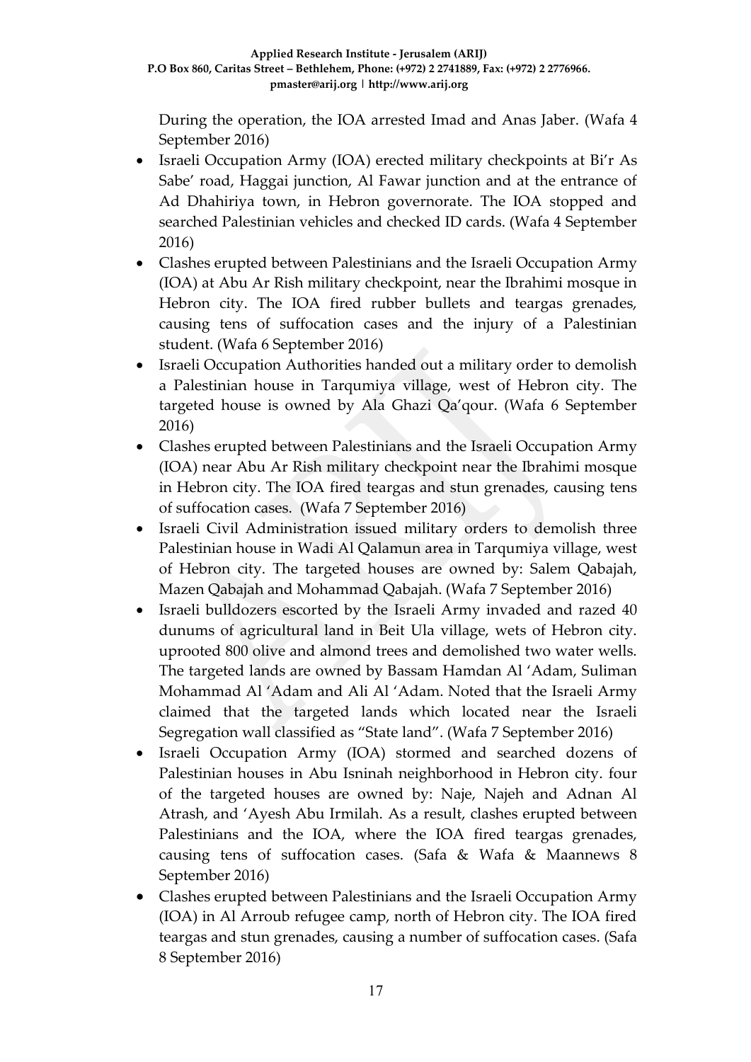During the operation, the IOA arrested Imad and Anas Jaber. (Wafa 4 September 2016)

- Israeli Occupation Army (IOA) erected military checkpoints at Bi'r As Sabe' road, Haggai junction, Al Fawar junction and at the entrance of Ad Dhahiriya town, in Hebron governorate. The IOA stopped and searched Palestinian vehicles and checked ID cards. (Wafa 4 September 2016)
- Clashes erupted between Palestinians and the Israeli Occupation Army (IOA) at Abu Ar Rish military checkpoint, near the Ibrahimi mosque in Hebron city. The IOA fired rubber bullets and teargas grenades, causing tens of suffocation cases and the injury of a Palestinian student. (Wafa 6 September 2016)
- Israeli Occupation Authorities handed out a military order to demolish a Palestinian house in Tarqumiya village, west of Hebron city. The targeted house is owned by Ala Ghazi Qa'qour. (Wafa 6 September 2016)
- Clashes erupted between Palestinians and the Israeli Occupation Army (IOA) near Abu Ar Rish military checkpoint near the Ibrahimi mosque in Hebron city. The IOA fired teargas and stun grenades, causing tens of suffocation cases. (Wafa 7 September 2016)
- Israeli Civil Administration issued military orders to demolish three Palestinian house in Wadi Al Qalamun area in Tarqumiya village, west of Hebron city. The targeted houses are owned by: Salem Qabajah, Mazen Qabajah and Mohammad Qabajah. (Wafa 7 September 2016)
- Israeli bulldozers escorted by the Israeli Army invaded and razed 40 dunums of agricultural land in Beit Ula village, wets of Hebron city. uprooted 800 olive and almond trees and demolished two water wells. The targeted lands are owned by Bassam Hamdan Al 'Adam, Suliman Mohammad Al 'Adam and Ali Al 'Adam. Noted that the Israeli Army claimed that the targeted lands which located near the Israeli Segregation wall classified as "State land". (Wafa 7 September 2016)
- Israeli Occupation Army (IOA) stormed and searched dozens of Palestinian houses in Abu Isninah neighborhood in Hebron city. four of the targeted houses are owned by: Naje, Najeh and Adnan Al Atrash, and 'Ayesh Abu Irmilah. As a result, clashes erupted between Palestinians and the IOA, where the IOA fired teargas grenades, causing tens of suffocation cases. (Safa & Wafa & Maannews 8 September 2016)
- Clashes erupted between Palestinians and the Israeli Occupation Army (IOA) in Al Arroub refugee camp, north of Hebron city. The IOA fired teargas and stun grenades, causing a number of suffocation cases. (Safa 8 September 2016)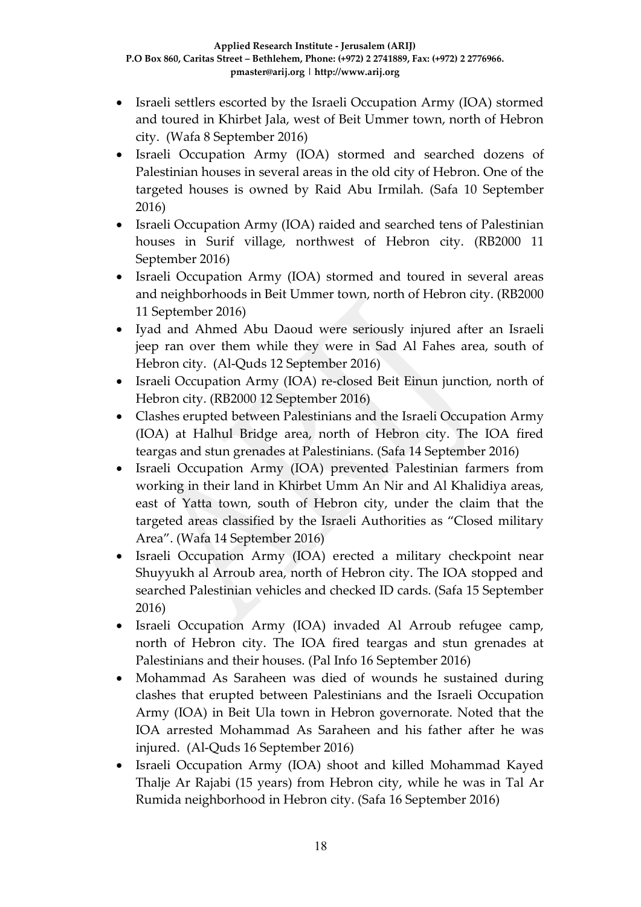- Israeli settlers escorted by the Israeli Occupation Army (IOA) stormed and toured in Khirbet Jala, west of Beit Ummer town, north of Hebron city. (Wafa 8 September 2016)
- Israeli Occupation Army (IOA) stormed and searched dozens of Palestinian houses in several areas in the old city of Hebron. One of the targeted houses is owned by Raid Abu Irmilah. (Safa 10 September 2016)
- Israeli Occupation Army (IOA) raided and searched tens of Palestinian houses in Surif village, northwest of Hebron city. (RB2000 11 September 2016)
- Israeli Occupation Army (IOA) stormed and toured in several areas and neighborhoods in Beit Ummer town, north of Hebron city. (RB2000 11 September 2016)
- Iyad and Ahmed Abu Daoud were seriously injured after an Israeli jeep ran over them while they were in Sad Al Fahes area, south of Hebron city. (Al-Quds 12 September 2016)
- Israeli Occupation Army (IOA) re-closed Beit Einun junction, north of Hebron city. (RB2000 12 September 2016)
- Clashes erupted between Palestinians and the Israeli Occupation Army (IOA) at Halhul Bridge area, north of Hebron city. The IOA fired teargas and stun grenades at Palestinians. (Safa 14 September 2016)
- Israeli Occupation Army (IOA) prevented Palestinian farmers from working in their land in Khirbet Umm An Nir and Al Khalidiya areas, east of Yatta town, south of Hebron city, under the claim that the targeted areas classified by the Israeli Authorities as "Closed military Area". (Wafa 14 September 2016)
- Israeli Occupation Army (IOA) erected a military checkpoint near Shuyyukh al Arroub area, north of Hebron city. The IOA stopped and searched Palestinian vehicles and checked ID cards. (Safa 15 September 2016)
- Israeli Occupation Army (IOA) invaded Al Arroub refugee camp, north of Hebron city. The IOA fired teargas and stun grenades at Palestinians and their houses. (Pal Info 16 September 2016)
- Mohammad As Saraheen was died of wounds he sustained during clashes that erupted between Palestinians and the Israeli Occupation Army (IOA) in Beit Ula town in Hebron governorate. Noted that the IOA arrested Mohammad As Saraheen and his father after he was injured. (Al-Quds 16 September 2016)
- Israeli Occupation Army (IOA) shoot and killed Mohammad Kayed Thalje Ar Rajabi (15 years) from Hebron city, while he was in Tal Ar Rumida neighborhood in Hebron city. (Safa 16 September 2016)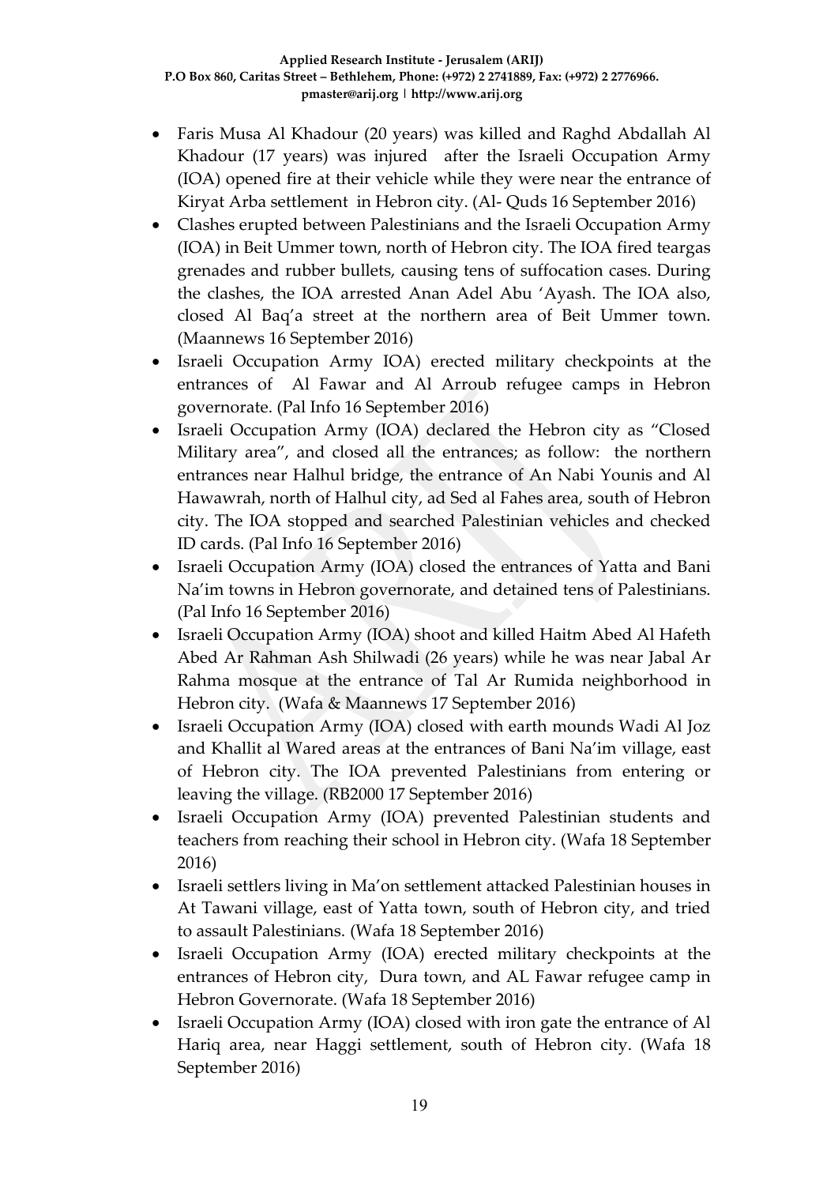- Faris Musa Al Khadour (20 years) was killed and Raghd Abdallah Al Khadour (17 years) was injured after the Israeli Occupation Army (IOA) opened fire at their vehicle while they were near the entrance of Kiryat Arba settlement in Hebron city. (Al- Quds 16 September 2016)
- Clashes erupted between Palestinians and the Israeli Occupation Army (IOA) in Beit Ummer town, north of Hebron city. The IOA fired teargas grenades and rubber bullets, causing tens of suffocation cases. During the clashes, the IOA arrested Anan Adel Abu 'Ayash. The IOA also, closed Al Baq'a street at the northern area of Beit Ummer town. (Maannews 16 September 2016)
- Israeli Occupation Army IOA) erected military checkpoints at the entrances of Al Fawar and Al Arroub refugee camps in Hebron governorate. (Pal Info 16 September 2016)
- Israeli Occupation Army (IOA) declared the Hebron city as "Closed Military area", and closed all the entrances; as follow: the northern entrances near Halhul bridge, the entrance of An Nabi Younis and Al Hawawrah, north of Halhul city, ad Sed al Fahes area, south of Hebron city. The IOA stopped and searched Palestinian vehicles and checked ID cards. (Pal Info 16 September 2016)
- Israeli Occupation Army (IOA) closed the entrances of Yatta and Bani Na'im towns in Hebron governorate, and detained tens of Palestinians. (Pal Info 16 September 2016)
- Israeli Occupation Army (IOA) shoot and killed Haitm Abed Al Hafeth Abed Ar Rahman Ash Shilwadi (26 years) while he was near Jabal Ar Rahma mosque at the entrance of Tal Ar Rumida neighborhood in Hebron city. (Wafa & Maannews 17 September 2016)
- Israeli Occupation Army (IOA) closed with earth mounds Wadi Al Joz and Khallit al Wared areas at the entrances of Bani Na'im village, east of Hebron city. The IOA prevented Palestinians from entering or leaving the village. (RB2000 17 September 2016)
- Israeli Occupation Army (IOA) prevented Palestinian students and teachers from reaching their school in Hebron city. (Wafa 18 September 2016)
- Israeli settlers living in Ma'on settlement attacked Palestinian houses in At Tawani village, east of Yatta town, south of Hebron city, and tried to assault Palestinians. (Wafa 18 September 2016)
- Israeli Occupation Army (IOA) erected military checkpoints at the entrances of Hebron city, Dura town, and AL Fawar refugee camp in Hebron Governorate. (Wafa 18 September 2016)
- Israeli Occupation Army (IOA) closed with iron gate the entrance of Al Hariq area, near Haggi settlement, south of Hebron city. (Wafa 18 September 2016)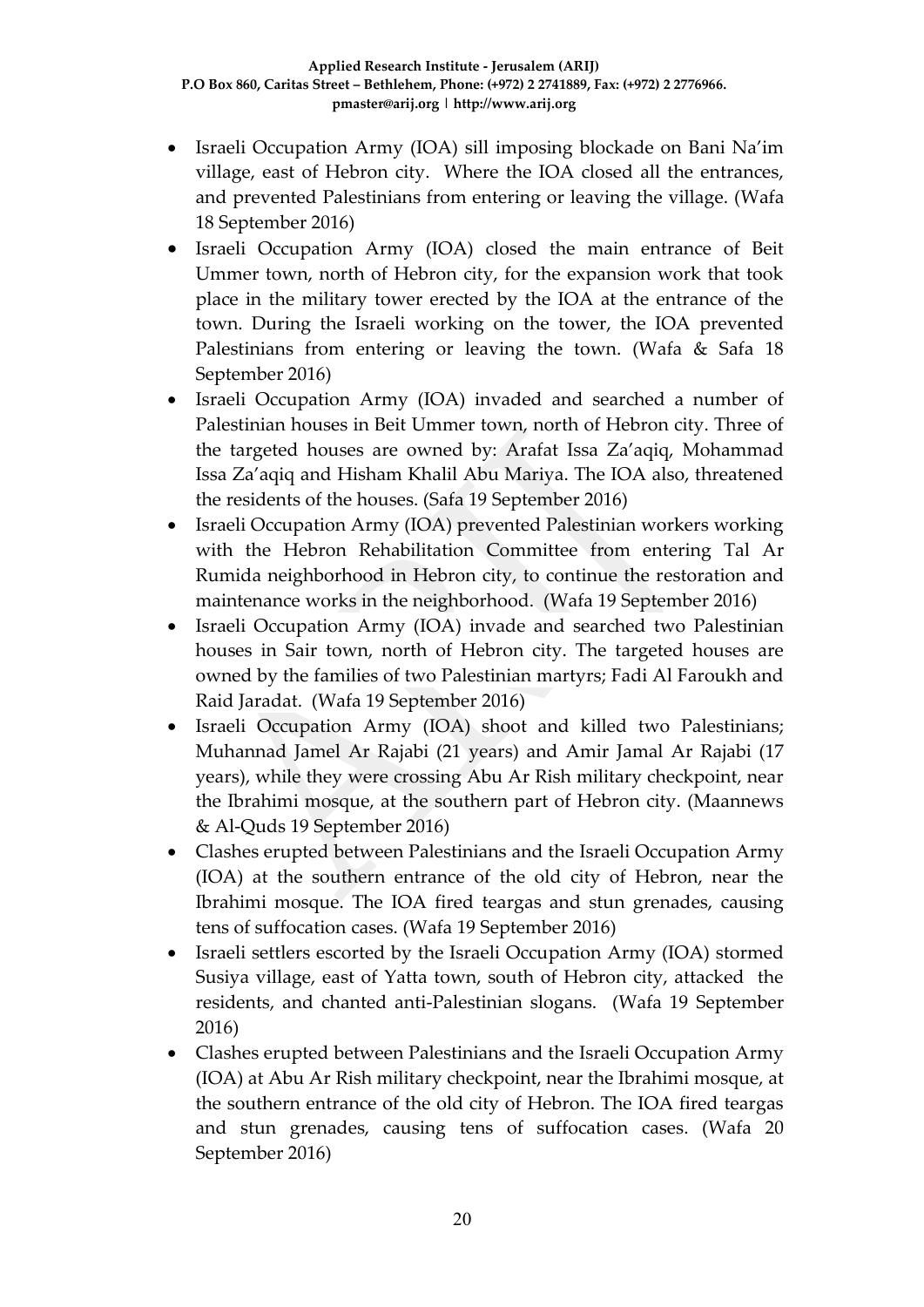- Israeli Occupation Army (IOA) sill imposing blockade on Bani Na'im village, east of Hebron city. Where the IOA closed all the entrances, and prevented Palestinians from entering or leaving the village. (Wafa 18 September 2016)
- Israeli Occupation Army (IOA) closed the main entrance of Beit Ummer town, north of Hebron city, for the expansion work that took place in the military tower erected by the IOA at the entrance of the town. During the Israeli working on the tower, the IOA prevented Palestinians from entering or leaving the town. (Wafa & Safa 18 September 2016)
- Israeli Occupation Army (IOA) invaded and searched a number of Palestinian houses in Beit Ummer town, north of Hebron city. Three of the targeted houses are owned by: Arafat Issa Za'aqiq, Mohammad Issa Za'aqiq and Hisham Khalil Abu Mariya. The IOA also, threatened the residents of the houses. (Safa 19 September 2016)
- Israeli Occupation Army (IOA) prevented Palestinian workers working with the Hebron Rehabilitation Committee from entering Tal Ar Rumida neighborhood in Hebron city, to continue the restoration and maintenance works in the neighborhood. (Wafa 19 September 2016)
- Israeli Occupation Army (IOA) invade and searched two Palestinian houses in Sair town, north of Hebron city. The targeted houses are owned by the families of two Palestinian martyrs; Fadi Al Faroukh and Raid Jaradat. (Wafa 19 September 2016)
- Israeli Occupation Army (IOA) shoot and killed two Palestinians; Muhannad Jamel Ar Rajabi (21 years) and Amir Jamal Ar Rajabi (17 years), while they were crossing Abu Ar Rish military checkpoint, near the Ibrahimi mosque, at the southern part of Hebron city. (Maannews & Al-Quds 19 September 2016)
- Clashes erupted between Palestinians and the Israeli Occupation Army (IOA) at the southern entrance of the old city of Hebron, near the Ibrahimi mosque. The IOA fired teargas and stun grenades, causing tens of suffocation cases. (Wafa 19 September 2016)
- Israeli settlers escorted by the Israeli Occupation Army (IOA) stormed Susiya village, east of Yatta town, south of Hebron city, attacked the residents, and chanted anti-Palestinian slogans. (Wafa 19 September 2016)
- Clashes erupted between Palestinians and the Israeli Occupation Army (IOA) at Abu Ar Rish military checkpoint, near the Ibrahimi mosque, at the southern entrance of the old city of Hebron. The IOA fired teargas and stun grenades, causing tens of suffocation cases. (Wafa 20 September 2016)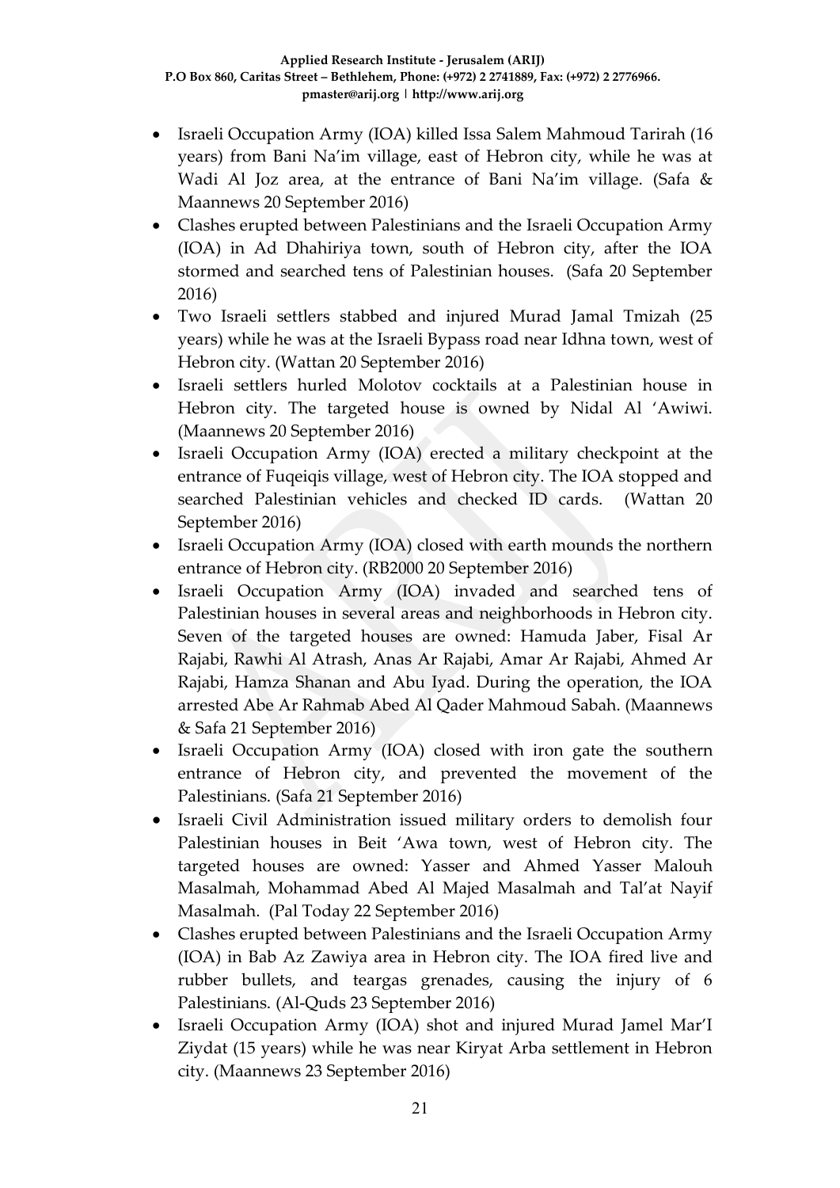- Israeli Occupation Army (IOA) killed Issa Salem Mahmoud Tarirah (16 years) from Bani Na'im village, east of Hebron city, while he was at Wadi Al Joz area, at the entrance of Bani Na'im village. (Safa & Maannews 20 September 2016)
- Clashes erupted between Palestinians and the Israeli Occupation Army (IOA) in Ad Dhahiriya town, south of Hebron city, after the IOA stormed and searched tens of Palestinian houses. (Safa 20 September 2016)
- Two Israeli settlers stabbed and injured Murad Jamal Tmizah (25 years) while he was at the Israeli Bypass road near Idhna town, west of Hebron city. (Wattan 20 September 2016)
- Israeli settlers hurled Molotov cocktails at a Palestinian house in Hebron city. The targeted house is owned by Nidal Al 'Awiwi. (Maannews 20 September 2016)
- Israeli Occupation Army (IOA) erected a military checkpoint at the entrance of Fuqeiqis village, west of Hebron city. The IOA stopped and searched Palestinian vehicles and checked ID cards. (Wattan 20 September 2016)
- Israeli Occupation Army (IOA) closed with earth mounds the northern entrance of Hebron city. (RB2000 20 September 2016)
- Israeli Occupation Army (IOA) invaded and searched tens of Palestinian houses in several areas and neighborhoods in Hebron city. Seven of the targeted houses are owned: Hamuda Jaber, Fisal Ar Rajabi, Rawhi Al Atrash, Anas Ar Rajabi, Amar Ar Rajabi, Ahmed Ar Rajabi, Hamza Shanan and Abu Iyad. During the operation, the IOA arrested Abe Ar Rahmab Abed Al Qader Mahmoud Sabah. (Maannews & Safa 21 September 2016)
- Israeli Occupation Army (IOA) closed with iron gate the southern entrance of Hebron city, and prevented the movement of the Palestinians. (Safa 21 September 2016)
- Israeli Civil Administration issued military orders to demolish four Palestinian houses in Beit 'Awa town, west of Hebron city. The targeted houses are owned: Yasser and Ahmed Yasser Malouh Masalmah, Mohammad Abed Al Majed Masalmah and Tal'at Nayif Masalmah. (Pal Today 22 September 2016)
- Clashes erupted between Palestinians and the Israeli Occupation Army (IOA) in Bab Az Zawiya area in Hebron city. The IOA fired live and rubber bullets, and teargas grenades, causing the injury of 6 Palestinians. (Al-Quds 23 September 2016)
- Israeli Occupation Army (IOA) shot and injured Murad Jamel Mar'I Ziydat (15 years) while he was near Kiryat Arba settlement in Hebron city. (Maannews 23 September 2016)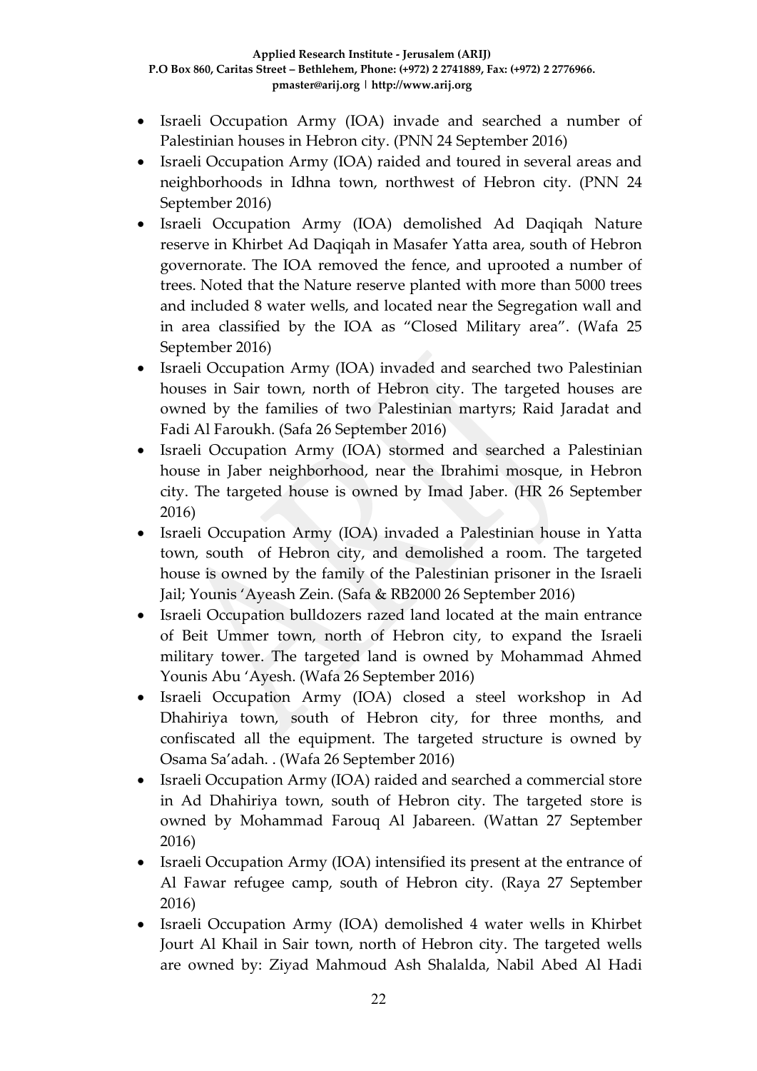- Israeli Occupation Army (IOA) invade and searched a number of Palestinian houses in Hebron city. (PNN 24 September 2016)
- Israeli Occupation Army (IOA) raided and toured in several areas and neighborhoods in Idhna town, northwest of Hebron city. (PNN 24 September 2016)
- Israeli Occupation Army (IOA) demolished Ad Daqiqah Nature reserve in Khirbet Ad Daqiqah in Masafer Yatta area, south of Hebron governorate. The IOA removed the fence, and uprooted a number of trees. Noted that the Nature reserve planted with more than 5000 trees and included 8 water wells, and located near the Segregation wall and in area classified by the IOA as "Closed Military area". (Wafa 25 September 2016)
- Israeli Occupation Army (IOA) invaded and searched two Palestinian houses in Sair town, north of Hebron city. The targeted houses are owned by the families of two Palestinian martyrs; Raid Jaradat and Fadi Al Faroukh. (Safa 26 September 2016)
- Israeli Occupation Army (IOA) stormed and searched a Palestinian house in Jaber neighborhood, near the Ibrahimi mosque, in Hebron city. The targeted house is owned by Imad Jaber. (HR 26 September 2016)
- Israeli Occupation Army (IOA) invaded a Palestinian house in Yatta town, south of Hebron city, and demolished a room. The targeted house is owned by the family of the Palestinian prisoner in the Israeli Jail; Younis 'Ayeash Zein. (Safa & RB2000 26 September 2016)
- Israeli Occupation bulldozers razed land located at the main entrance of Beit Ummer town, north of Hebron city, to expand the Israeli military tower. The targeted land is owned by Mohammad Ahmed Younis Abu 'Ayesh. (Wafa 26 September 2016)
- Israeli Occupation Army (IOA) closed a steel workshop in Ad Dhahiriya town, south of Hebron city, for three months, and confiscated all the equipment. The targeted structure is owned by Osama Sa'adah. . (Wafa 26 September 2016)
- Israeli Occupation Army (IOA) raided and searched a commercial store in Ad Dhahiriya town, south of Hebron city. The targeted store is owned by Mohammad Farouq Al Jabareen. (Wattan 27 September 2016)
- Israeli Occupation Army (IOA) intensified its present at the entrance of Al Fawar refugee camp, south of Hebron city. (Raya 27 September 2016)
- Israeli Occupation Army (IOA) demolished 4 water wells in Khirbet Jourt Al Khail in Sair town, north of Hebron city. The targeted wells are owned by: Ziyad Mahmoud Ash Shalalda, Nabil Abed Al Hadi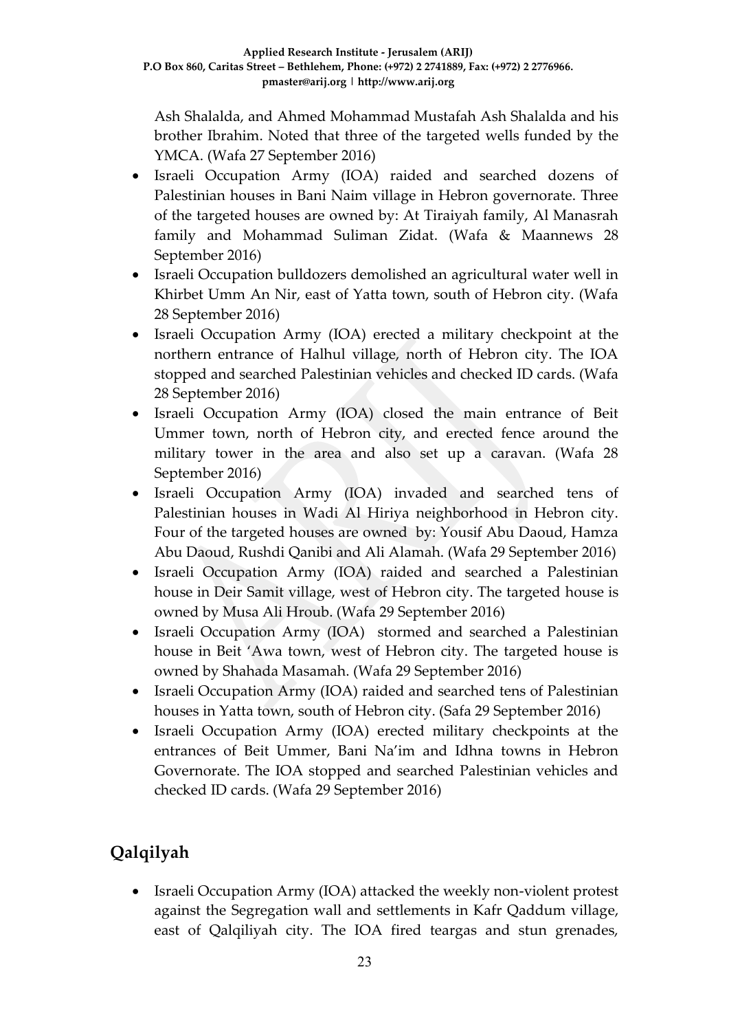Ash Shalalda, and Ahmed Mohammad Mustafah Ash Shalalda and his brother Ibrahim. Noted that three of the targeted wells funded by the YMCA. (Wafa 27 September 2016)

- Israeli Occupation Army (IOA) raided and searched dozens of Palestinian houses in Bani Naim village in Hebron governorate. Three of the targeted houses are owned by: At Tiraiyah family, Al Manasrah family and Mohammad Suliman Zidat. (Wafa & Maannews 28 September 2016)
- Israeli Occupation bulldozers demolished an agricultural water well in Khirbet Umm An Nir, east of Yatta town, south of Hebron city. (Wafa 28 September 2016)
- Israeli Occupation Army (IOA) erected a military checkpoint at the northern entrance of Halhul village, north of Hebron city. The IOA stopped and searched Palestinian vehicles and checked ID cards. (Wafa 28 September 2016)
- Israeli Occupation Army (IOA) closed the main entrance of Beit Ummer town, north of Hebron city, and erected fence around the military tower in the area and also set up a caravan. (Wafa 28 September 2016)
- Israeli Occupation Army (IOA) invaded and searched tens of Palestinian houses in Wadi Al Hiriya neighborhood in Hebron city. Four of the targeted houses are owned by: Yousif Abu Daoud, Hamza Abu Daoud, Rushdi Qanibi and Ali Alamah. (Wafa 29 September 2016)
- Israeli Occupation Army (IOA) raided and searched a Palestinian house in Deir Samit village, west of Hebron city. The targeted house is owned by Musa Ali Hroub. (Wafa 29 September 2016)
- Israeli Occupation Army (IOA) stormed and searched a Palestinian house in Beit 'Awa town, west of Hebron city. The targeted house is owned by Shahada Masamah. (Wafa 29 September 2016)
- Israeli Occupation Army (IOA) raided and searched tens of Palestinian houses in Yatta town, south of Hebron city. (Safa 29 September 2016)
- Israeli Occupation Army (IOA) erected military checkpoints at the entrances of Beit Ummer, Bani Na'im and Idhna towns in Hebron Governorate. The IOA stopped and searched Palestinian vehicles and checked ID cards. (Wafa 29 September 2016)

## Qalqilyah

- Israeli Occupation Army (IOA) attacked the weekly non-violent protest against the Segregation wall and settlements in Kafr Qaddum village, east of Qalqiliyah city. The IOA fired teargas and stun grenades,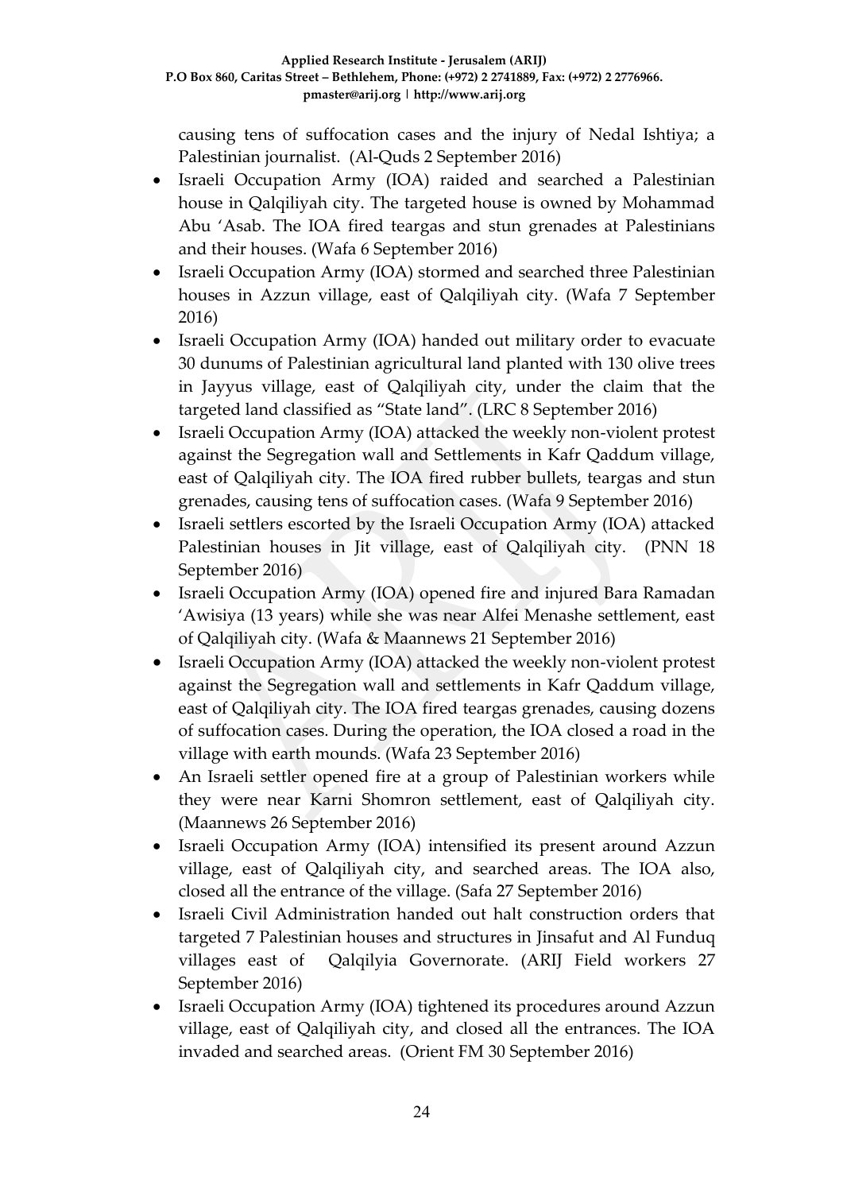causing tens of suffocation cases and the injury of Nedal Ishtiya; a Palestinian journalist. (Al-Quds 2 September 2016)

- Israeli Occupation Army (IOA) raided and searched a Palestinian house in Qalqiliyah city. The targeted house is owned by Mohammad Abu 'Asab. The IOA fired teargas and stun grenades at Palestinians and their houses. (Wafa 6 September 2016)
- Israeli Occupation Army (IOA) stormed and searched three Palestinian houses in Azzun village, east of Qalqiliyah city. (Wafa 7 September 2016)
- Israeli Occupation Army (IOA) handed out military order to evacuate 30 dunums of Palestinian agricultural land planted with 130 olive trees in Jayyus village, east of Qalqiliyah city, under the claim that the targeted land classified as "State land". (LRC 8 September 2016)
- Israeli Occupation Army (IOA) attacked the weekly non-violent protest against the Segregation wall and Settlements in Kafr Qaddum village, east of Qalqiliyah city. The IOA fired rubber bullets, teargas and stun grenades, causing tens of suffocation cases. (Wafa 9 September 2016)
- Israeli settlers escorted by the Israeli Occupation Army (IOA) attacked Palestinian houses in Jit village, east of Qalqiliyah city. (PNN 18 September 2016)
- Israeli Occupation Army (IOA) opened fire and injured Bara Ramadan 'Awisiya (13 years) while she was near Alfei Menashe settlement, east of Qalqiliyah city. (Wafa & Maannews 21 September 2016)
- Israeli Occupation Army (IOA) attacked the weekly non-violent protest against the Segregation wall and settlements in Kafr Qaddum village, east of Qalqiliyah city. The IOA fired teargas grenades, causing dozens of suffocation cases. During the operation, the IOA closed a road in the village with earth mounds. (Wafa 23 September 2016)
- An Israeli settler opened fire at a group of Palestinian workers while they were near Karni Shomron settlement, east of Qalqiliyah city. (Maannews 26 September 2016)
- Israeli Occupation Army (IOA) intensified its present around Azzun village, east of Qalqiliyah city, and searched areas. The IOA also, closed all the entrance of the village. (Safa 27 September 2016)
- Israeli Civil Administration handed out halt construction orders that targeted 7 Palestinian houses and structures in Jinsafut and Al Funduq villages east of Qalqilyia Governorate. (ARIJ Field workers 27 September 2016)
- Israeli Occupation Army (IOA) tightened its procedures around Azzun village, east of Qalqiliyah city, and closed all the entrances. The IOA invaded and searched areas. (Orient FM 30 September 2016)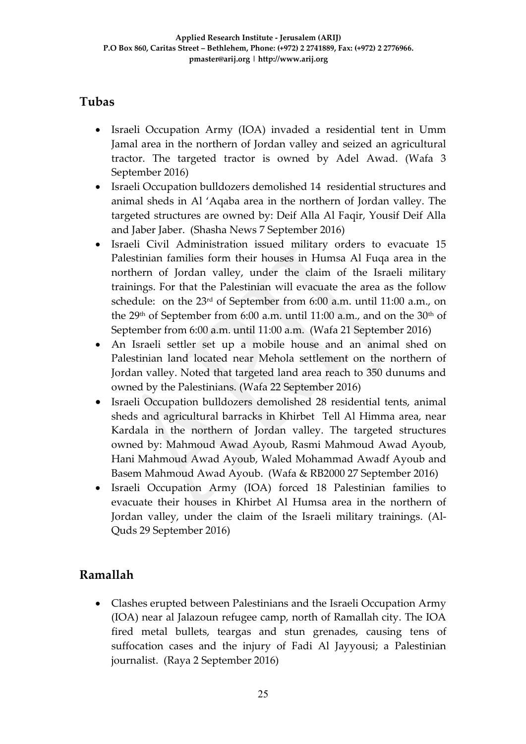## Tubas

- Israeli Occupation Army (IOA) invaded a residential tent in Umm Jamal area in the northern of Jordan valley and seized an agricultural tractor. The targeted tractor is owned by Adel Awad. (Wafa 3 September 2016)
- Israeli Occupation bulldozers demolished 14 residential structures and animal sheds in Al 'Aqaba area in the northern of Jordan valley. The targeted structures are owned by: Deif Alla Al Faqir, Yousif Deif Alla and Jaber Jaber. (Shasha News 7 September 2016)
- Israeli Civil Administration issued military orders to evacuate 15 Palestinian families form their houses in Humsa Al Fuqa area in the northern of Jordan valley, under the claim of the Israeli military trainings. For that the Palestinian will evacuate the area as the follow schedule: on the 23rd of September from 6:00 a.m. until 11:00 a.m., on the 29th of September from 6:00 a.m. until 11:00 a.m., and on the 30th of September from 6:00 a.m. until 11:00 a.m. (Wafa 21 September 2016)
- An Israeli settler set up a mobile house and an animal shed on Palestinian land located near Mehola settlement on the northern of Jordan valley. Noted that targeted land area reach to 350 dunums and owned by the Palestinians. (Wafa 22 September 2016)
- Israeli Occupation bulldozers demolished 28 residential tents, animal sheds and agricultural barracks in Khirbet Tell Al Himma area, near Kardala in the northern of Jordan valley. The targeted structures owned by: Mahmoud Awad Ayoub, Rasmi Mahmoud Awad Ayoub, Hani Mahmoud Awad Ayoub, Waled Mohammad Awadf Ayoub and Basem Mahmoud Awad Ayoub. (Wafa & RB2000 27 September 2016)
- Israeli Occupation Army (IOA) forced 18 Palestinian families to evacuate their houses in Khirbet Al Humsa area in the northern of Jordan valley, under the claim of the Israeli military trainings. (Al-Quds 29 September 2016)

## Ramallah

- Clashes erupted between Palestinians and the Israeli Occupation Army (IOA) near al Jalazoun refugee camp, north of Ramallah city. The IOA fired metal bullets, teargas and stun grenades, causing tens of suffocation cases and the injury of Fadi Al Jayyousi; a Palestinian journalist. (Raya 2 September 2016)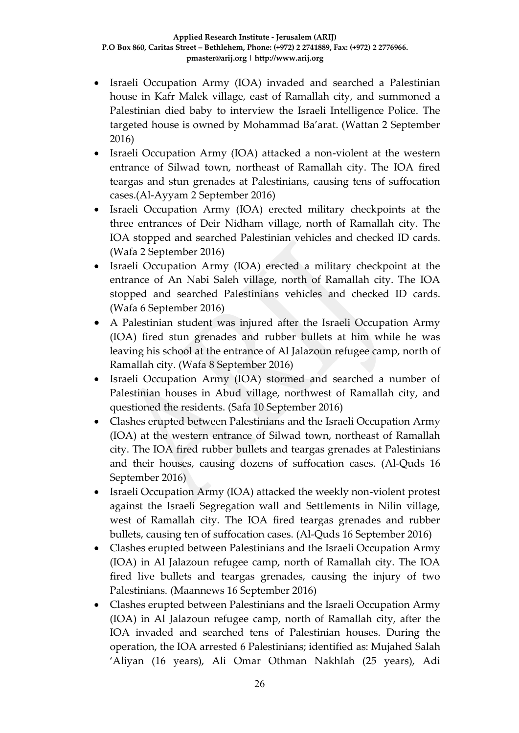- Israeli Occupation Army (IOA) invaded and searched a Palestinian house in Kafr Malek village, east of Ramallah city, and summoned a Palestinian died baby to interview the Israeli Intelligence Police. The targeted house is owned by Mohammad Ba'arat. (Wattan 2 September 2016)
- Israeli Occupation Army (IOA) attacked a non-violent at the western entrance of Silwad town, northeast of Ramallah city. The IOA fired teargas and stun grenades at Palestinians, causing tens of suffocation cases.(Al-Ayyam 2 September 2016)
- Israeli Occupation Army (IOA) erected military checkpoints at the three entrances of Deir Nidham village, north of Ramallah city. The IOA stopped and searched Palestinian vehicles and checked ID cards. (Wafa 2 September 2016)
- Israeli Occupation Army (IOA) erected a military checkpoint at the entrance of An Nabi Saleh village, north of Ramallah city. The IOA stopped and searched Palestinians vehicles and checked ID cards. (Wafa 6 September 2016)
- A Palestinian student was injured after the Israeli Occupation Army (IOA) fired stun grenades and rubber bullets at him while he was leaving his school at the entrance of Al Jalazoun refugee camp, north of Ramallah city. (Wafa 8 September 2016)
- Israeli Occupation Army (IOA) stormed and searched a number of Palestinian houses in Abud village, northwest of Ramallah city, and questioned the residents. (Safa 10 September 2016)
- Clashes erupted between Palestinians and the Israeli Occupation Army (IOA) at the western entrance of Silwad town, northeast of Ramallah city. The IOA fired rubber bullets and teargas grenades at Palestinians and their houses, causing dozens of suffocation cases. (Al-Quds 16 September 2016)
- Israeli Occupation Army (IOA) attacked the weekly non-violent protest against the Israeli Segregation wall and Settlements in Nilin village, west of Ramallah city. The IOA fired teargas grenades and rubber bullets, causing ten of suffocation cases. (Al-Quds 16 September 2016)
- Clashes erupted between Palestinians and the Israeli Occupation Army (IOA) in Al Jalazoun refugee camp, north of Ramallah city. The IOA fired live bullets and teargas grenades, causing the injury of two Palestinians. (Maannews 16 September 2016)
- Clashes erupted between Palestinians and the Israeli Occupation Army (IOA) in Al Jalazoun refugee camp, north of Ramallah city, after the IOA invaded and searched tens of Palestinian houses. During the operation, the IOA arrested 6 Palestinians; identified as: Mujahed Salah 'Aliyan (16 years), Ali Omar Othman Nakhlah (25 years), Adi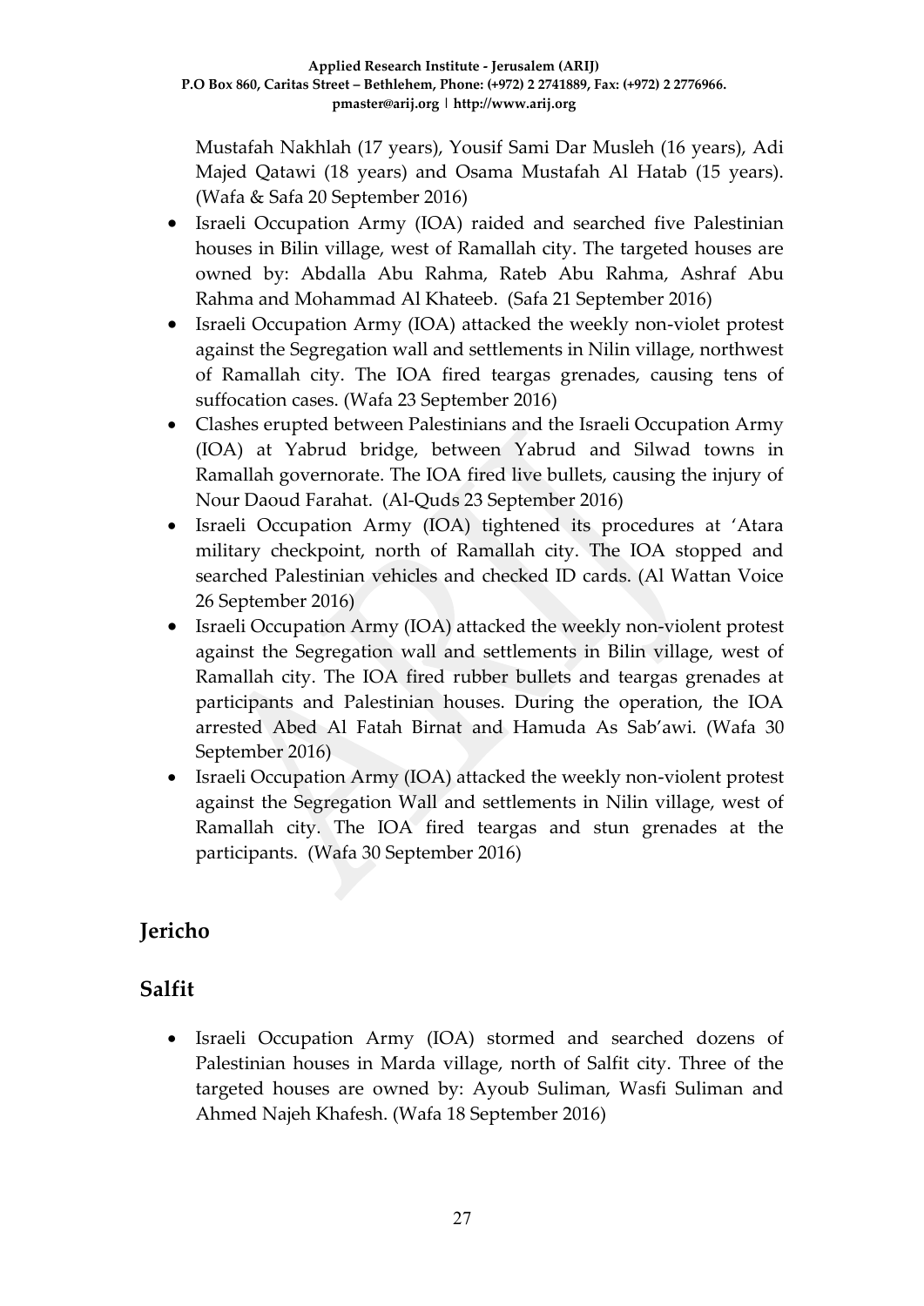Mustafah Nakhlah (17 years), Yousif Sami Dar Musleh (16 years), Adi Majed Qatawi (18 years) and Osama Mustafah Al Hatab (15 years). (Wafa & Safa 20 September 2016)

- Israeli Occupation Army (IOA) raided and searched five Palestinian houses in Bilin village, west of Ramallah city. The targeted houses are owned by: Abdalla Abu Rahma, Rateb Abu Rahma, Ashraf Abu Rahma and Mohammad Al Khateeb. (Safa 21 September 2016)
- Israeli Occupation Army (IOA) attacked the weekly non-violet protest against the Segregation wall and settlements in Nilin village, northwest of Ramallah city. The IOA fired teargas grenades, causing tens of suffocation cases. (Wafa 23 September 2016)
- Clashes erupted between Palestinians and the Israeli Occupation Army (IOA) at Yabrud bridge, between Yabrud and Silwad towns in Ramallah governorate. The IOA fired live bullets, causing the injury of Nour Daoud Farahat. (Al-Quds 23 September 2016)
- Israeli Occupation Army (IOA) tightened its procedures at 'Atara military checkpoint, north of Ramallah city. The IOA stopped and searched Palestinian vehicles and checked ID cards. (Al Wattan Voice 26 September 2016)
- Israeli Occupation Army (IOA) attacked the weekly non-violent protest against the Segregation wall and settlements in Bilin village, west of Ramallah city. The IOA fired rubber bullets and teargas grenades at participants and Palestinian houses. During the operation, the IOA arrested Abed Al Fatah Birnat and Hamuda As Sab'awi. (Wafa 30 September 2016)
- Israeli Occupation Army (IOA) attacked the weekly non-violent protest against the Segregation Wall and settlements in Nilin village, west of Ramallah city. The IOA fired teargas and stun grenades at the participants. (Wafa 30 September 2016)

## Jericho

## Salfit

- Israeli Occupation Army (IOA) stormed and searched dozens of Palestinian houses in Marda village, north of Salfit city. Three of the targeted houses are owned by: Ayoub Suliman, Wasfi Suliman and Ahmed Najeh Khafesh. (Wafa 18 September 2016)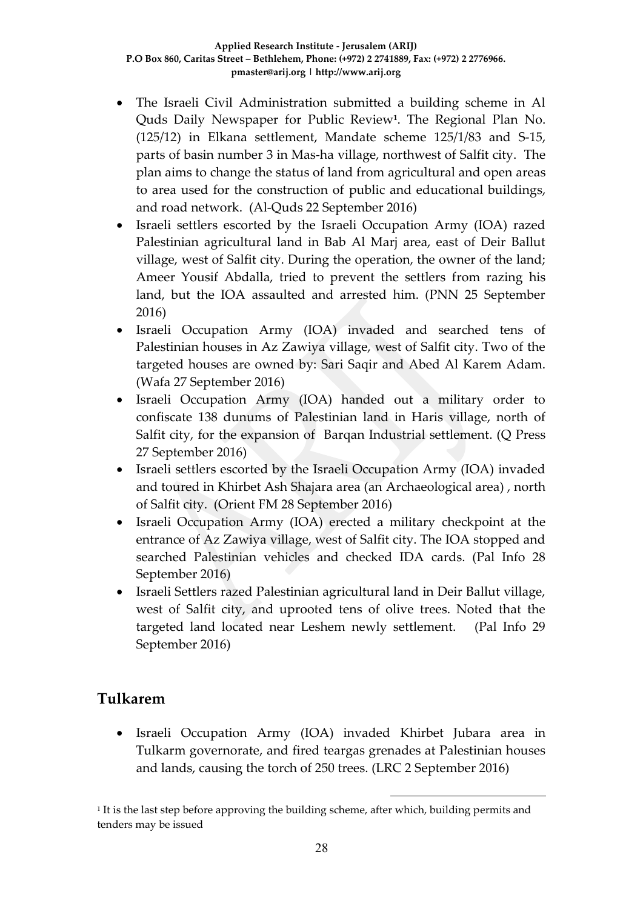- The Israeli Civil Administration submitted a building scheme in Al Quds Daily Newspaper for Public Review[1]. The Regional Plan No. (125/12) in Elkana settlement, Mandate scheme 125/1/83 and S-15, parts of basin number 3 in Mas-ha village, northwest of Salfit city. The plan aims to change the status of land from agricultural and open areas to area used for the construction of public and educational buildings, and road network. (Al-Quds 22 September 2016)
- Israeli settlers escorted by the Israeli Occupation Army (IOA) razed Palestinian agricultural land in Bab Al Marj area, east of Deir Ballut village, west of Salfit city. During the operation, the owner of the land; Ameer Yousif Abdalla, tried to prevent the settlers from razing his land, but the IOA assaulted and arrested him. (PNN 25 September 2016)
- Israeli Occupation Army (IOA) invaded and searched tens of Palestinian houses in Az Zawiya village, west of Salfit city. Two of the targeted houses are owned by: Sari Saqir and Abed Al Karem Adam. (Wafa 27 September 2016)
- Israeli Occupation Army (IOA) handed out a military order to confiscate 138 dunums of Palestinian land in Haris village, north of Salfit city, for the expansion of Barqan Industrial settlement. (Q Press 27 September 2016)
- Israeli settlers escorted by the Israeli Occupation Army (IOA) invaded and toured in Khirbet Ash Shajara area (an Archaeological area) , north of Salfit city. (Orient FM 28 September 2016)
- Israeli Occupation Army (IOA) erected a military checkpoint at the entrance of Az Zawiya village, west of Salfit city. The IOA stopped and searched Palestinian vehicles and checked IDA cards. (Pal Info 28 September 2016)
- Israeli Settlers razed Palestinian agricultural land in Deir Ballut village, west of Salfit city, and uprooted tens of olive trees. Noted that the targeted land located near Leshem newly settlement. (Pal Info 29 September 2016)

## Tulkarem

- Israeli Occupation Army (IOA) invaded Khirbet Jubara area in Tulkarm governorate, and fired teargas grenades at Palestinian houses and lands, causing the torch of 250 trees. (LRC 2 September 2016)

[1] It is the last step before approving the building scheme, after which, building permits and tenders may be issued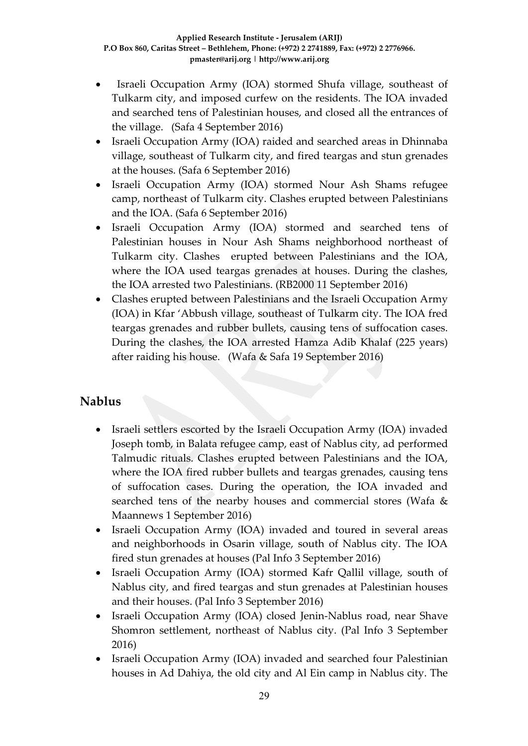- Israeli Occupation Army (IOA) stormed Shufa village, southeast of Tulkarm city, and imposed curfew on the residents. The IOA invaded and searched tens of Palestinian houses, and closed all the entrances of the village. (Safa 4 September 2016)
- Israeli Occupation Army (IOA) raided and searched areas in Dhinnaba village, southeast of Tulkarm city, and fired teargas and stun grenades at the houses. (Safa 6 September 2016)
- Israeli Occupation Army (IOA) stormed Nour Ash Shams refugee camp, northeast of Tulkarm city. Clashes erupted between Palestinians and the IOA. (Safa 6 September 2016)
- Israeli Occupation Army (IOA) stormed and searched tens of Palestinian houses in Nour Ash Shams neighborhood northeast of Tulkarm city. Clashes erupted between Palestinians and the IOA, where the IOA used teargas grenades at houses. During the clashes, the IOA arrested two Palestinians. (RB2000 11 September 2016)
- Clashes erupted between Palestinians and the Israeli Occupation Army (IOA) in Kfar 'Abbush village, southeast of Tulkarm city. The IOA fred teargas grenades and rubber bullets, causing tens of suffocation cases. During the clashes, the IOA arrested Hamza Adib Khalaf (225 years) after raiding his house. (Wafa & Safa 19 September 2016)

## Nablus

- Israeli settlers escorted by the Israeli Occupation Army (IOA) invaded Joseph tomb, in Balata refugee camp, east of Nablus city, ad performed Talmudic rituals. Clashes erupted between Palestinians and the IOA, where the IOA fired rubber bullets and teargas grenades, causing tens of suffocation cases. During the operation, the IOA invaded and searched tens of the nearby houses and commercial stores (Wafa & Maannews 1 September 2016)
- Israeli Occupation Army (IOA) invaded and toured in several areas and neighborhoods in Osarin village, south of Nablus city. The IOA fired stun grenades at houses (Pal Info 3 September 2016)
- Israeli Occupation Army (IOA) stormed Kafr Qallil village, south of Nablus city, and fired teargas and stun grenades at Palestinian houses and their houses. (Pal Info 3 September 2016)
- Israeli Occupation Army (IOA) closed Jenin-Nablus road, near Shave Shomron settlement, northeast of Nablus city. (Pal Info 3 September 2016)
- Israeli Occupation Army (IOA) invaded and searched four Palestinian houses in Ad Dahiya, the old city and Al Ein camp in Nablus city. The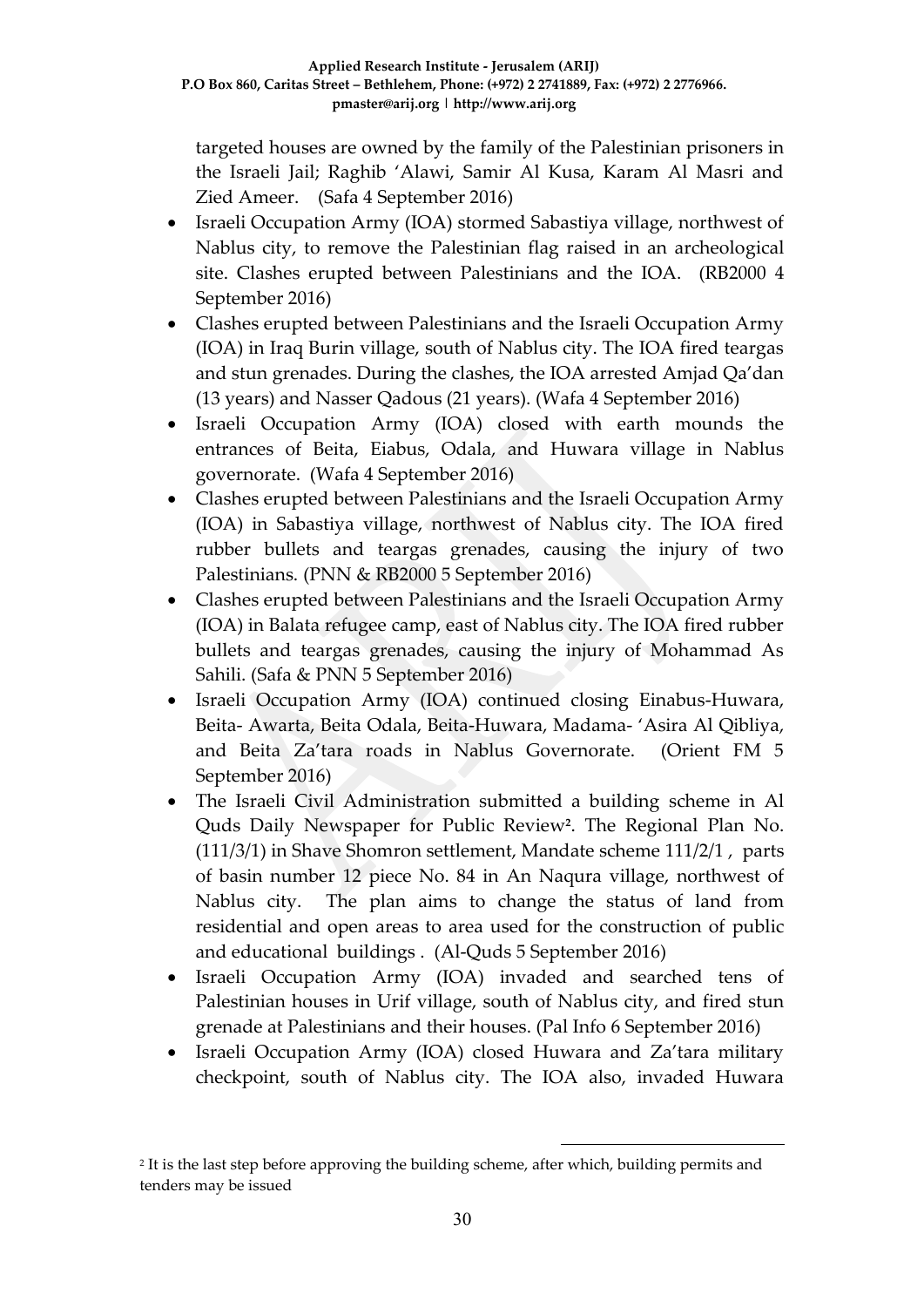targeted houses are owned by the family of the Palestinian prisoners in the Israeli Jail; Raghib 'Alawi, Samir Al Kusa, Karam Al Masri and Zied Ameer. (Safa 4 September 2016)

- Israeli Occupation Army (IOA) stormed Sabastiya village, northwest of Nablus city, to remove the Palestinian flag raised in an archeological site. Clashes erupted between Palestinians and the IOA. (RB2000 4 September 2016)
- Clashes erupted between Palestinians and the Israeli Occupation Army (IOA) in Iraq Burin village, south of Nablus city. The IOA fired teargas and stun grenades. During the clashes, the IOA arrested Amjad Qa'dan (13 years) and Nasser Qadous (21 years). (Wafa 4 September 2016)
- Israeli Occupation Army (IOA) closed with earth mounds the entrances of Beita, Eiabus, Odala, and Huwara village in Nablus governorate. (Wafa 4 September 2016)
- Clashes erupted between Palestinians and the Israeli Occupation Army (IOA) in Sabastiya village, northwest of Nablus city. The IOA fired rubber bullets and teargas grenades, causing the injury of two Palestinians. (PNN & RB2000 5 September 2016)
- Clashes erupted between Palestinians and the Israeli Occupation Army (IOA) in Balata refugee camp, east of Nablus city. The IOA fired rubber bullets and teargas grenades, causing the injury of Mohammad As Sahili. (Safa & PNN 5 September 2016)
- Israeli Occupation Army (IOA) continued closing Einabus-Huwara, Beita- Awarta, Beita Odala, Beita-Huwara, Madama- 'Asira Al Qibliya, and Beita Za'tara roads in Nablus Governorate. (Orient FM 5 September 2016)
- The Israeli Civil Administration submitted a building scheme in Al Quds Daily Newspaper for Public Review[2]. The Regional Plan No. (111/3/1) in Shave Shomron settlement, Mandate scheme 111/2/1 , parts of basin number 12 piece No. 84 in An Naqura village, northwest of Nablus city. The plan aims to change the status of land from residential and open areas to area used for the construction of public and educational buildings . (Al-Quds 5 September 2016)
- Israeli Occupation Army (IOA) invaded and searched tens of Palestinian houses in Urif village, south of Nablus city, and fired stun grenade at Palestinians and their houses. (Pal Info 6 September 2016)
- Israeli Occupation Army (IOA) closed Huwara and Za'tara military checkpoint, south of Nablus city. The IOA also, invaded Huwara

[2] It is the last step before approving the building scheme, after which, building permits and tenders may be issued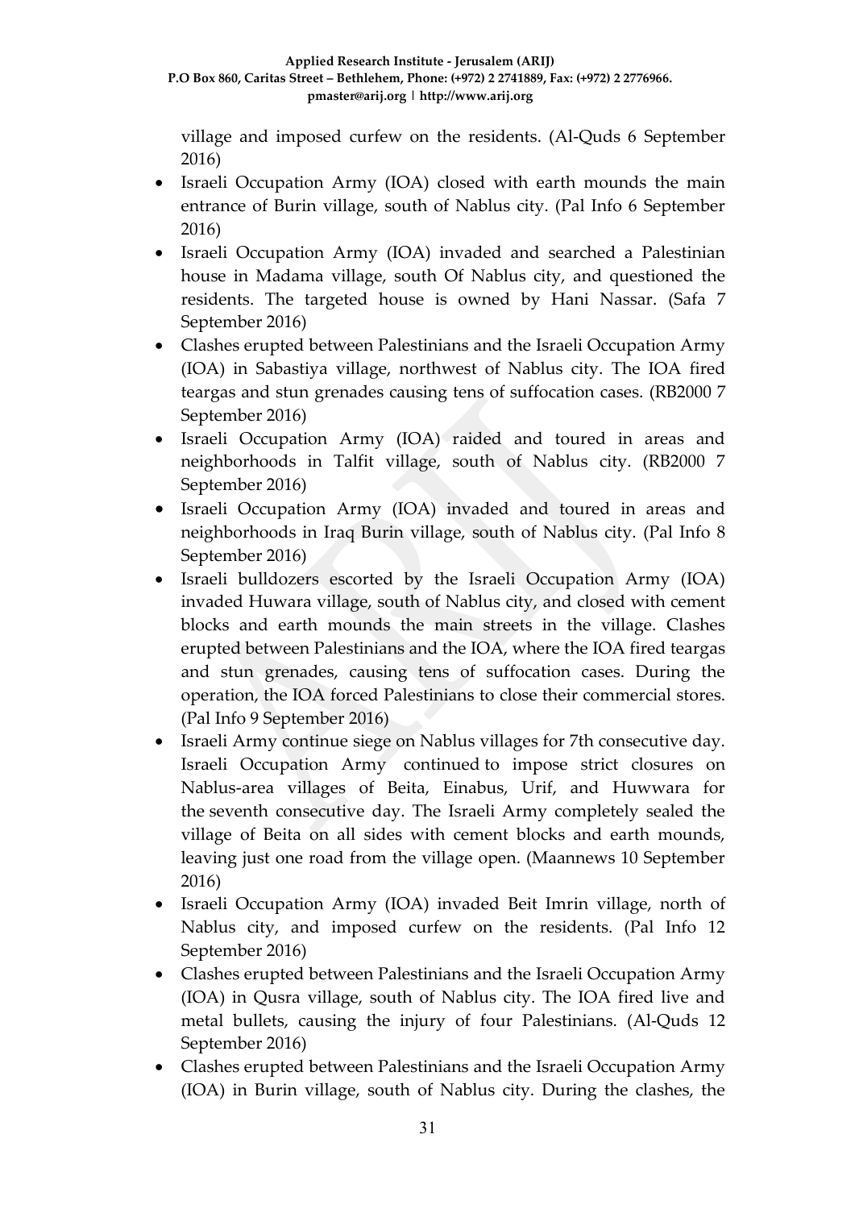village and imposed curfew on the residents. (Al-Quds 6 September 2016)

- Israeli Occupation Army (IOA) closed with earth mounds the main entrance of Burin village, south of Nablus city. (Pal Info 6 September 2016)
- Israeli Occupation Army (IOA) invaded and searched a Palestinian house in Madama village, south Of Nablus city, and questioned the residents. The targeted house is owned by Hani Nassar. (Safa 7 September 2016)
- Clashes erupted between Palestinians and the Israeli Occupation Army (IOA) in Sabastiya village, northwest of Nablus city. The IOA fired teargas and stun grenades causing tens of suffocation cases. (RB2000 7 September 2016)
- Israeli Occupation Army (IOA) raided and toured in areas and neighborhoods in Talfit village, south of Nablus city. (RB2000 7 September 2016)
- Israeli Occupation Army (IOA) invaded and toured in areas and neighborhoods in Iraq Burin village, south of Nablus city. (Pal Info 8 September 2016)
- Israeli bulldozers escorted by the Israeli Occupation Army (IOA) invaded Huwara village, south of Nablus city, and closed with cement blocks and earth mounds the main streets in the village. Clashes erupted between Palestinians and the IOA, where the IOA fired teargas and stun grenades, causing tens of suffocation cases. During the operation, the IOA forced Palestinians to close their commercial stores. (Pal Info 9 September 2016)
- Israeli Army continue siege on Nablus villages for 7th consecutive day. Israeli Occupation Army continued to impose strict closures on Nablus-area villages of Beita, Einabus, Urif, and Huwwara for the seventh consecutive day. The Israeli Army completely sealed the village of Beita on all sides with cement blocks and earth mounds, leaving just one road from the village open. (Maannews 10 September 2016)
- Israeli Occupation Army (IOA) invaded Beit Imrin village, north of Nablus city, and imposed curfew on the residents. (Pal Info 12 September 2016)
- Clashes erupted between Palestinians and the Israeli Occupation Army (IOA) in Qusra village, south of Nablus city. The IOA fired live and metal bullets, causing the injury of four Palestinians. (Al-Quds 12 September 2016)
- Clashes erupted between Palestinians and the Israeli Occupation Army (IOA) in Burin village, south of Nablus city. During the clashes, the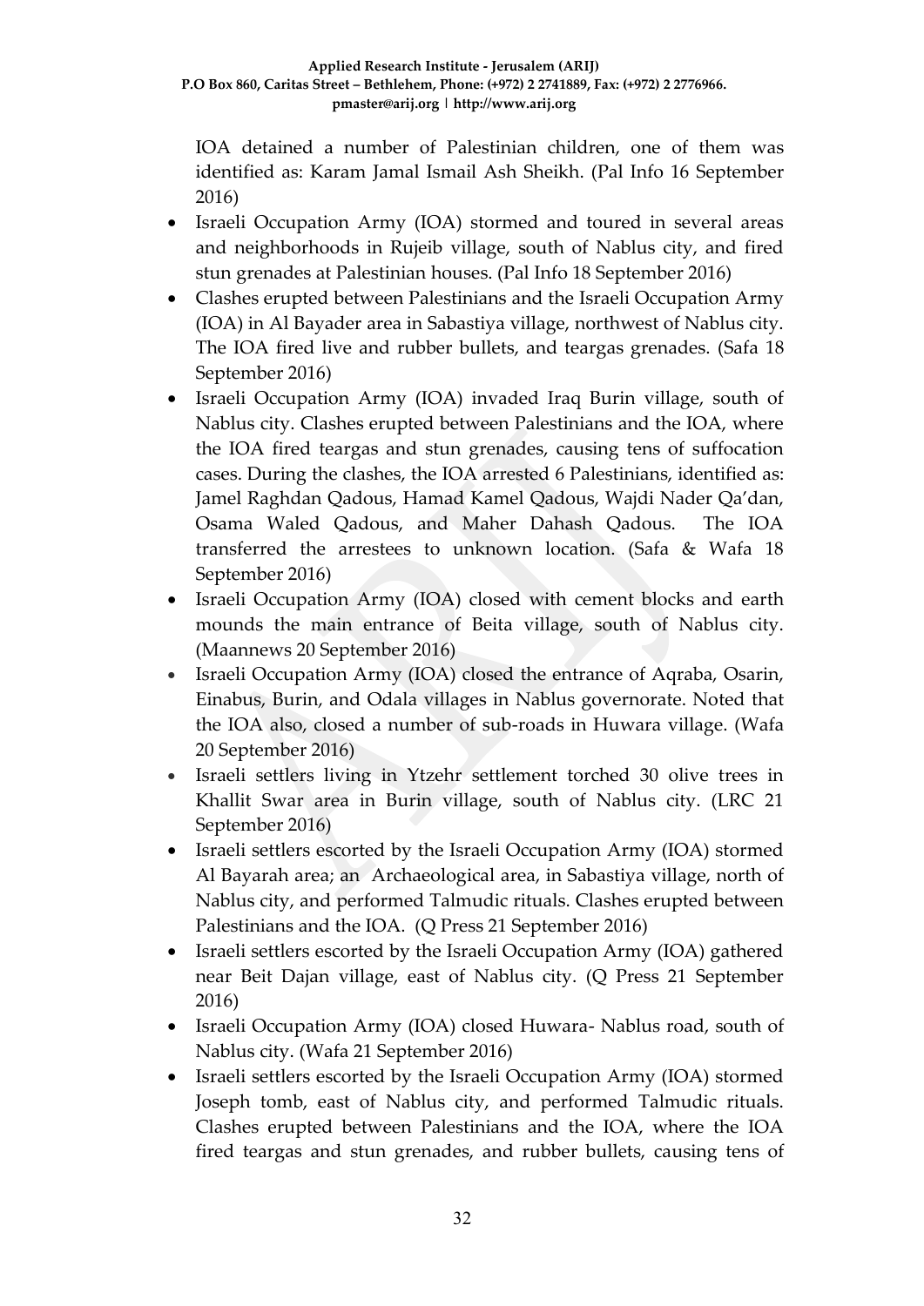IOA detained a number of Palestinian children, one of them was identified as: Karam Jamal Ismail Ash Sheikh. (Pal Info 16 September 2016)

- Israeli Occupation Army (IOA) stormed and toured in several areas and neighborhoods in Rujeib village, south of Nablus city, and fired stun grenades at Palestinian houses. (Pal Info 18 September 2016)
- Clashes erupted between Palestinians and the Israeli Occupation Army (IOA) in Al Bayader area in Sabastiya village, northwest of Nablus city. The IOA fired live and rubber bullets, and teargas grenades. (Safa 18 September 2016)
- Israeli Occupation Army (IOA) invaded Iraq Burin village, south of Nablus city. Clashes erupted between Palestinians and the IOA, where the IOA fired teargas and stun grenades, causing tens of suffocation cases. During the clashes, the IOA arrested 6 Palestinians, identified as: Jamel Raghdan Qadous, Hamad Kamel Qadous, Wajdi Nader Qa'dan, Osama Waled Qadous, and Maher Dahash Qadous. The IOA transferred the arrestees to unknown location. (Safa & Wafa 18 September 2016)
- Israeli Occupation Army (IOA) closed with cement blocks and earth mounds the main entrance of Beita village, south of Nablus city. (Maannews 20 September 2016)
- Israeli Occupation Army (IOA) closed the entrance of Aqraba, Osarin, Einabus, Burin, and Odala villages in Nablus governorate. Noted that the IOA also, closed a number of sub-roads in Huwara village. (Wafa 20 September 2016)
- Israeli settlers living in Ytzehr settlement torched 30 olive trees in Khallit Swar area in Burin village, south of Nablus city. (LRC 21 September 2016)
- Israeli settlers escorted by the Israeli Occupation Army (IOA) stormed Al Bayarah area; an Archaeological area, in Sabastiya village, north of Nablus city, and performed Talmudic rituals. Clashes erupted between Palestinians and the IOA. (Q Press 21 September 2016)
- Israeli settlers escorted by the Israeli Occupation Army (IOA) gathered near Beit Dajan village, east of Nablus city. (Q Press 21 September 2016)
- Israeli Occupation Army (IOA) closed Huwara- Nablus road, south of Nablus city. (Wafa 21 September 2016)
- Israeli settlers escorted by the Israeli Occupation Army (IOA) stormed Joseph tomb, east of Nablus city, and performed Talmudic rituals. Clashes erupted between Palestinians and the IOA, where the IOA fired teargas and stun grenades, and rubber bullets, causing tens of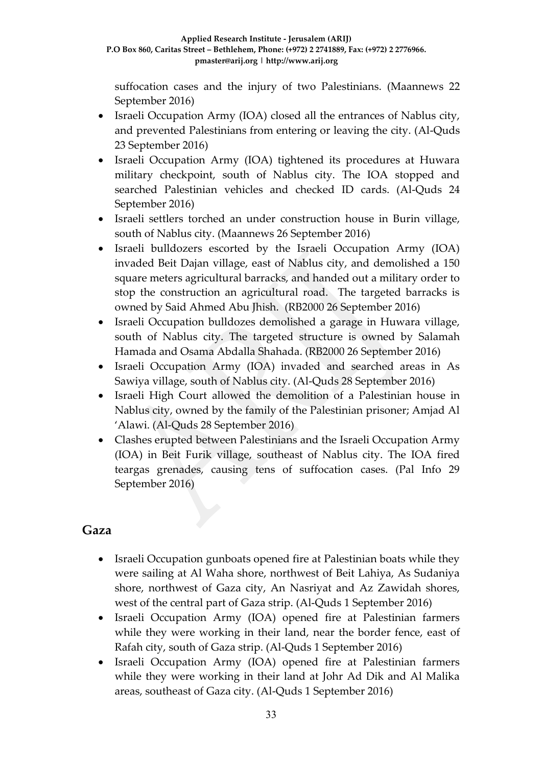suffocation cases and the injury of two Palestinians. (Maannews 22 September 2016)

- Israeli Occupation Army (IOA) closed all the entrances of Nablus city, and prevented Palestinians from entering or leaving the city. (Al-Quds 23 September 2016)
- Israeli Occupation Army (IOA) tightened its procedures at Huwara military checkpoint, south of Nablus city. The IOA stopped and searched Palestinian vehicles and checked ID cards. (Al-Quds 24 September 2016)
- Israeli settlers torched an under construction house in Burin village, south of Nablus city. (Maannews 26 September 2016)
- Israeli bulldozers escorted by the Israeli Occupation Army (IOA) invaded Beit Dajan village, east of Nablus city, and demolished a 150 square meters agricultural barracks, and handed out a military order to stop the construction an agricultural road. The targeted barracks is owned by Said Ahmed Abu Jhish. (RB2000 26 September 2016)
- Israeli Occupation bulldozes demolished a garage in Huwara village, south of Nablus city. The targeted structure is owned by Salamah Hamada and Osama Abdalla Shahada. (RB2000 26 September 2016)
- Israeli Occupation Army (IOA) invaded and searched areas in As Sawiya village, south of Nablus city. (Al-Quds 28 September 2016)
- Israeli High Court allowed the demolition of a Palestinian house in Nablus city, owned by the family of the Palestinian prisoner; Amjad Al 'Alawi. (Al-Quds 28 September 2016)
- Clashes erupted between Palestinians and the Israeli Occupation Army (IOA) in Beit Furik village, southeast of Nablus city. The IOA fired teargas grenades, causing tens of suffocation cases. (Pal Info 29 September 2016)

## Gaza

- Israeli Occupation gunboats opened fire at Palestinian boats while they were sailing at Al Waha shore, northwest of Beit Lahiya, As Sudaniya shore, northwest of Gaza city, An Nasriyat and Az Zawidah shores, west of the central part of Gaza strip. (Al-Quds 1 September 2016)
- Israeli Occupation Army (IOA) opened fire at Palestinian farmers while they were working in their land, near the border fence, east of Rafah city, south of Gaza strip. (Al-Quds 1 September 2016)
- Israeli Occupation Army (IOA) opened fire at Palestinian farmers while they were working in their land at Johr Ad Dik and Al Malika areas, southeast of Gaza city. (Al-Quds 1 September 2016)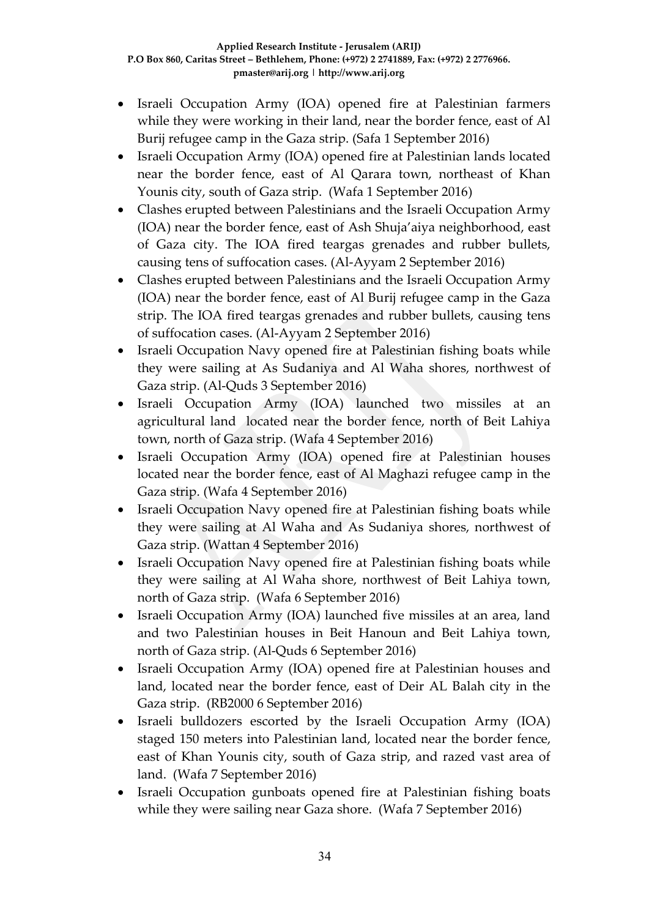- Israeli Occupation Army (IOA) opened fire at Palestinian farmers while they were working in their land, near the border fence, east of Al Burij refugee camp in the Gaza strip. (Safa 1 September 2016)
- Israeli Occupation Army (IOA) opened fire at Palestinian lands located near the border fence, east of Al Qarara town, northeast of Khan Younis city, south of Gaza strip. (Wafa 1 September 2016)
- Clashes erupted between Palestinians and the Israeli Occupation Army (IOA) near the border fence, east of Ash Shuja'aiya neighborhood, east of Gaza city. The IOA fired teargas grenades and rubber bullets, causing tens of suffocation cases. (Al-Ayyam 2 September 2016)
- Clashes erupted between Palestinians and the Israeli Occupation Army (IOA) near the border fence, east of Al Burij refugee camp in the Gaza strip. The IOA fired teargas grenades and rubber bullets, causing tens of suffocation cases. (Al-Ayyam 2 September 2016)
- Israeli Occupation Navy opened fire at Palestinian fishing boats while they were sailing at As Sudaniya and Al Waha shores, northwest of Gaza strip. (Al-Quds 3 September 2016)
- Israeli Occupation Army (IOA) launched two missiles at an agricultural land located near the border fence, north of Beit Lahiya town, north of Gaza strip. (Wafa 4 September 2016)
- Israeli Occupation Army (IOA) opened fire at Palestinian houses located near the border fence, east of Al Maghazi refugee camp in the Gaza strip. (Wafa 4 September 2016)
- Israeli Occupation Navy opened fire at Palestinian fishing boats while they were sailing at Al Waha and As Sudaniya shores, northwest of Gaza strip. (Wattan 4 September 2016)
- Israeli Occupation Navy opened fire at Palestinian fishing boats while they were sailing at Al Waha shore, northwest of Beit Lahiya town, north of Gaza strip. (Wafa 6 September 2016)
- Israeli Occupation Army (IOA) launched five missiles at an area, land and two Palestinian houses in Beit Hanoun and Beit Lahiya town, north of Gaza strip. (Al-Quds 6 September 2016)
- Israeli Occupation Army (IOA) opened fire at Palestinian houses and land, located near the border fence, east of Deir AL Balah city in the Gaza strip. (RB2000 6 September 2016)
- Israeli bulldozers escorted by the Israeli Occupation Army (IOA) staged 150 meters into Palestinian land, located near the border fence, east of Khan Younis city, south of Gaza strip, and razed vast area of land. (Wafa 7 September 2016)
- Israeli Occupation gunboats opened fire at Palestinian fishing boats while they were sailing near Gaza shore. (Wafa 7 September 2016)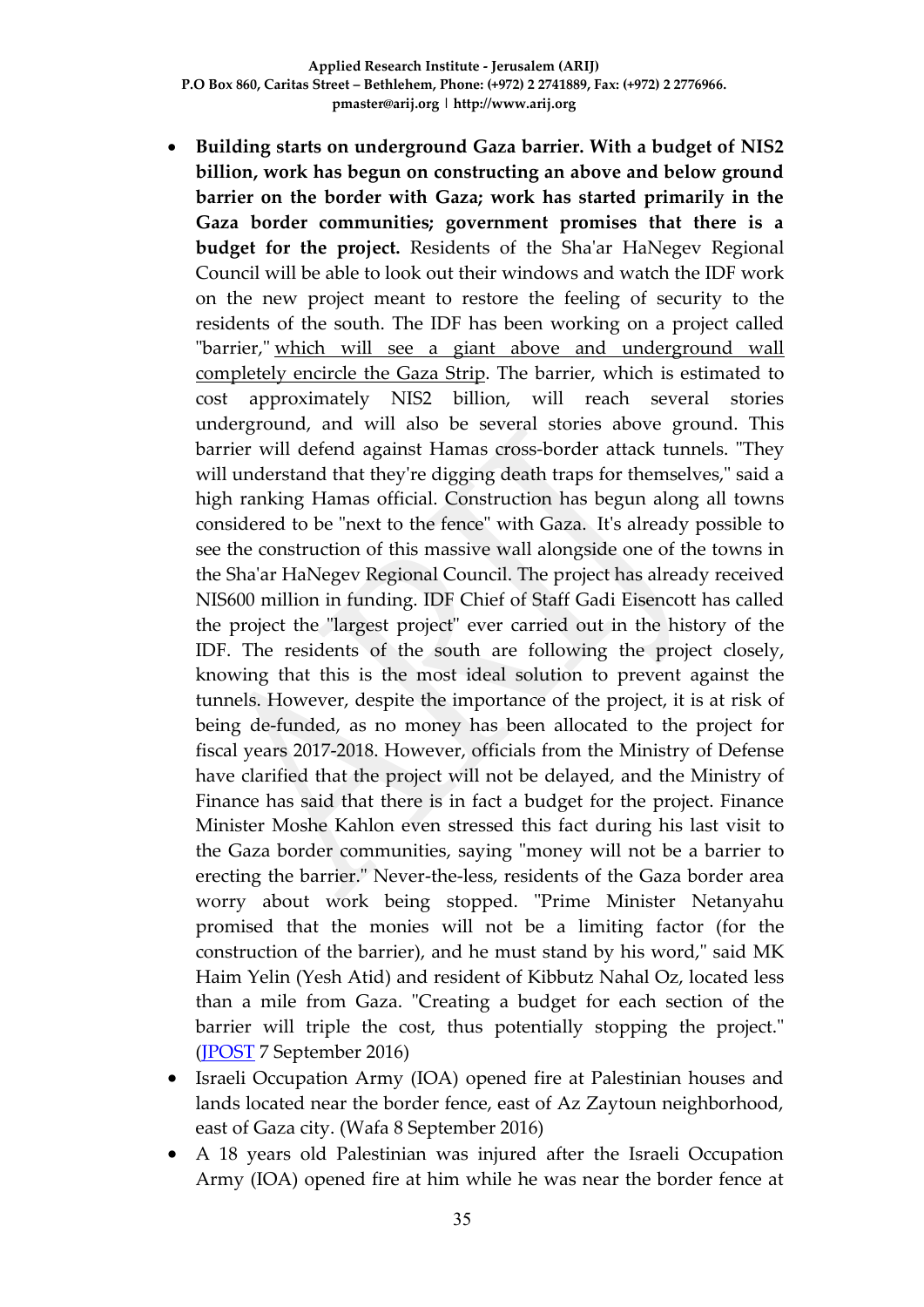- **Building starts on underground Gaza barrier. With a budget of NIS2 billion, work has begun on constructing an above and below ground barrier on the border with Gaza; work has started primarily in the Gaza border communities; government promises that there is a budget for the project.** Residents of the Sha'ar HaNegev Regional Council will be able to look out their windows and watch the IDF work on the new project meant to restore the feeling of security to the residents of the south. The IDF has been working on a project called "barrier," which will see a giant above and underground wall completely encircle the Gaza Strip. The barrier, which is estimated to cost approximately NIS2 billion, will reach several stories underground, and will also be several stories above ground. This barrier will defend against Hamas cross-border attack tunnels. "They will understand that they're digging death traps for themselves," said a high ranking Hamas official. Construction has begun along all towns considered to be "next to the fence" with Gaza. It's already possible to see the construction of this massive wall alongside one of the towns in the Sha'ar HaNegev Regional Council. The project has already received NIS600 million in funding. IDF Chief of Staff Gadi Eisencott has called the project the "largest project" ever carried out in the history of the IDF. The residents of the south are following the project closely, knowing that this is the most ideal solution to prevent against the tunnels. However, despite the importance of the project, it is at risk of being de-funded, as no money has been allocated to the project for fiscal years 2017-2018. However, officials from the Ministry of Defense have clarified that the project will not be delayed, and the Ministry of Finance has said that there is in fact a budget for the project. Finance Minister Moshe Kahlon even stressed this fact during his last visit to the Gaza border communities, saying "money will not be a barrier to erecting the barrier." Never-the-less, residents of the Gaza border area worry about work being stopped. "Prime Minister Netanyahu promised that the monies will not be a limiting factor (for the construction of the barrier), and he must stand by his word," said MK Haim Yelin (Yesh Atid) and resident of Kibbutz Nahal Oz, located less than a mile from Gaza. "Creating a budget for each section of the barrier will triple the cost, thus potentially stopping the project." (JPOST 7 September 2016)
- Israeli Occupation Army (IOA) opened fire at Palestinian houses and lands located near the border fence, east of Az Zaytoun neighborhood, east of Gaza city. (Wafa 8 September 2016)
- A 18 years old Palestinian was injured after the Israeli Occupation Army (IOA) opened fire at him while he was near the border fence at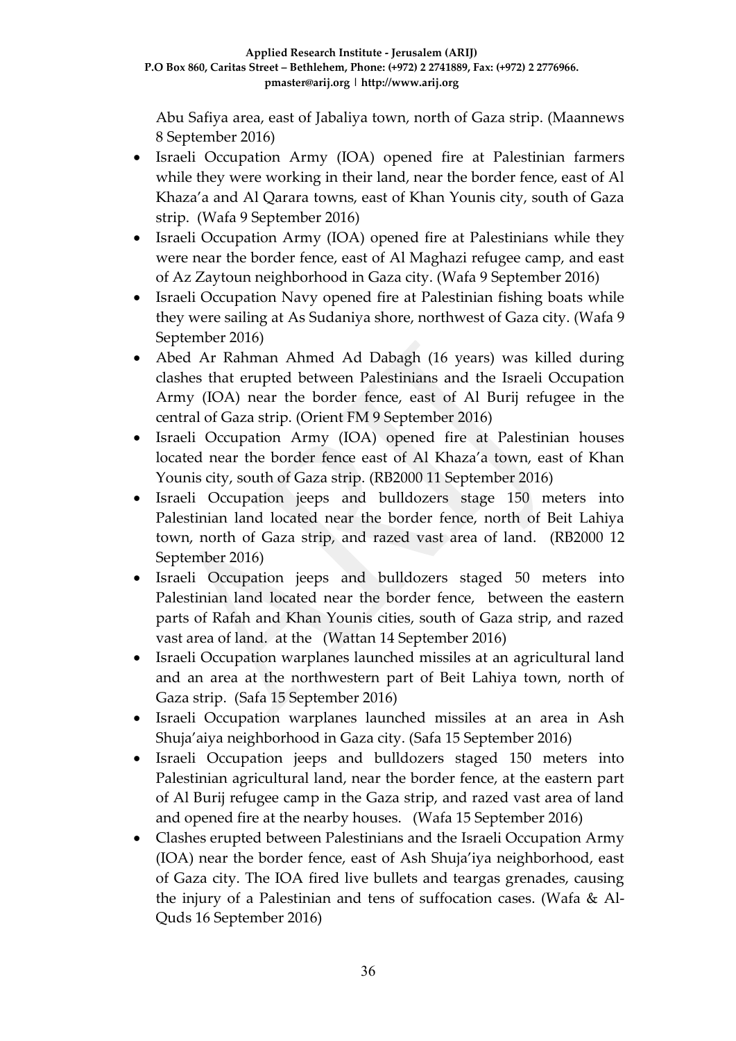Abu Safiya area, east of Jabaliya town, north of Gaza strip. (Maannews 8 September 2016)

- Israeli Occupation Army (IOA) opened fire at Palestinian farmers while they were working in their land, near the border fence, east of Al Khaza'a and Al Qarara towns, east of Khan Younis city, south of Gaza strip. (Wafa 9 September 2016)
- Israeli Occupation Army (IOA) opened fire at Palestinians while they were near the border fence, east of Al Maghazi refugee camp, and east of Az Zaytoun neighborhood in Gaza city. (Wafa 9 September 2016)
- Israeli Occupation Navy opened fire at Palestinian fishing boats while they were sailing at As Sudaniya shore, northwest of Gaza city. (Wafa 9 September 2016)
- Abed Ar Rahman Ahmed Ad Dabagh (16 years) was killed during clashes that erupted between Palestinians and the Israeli Occupation Army (IOA) near the border fence, east of Al Burij refugee in the central of Gaza strip. (Orient FM 9 September 2016)
- Israeli Occupation Army (IOA) opened fire at Palestinian houses located near the border fence east of Al Khaza'a town, east of Khan Younis city, south of Gaza strip. (RB2000 11 September 2016)
- Israeli Occupation jeeps and bulldozers stage 150 meters into Palestinian land located near the border fence, north of Beit Lahiya town, north of Gaza strip, and razed vast area of land. (RB2000 12 September 2016)
- Israeli Occupation jeeps and bulldozers staged 50 meters into Palestinian land located near the border fence, between the eastern parts of Rafah and Khan Younis cities, south of Gaza strip, and razed vast area of land. at the (Wattan 14 September 2016)
- Israeli Occupation warplanes launched missiles at an agricultural land and an area at the northwestern part of Beit Lahiya town, north of Gaza strip. (Safa 15 September 2016)
- Israeli Occupation warplanes launched missiles at an area in Ash Shuja'aiya neighborhood in Gaza city. (Safa 15 September 2016)
- Israeli Occupation jeeps and bulldozers staged 150 meters into Palestinian agricultural land, near the border fence, at the eastern part of Al Burij refugee camp in the Gaza strip, and razed vast area of land and opened fire at the nearby houses. (Wafa 15 September 2016)
- Clashes erupted between Palestinians and the Israeli Occupation Army (IOA) near the border fence, east of Ash Shuja'iya neighborhood, east of Gaza city. The IOA fired live bullets and teargas grenades, causing the injury of a Palestinian and tens of suffocation cases. (Wafa & Al-Quds 16 September 2016)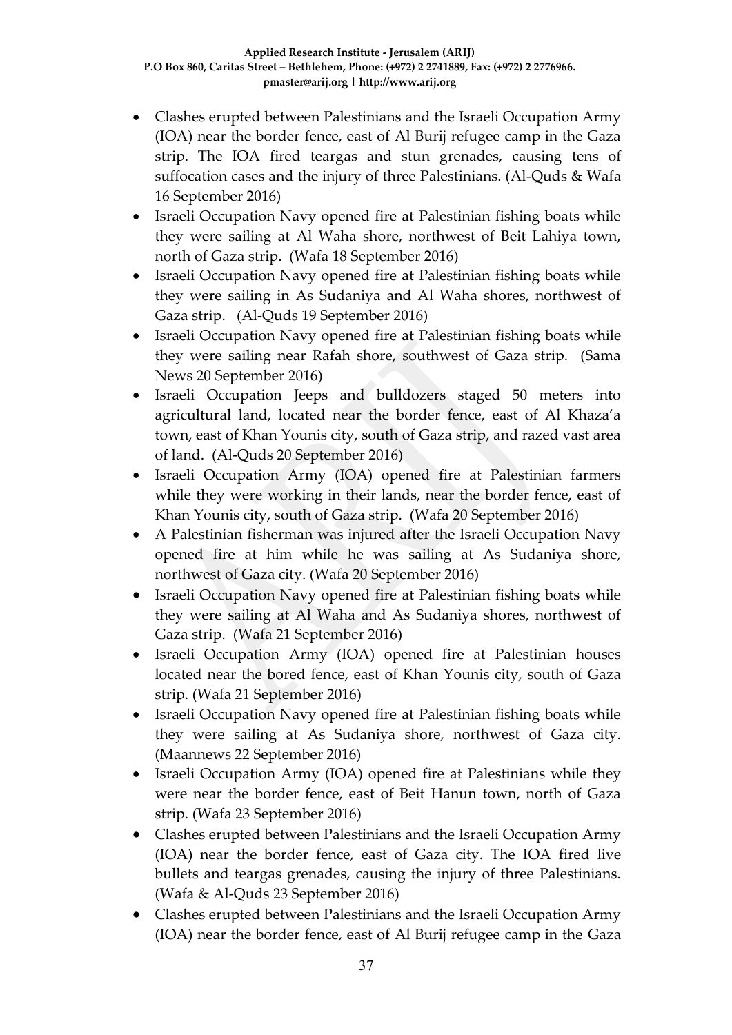- Clashes erupted between Palestinians and the Israeli Occupation Army (IOA) near the border fence, east of Al Burij refugee camp in the Gaza strip. The IOA fired teargas and stun grenades, causing tens of suffocation cases and the injury of three Palestinians. (Al-Quds & Wafa 16 September 2016)
- Israeli Occupation Navy opened fire at Palestinian fishing boats while they were sailing at Al Waha shore, northwest of Beit Lahiya town, north of Gaza strip. (Wafa 18 September 2016)
- Israeli Occupation Navy opened fire at Palestinian fishing boats while they were sailing in As Sudaniya and Al Waha shores, northwest of Gaza strip. (Al-Quds 19 September 2016)
- Israeli Occupation Navy opened fire at Palestinian fishing boats while they were sailing near Rafah shore, southwest of Gaza strip. (Sama News 20 September 2016)
- Israeli Occupation Jeeps and bulldozers staged 50 meters into agricultural land, located near the border fence, east of Al Khaza'a town, east of Khan Younis city, south of Gaza strip, and razed vast area of land. (Al-Quds 20 September 2016)
- Israeli Occupation Army (IOA) opened fire at Palestinian farmers while they were working in their lands, near the border fence, east of Khan Younis city, south of Gaza strip. (Wafa 20 September 2016)
- A Palestinian fisherman was injured after the Israeli Occupation Navy opened fire at him while he was sailing at As Sudaniya shore, northwest of Gaza city. (Wafa 20 September 2016)
- Israeli Occupation Navy opened fire at Palestinian fishing boats while they were sailing at Al Waha and As Sudaniya shores, northwest of Gaza strip. (Wafa 21 September 2016)
- Israeli Occupation Army (IOA) opened fire at Palestinian houses located near the bored fence, east of Khan Younis city, south of Gaza strip. (Wafa 21 September 2016)
- Israeli Occupation Navy opened fire at Palestinian fishing boats while they were sailing at As Sudaniya shore, northwest of Gaza city. (Maannews 22 September 2016)
- Israeli Occupation Army (IOA) opened fire at Palestinians while they were near the border fence, east of Beit Hanun town, north of Gaza strip. (Wafa 23 September 2016)
- Clashes erupted between Palestinians and the Israeli Occupation Army (IOA) near the border fence, east of Gaza city. The IOA fired live bullets and teargas grenades, causing the injury of three Palestinians. (Wafa & Al-Quds 23 September 2016)
- Clashes erupted between Palestinians and the Israeli Occupation Army (IOA) near the border fence, east of Al Burij refugee camp in the Gaza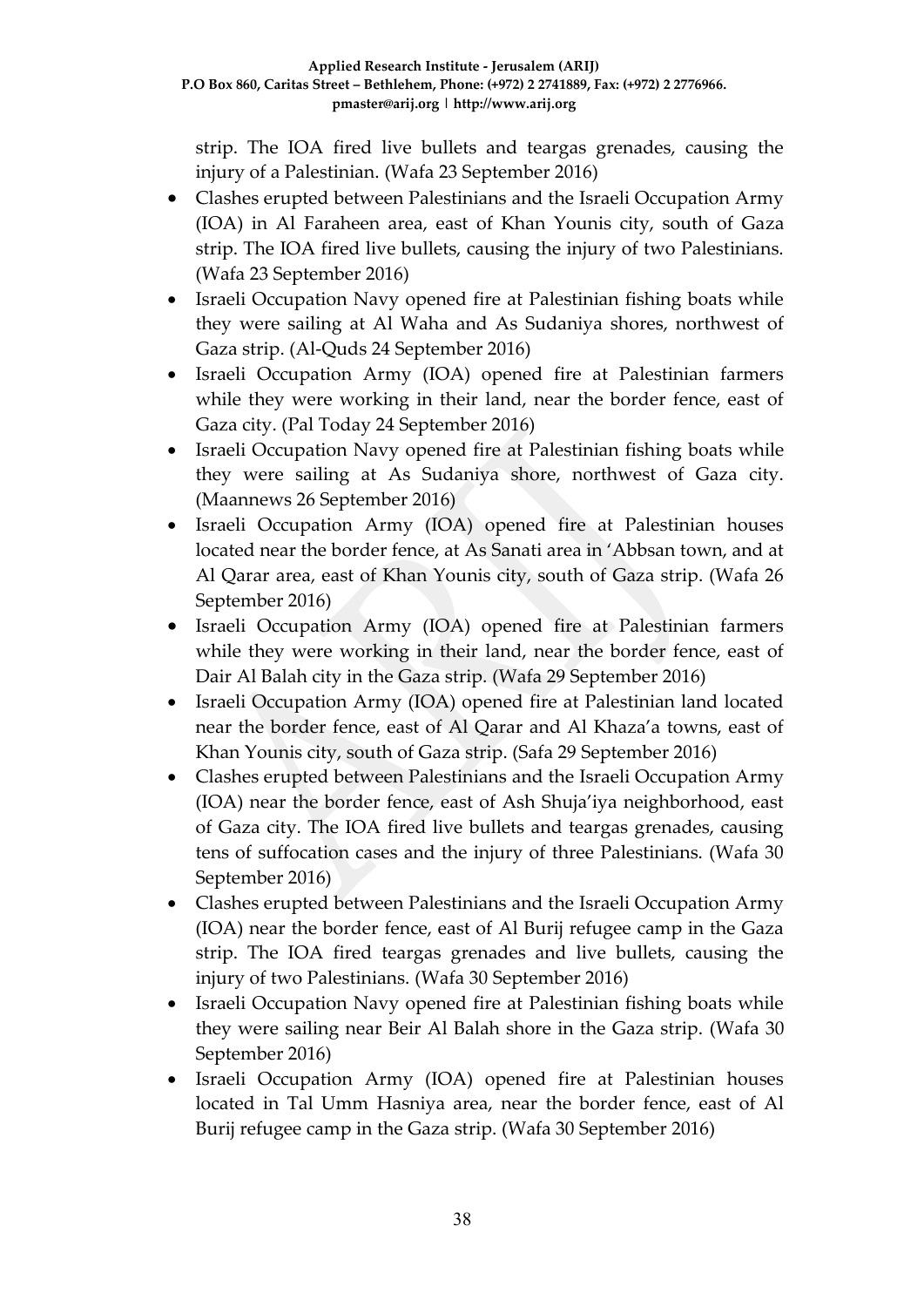strip. The IOA fired live bullets and teargas grenades, causing the injury of a Palestinian. (Wafa 23 September 2016)

- Clashes erupted between Palestinians and the Israeli Occupation Army (IOA) in Al Faraheen area, east of Khan Younis city, south of Gaza strip. The IOA fired live bullets, causing the injury of two Palestinians. (Wafa 23 September 2016)
- Israeli Occupation Navy opened fire at Palestinian fishing boats while they were sailing at Al Waha and As Sudaniya shores, northwest of Gaza strip. (Al-Quds 24 September 2016)
- Israeli Occupation Army (IOA) opened fire at Palestinian farmers while they were working in their land, near the border fence, east of Gaza city. (Pal Today 24 September 2016)
- Israeli Occupation Navy opened fire at Palestinian fishing boats while they were sailing at As Sudaniya shore, northwest of Gaza city. (Maannews 26 September 2016)
- Israeli Occupation Army (IOA) opened fire at Palestinian houses located near the border fence, at As Sanati area in 'Abbsan town, and at Al Qarar area, east of Khan Younis city, south of Gaza strip. (Wafa 26 September 2016)
- Israeli Occupation Army (IOA) opened fire at Palestinian farmers while they were working in their land, near the border fence, east of Dair Al Balah city in the Gaza strip. (Wafa 29 September 2016)
- Israeli Occupation Army (IOA) opened fire at Palestinian land located near the border fence, east of Al Qarar and Al Khaza'a towns, east of Khan Younis city, south of Gaza strip. (Safa 29 September 2016)
- Clashes erupted between Palestinians and the Israeli Occupation Army (IOA) near the border fence, east of Ash Shuja'iya neighborhood, east of Gaza city. The IOA fired live bullets and teargas grenades, causing tens of suffocation cases and the injury of three Palestinians. (Wafa 30 September 2016)
- Clashes erupted between Palestinians and the Israeli Occupation Army (IOA) near the border fence, east of Al Burij refugee camp in the Gaza strip. The IOA fired teargas grenades and live bullets, causing the injury of two Palestinians. (Wafa 30 September 2016)
- Israeli Occupation Navy opened fire at Palestinian fishing boats while they were sailing near Beir Al Balah shore in the Gaza strip. (Wafa 30 September 2016)
- Israeli Occupation Army (IOA) opened fire at Palestinian houses located in Tal Umm Hasniya area, near the border fence, east of Al Burij refugee camp in the Gaza strip. (Wafa 30 September 2016)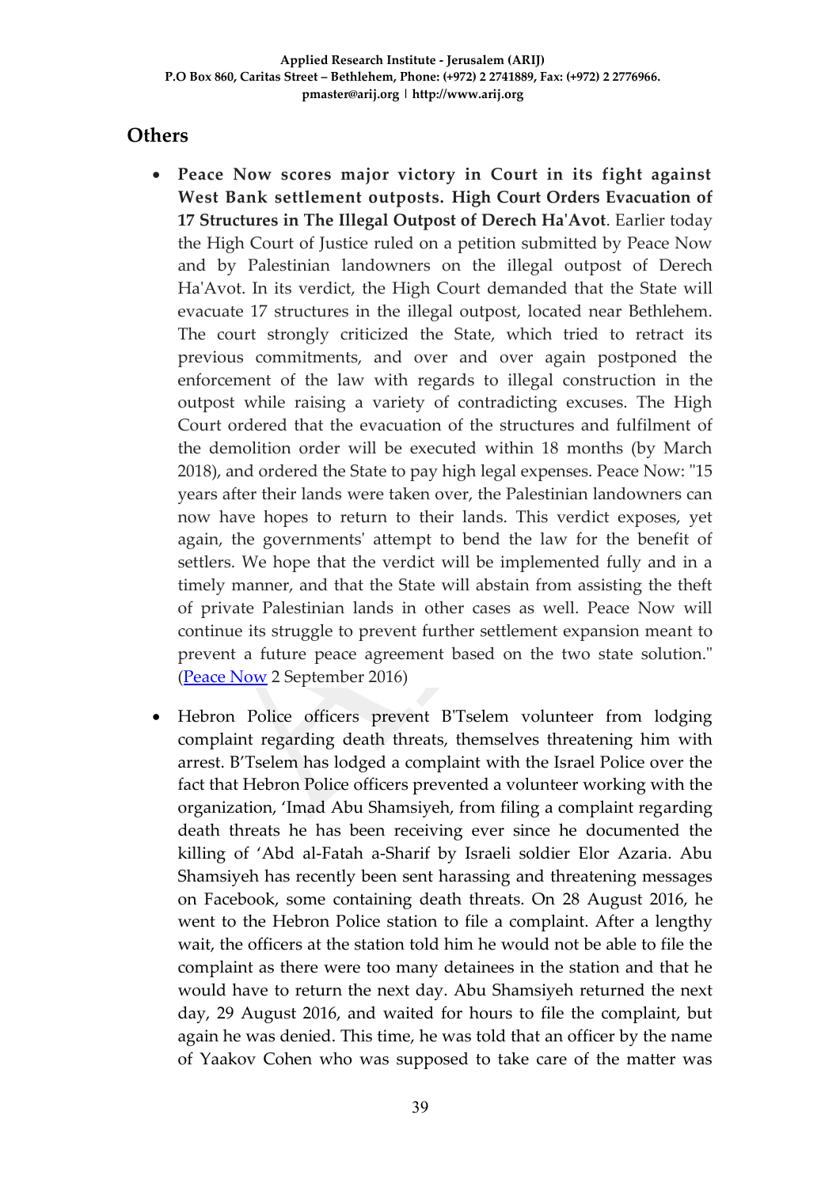## Others

- **Peace Now scores major victory in Court in its fight against West Bank settlement outposts. High Court Orders Evacuation of 17 Structures in The Illegal Outpost of Derech Ha'Avot**. Earlier today the High Court of Justice ruled on a petition submitted by Peace Now and by Palestinian landowners on the illegal outpost of Derech Ha'Avot. In its verdict, the High Court demanded that the State will evacuate 17 structures in the illegal outpost, located near Bethlehem. The court strongly criticized the State, which tried to retract its previous commitments, and over and over again postponed the enforcement of the law with regards to illegal construction in the outpost while raising a variety of contradicting excuses. The High Court ordered that the evacuation of the structures and fulfilment of the demolition order will be executed within 18 months (by March 2018), and ordered the State to pay high legal expenses. Peace Now: "15 years after their lands were taken over, the Palestinian landowners can now have hopes to return to their lands. This verdict exposes, yet again, the governments' attempt to bend the law for the benefit of settlers. We hope that the verdict will be implemented fully and in a timely manner, and that the State will abstain from assisting the theft of private Palestinian lands in other cases as well. Peace Now will continue its struggle to prevent further settlement expansion meant to prevent a future peace agreement based on the two state solution." (Peace Now 2 September 2016)

- Hebron Police officers prevent B'Tselem volunteer from lodging complaint regarding death threats, themselves threatening him with arrest. B'Tselem has lodged a complaint with the Israel Police over the fact that Hebron Police officers prevented a volunteer working with the organization, 'Imad Abu Shamsiyeh, from filing a complaint regarding death threats he has been receiving ever since he documented the killing of 'Abd al-Fatah a-Sharif by Israeli soldier Elor Azaria. Abu Shamsiyeh has recently been sent harassing and threatening messages on Facebook, some containing death threats. On 28 August 2016, he went to the Hebron Police station to file a complaint. After a lengthy wait, the officers at the station told him he would not be able to file the complaint as there were too many detainees in the station and that he would have to return the next day. Abu Shamsiyeh returned the next day, 29 August 2016, and waited for hours to file the complaint, but again he was denied. This time, he was told that an officer by the name of Yaakov Cohen who was supposed to take care of the matter was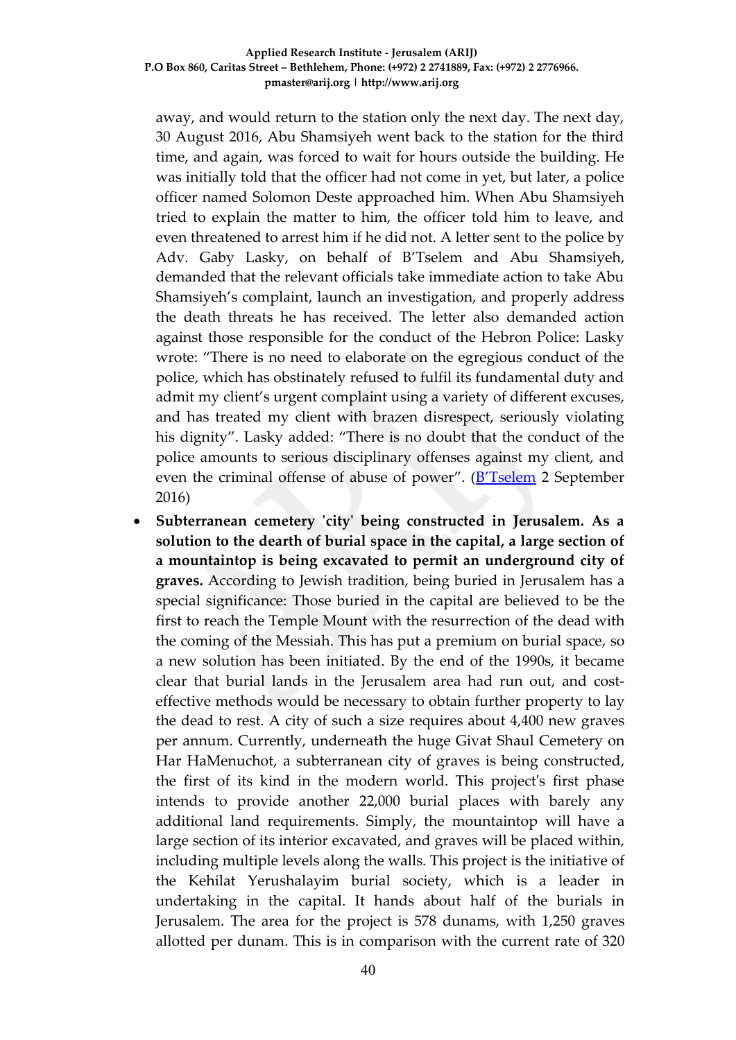away, and would return to the station only the next day. The next day, 30 August 2016, Abu Shamsiyeh went back to the station for the third time, and again, was forced to wait for hours outside the building. He was initially told that the officer had not come in yet, but later, a police officer named Solomon Deste approached him. When Abu Shamsiyeh tried to explain the matter to him, the officer told him to leave, and even threatened to arrest him if he did not. A letter sent to the police by Adv. Gaby Lasky, on behalf of B'Tselem and Abu Shamsiyeh, demanded that the relevant officials take immediate action to take Abu Shamsiyeh's complaint, launch an investigation, and properly address the death threats he has received. The letter also demanded action against those responsible for the conduct of the Hebron Police: Lasky wrote: "There is no need to elaborate on the egregious conduct of the police, which has obstinately refused to fulfil its fundamental duty and admit my client's urgent complaint using a variety of different excuses, and has treated my client with brazen disrespect, seriously violating his dignity". Lasky added: "There is no doubt that the conduct of the police amounts to serious disciplinary offenses against my client, and even the criminal offense of abuse of power". (B'Tselem 2 September 2016)

- **Subterranean cemetery 'city' being constructed in Jerusalem. As a solution to the dearth of burial space in the capital, a large section of a mountaintop is being excavated to permit an underground city of graves.** According to Jewish tradition, being buried in Jerusalem has a special significance: Those buried in the capital are believed to be the first to reach the Temple Mount with the resurrection of the dead with the coming of the Messiah. This has put a premium on burial space, so a new solution has been initiated. By the end of the 1990s, it became clear that burial lands in the Jerusalem area had run out, and cost-effective methods would be necessary to obtain further property to lay the dead to rest. A city of such a size requires about 4,400 new graves per annum. Currently, underneath the huge Givat Shaul Cemetery on Har HaMenuchot, a subterranean city of graves is being constructed, the first of its kind in the modern world. This project's first phase intends to provide another 22,000 burial places with barely any additional land requirements. Simply, the mountaintop will have a large section of its interior excavated, and graves will be placed within, including multiple levels along the walls. This project is the initiative of the Kehilat Yerushalayim burial society, which is a leader in undertaking in the capital. It hands about half of the burials in Jerusalem. The area for the project is 578 dunams, with 1,250 graves allotted per dunam. This is in comparison with the current rate of 320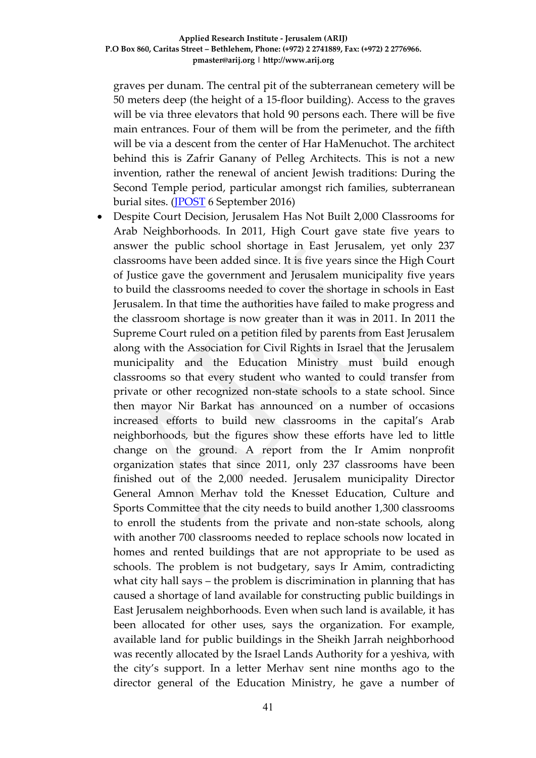graves per dunam. The central pit of the subterranean cemetery will be 50 meters deep (the height of a 15-floor building). Access to the graves will be via three elevators that hold 90 persons each. There will be five main entrances. Four of them will be from the perimeter, and the fifth will be via a descent from the center of Har HaMenuchot. The architect behind this is Zafrir Ganany of Pelleg Architects. This is not a new invention, rather the renewal of ancient Jewish traditions: During the Second Temple period, particular amongst rich families, subterranean burial sites. (JPOST 6 September 2016)

- Despite Court Decision, Jerusalem Has Not Built 2,000 Classrooms for Arab Neighborhoods. In 2011, High Court gave state five years to answer the public school shortage in East Jerusalem, yet only 237 classrooms have been added since. It is five years since the High Court of Justice gave the government and Jerusalem municipality five years to build the classrooms needed to cover the shortage in schools in East Jerusalem. In that time the authorities have failed to make progress and the classroom shortage is now greater than it was in 2011. In 2011 the Supreme Court ruled on a petition filed by parents from East Jerusalem along with the Association for Civil Rights in Israel that the Jerusalem municipality and the Education Ministry must build enough classrooms so that every student who wanted to could transfer from private or other recognized non-state schools to a state school. Since then mayor Nir Barkat has announced on a number of occasions increased efforts to build new classrooms in the capital's Arab neighborhoods, but the figures show these efforts have led to little change on the ground. A report from the Ir Amim nonprofit organization states that since 2011, only 237 classrooms have been finished out of the 2,000 needed. Jerusalem municipality Director General Amnon Merhav told the Knesset Education, Culture and Sports Committee that the city needs to build another 1,300 classrooms to enroll the students from the private and non-state schools, along with another 700 classrooms needed to replace schools now located in homes and rented buildings that are not appropriate to be used as schools. The problem is not budgetary, says Ir Amim, contradicting what city hall says – the problem is discrimination in planning that has caused a shortage of land available for constructing public buildings in East Jerusalem neighborhoods. Even when such land is available, it has been allocated for other uses, says the organization. For example, available land for public buildings in the Sheikh Jarrah neighborhood was recently allocated by the Israel Lands Authority for a yeshiva, with the city's support. In a letter Merhav sent nine months ago to the director general of the Education Ministry, he gave a number of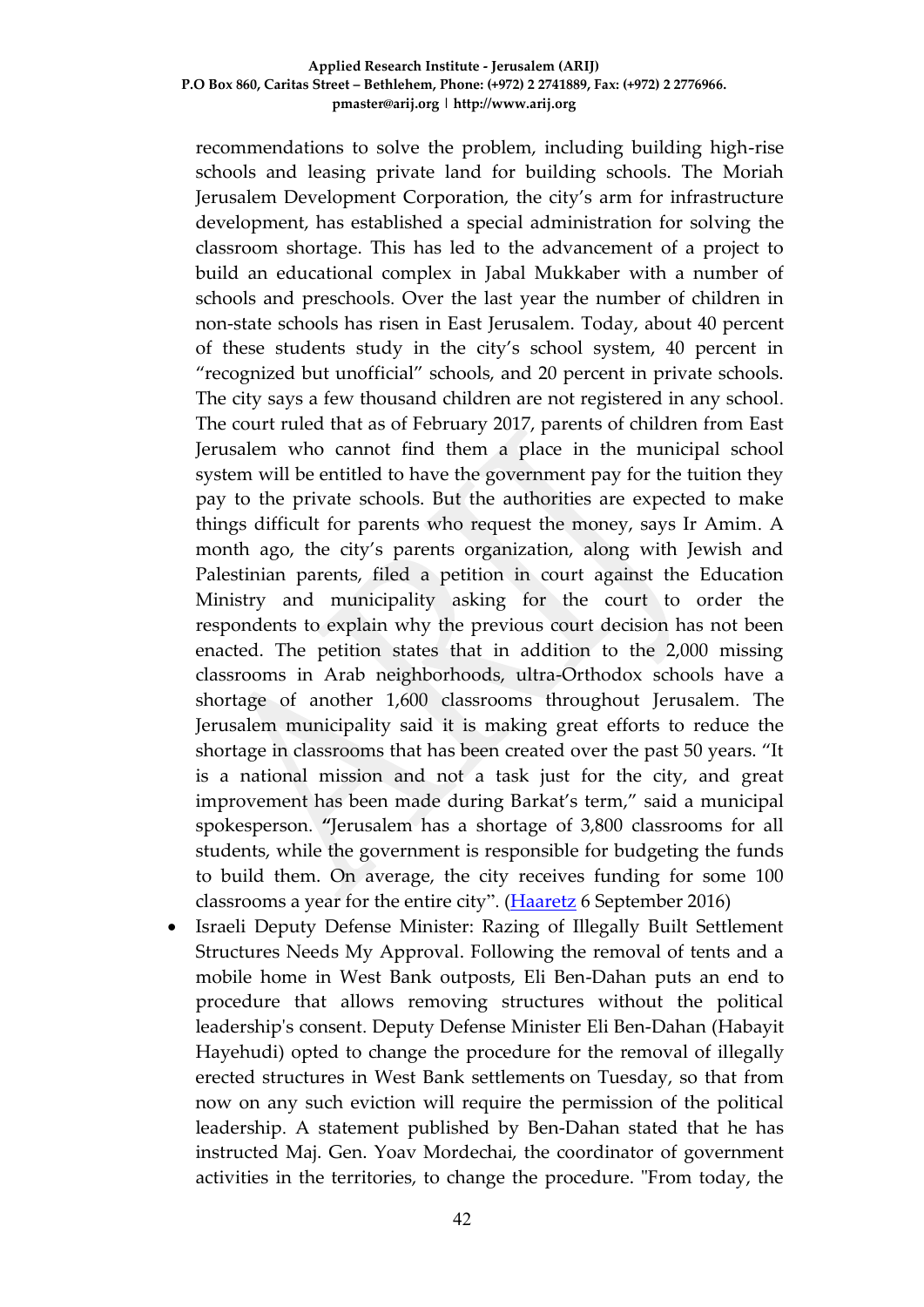recommendations to solve the problem, including building high-rise schools and leasing private land for building schools. The Moriah Jerusalem Development Corporation, the city's arm for infrastructure development, has established a special administration for solving the classroom shortage. This has led to the advancement of a project to build an educational complex in Jabal Mukkaber with a number of schools and preschools. Over the last year the number of children in non-state schools has risen in East Jerusalem. Today, about 40 percent of these students study in the city's school system, 40 percent in "recognized but unofficial" schools, and 20 percent in private schools. The city says a few thousand children are not registered in any school. The court ruled that as of February 2017, parents of children from East Jerusalem who cannot find them a place in the municipal school system will be entitled to have the government pay for the tuition they pay to the private schools. But the authorities are expected to make things difficult for parents who request the money, says Ir Amim. A month ago, the city's parents organization, along with Jewish and Palestinian parents, filed a petition in court against the Education Ministry and municipality asking for the court to order the respondents to explain why the previous court decision has not been enacted. The petition states that in addition to the 2,000 missing classrooms in Arab neighborhoods, ultra-Orthodox schools have a shortage of another 1,600 classrooms throughout Jerusalem. The Jerusalem municipality said it is making great efforts to reduce the shortage in classrooms that has been created over the past 50 years. "It is a national mission and not a task just for the city, and great improvement has been made during Barkat's term," said a municipal spokesperson. **"**Jerusalem has a shortage of 3,800 classrooms for all students, while the government is responsible for budgeting the funds to build them. On average, the city receives funding for some 100 classrooms a year for the entire city". (Haaretz 6 September 2016)

- Israeli Deputy Defense Minister: Razing of Illegally Built Settlement Structures Needs My Approval. Following the removal of tents and a mobile home in West Bank outposts, Eli Ben-Dahan puts an end to procedure that allows removing structures without the political leadership's consent. Deputy Defense Minister Eli Ben-Dahan (Habayit Hayehudi) opted to change the procedure for the removal of illegally erected structures in West Bank settlements on Tuesday, so that from now on any such eviction will require the permission of the political leadership. A statement published by Ben-Dahan stated that he has instructed Maj. Gen. Yoav Mordechai, the coordinator of government activities in the territories, to change the procedure. "From today, the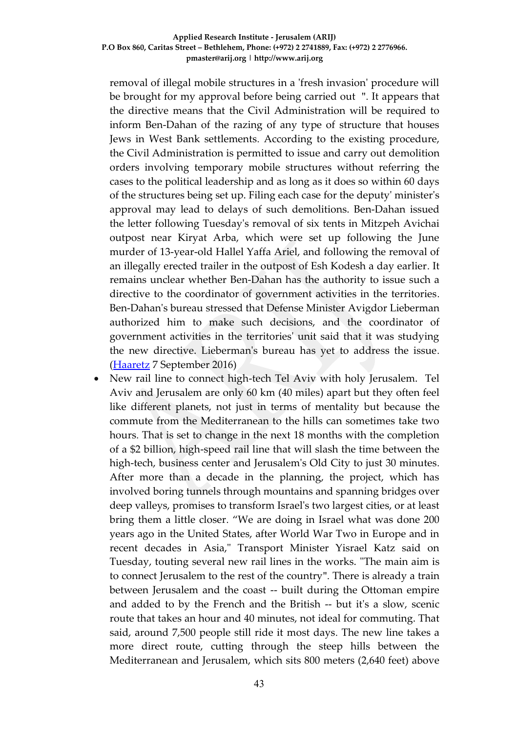removal of illegal mobile structures in a 'fresh invasion' procedure will be brought for my approval before being carried out ". It appears that the directive means that the Civil Administration will be required to inform Ben-Dahan of the razing of any type of structure that houses Jews in West Bank settlements. According to the existing procedure, the Civil Administration is permitted to issue and carry out demolition orders involving temporary mobile structures without referring the cases to the political leadership and as long as it does so within 60 days of the structures being set up. Filing each case for the deputy' minister's approval may lead to delays of such demolitions. Ben-Dahan issued the letter following Tuesday's removal of six tents in Mitzpeh Avichai outpost near Kiryat Arba, which were set up following the June murder of 13-year-old Hallel Yaffa Ariel, and following the removal of an illegally erected trailer in the outpost of Esh Kodesh a day earlier. It remains unclear whether Ben-Dahan has the authority to issue such a directive to the coordinator of government activities in the territories. Ben-Dahan's bureau stressed that Defense Minister Avigdor Lieberman authorized him to make such decisions, and the coordinator of government activities in the territories' unit said that it was studying the new directive. Lieberman's bureau has yet to address the issue. (Haaretz 7 September 2016)

- New rail line to connect high-tech Tel Aviv with holy Jerusalem. Tel Aviv and Jerusalem are only 60 km (40 miles) apart but they often feel like different planets, not just in terms of mentality but because the commute from the Mediterranean to the hills can sometimes take two hours. That is set to change in the next 18 months with the completion of a $2 billion, high-speed rail line that will slash the time between the high-tech, business center and Jerusalem's Old City to just 30 minutes. After more than a decade in the planning, the project, which has involved boring tunnels through mountains and spanning bridges over deep valleys, promises to transform Israel's two largest cities, or at least bring them a little closer. "We are doing in Israel what was done 200 years ago in the United States, after World War Two in Europe and in recent decades in Asia," Transport Minister Yisrael Katz said on Tuesday, touting several new rail lines in the works. "The main aim is to connect Jerusalem to the rest of the country". There is already a train between Jerusalem and the coast -- built during the Ottoman empire and added to by the French and the British -- but it's a slow, scenic route that takes an hour and 40 minutes, not ideal for commuting. That said, around 7,500 people still ride it most days. The new line takes a more direct route, cutting through the steep hills between the Mediterranean and Jerusalem, which sits 800 meters (2,640 feet) above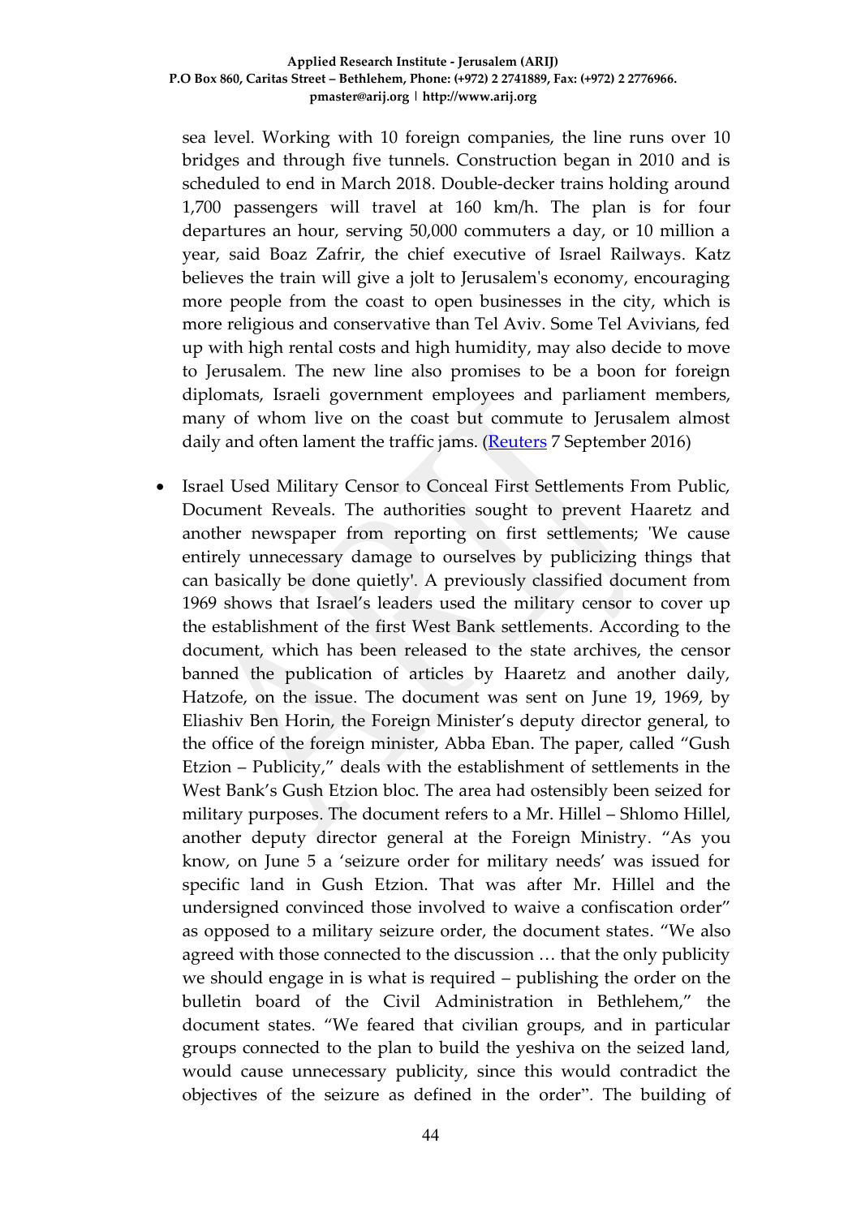sea level. Working with 10 foreign companies, the line runs over 10 bridges and through five tunnels. Construction began in 2010 and is scheduled to end in March 2018. Double-decker trains holding around 1,700 passengers will travel at 160 km/h. The plan is for four departures an hour, serving 50,000 commuters a day, or 10 million a year, said Boaz Zafrir, the chief executive of Israel Railways. Katz believes the train will give a jolt to Jerusalem's economy, encouraging more people from the coast to open businesses in the city, which is more religious and conservative than Tel Aviv. Some Tel Avivians, fed up with high rental costs and high humidity, may also decide to move to Jerusalem. The new line also promises to be a boon for foreign diplomats, Israeli government employees and parliament members, many of whom live on the coast but commute to Jerusalem almost daily and often lament the traffic jams. (Reuters 7 September 2016)

- Israel Used Military Censor to Conceal First Settlements From Public, Document Reveals. The authorities sought to prevent Haaretz and another newspaper from reporting on first settlements; 'We cause entirely unnecessary damage to ourselves by publicizing things that can basically be done quietly'. A previously classified document from 1969 shows that Israel's leaders used the military censor to cover up the establishment of the first West Bank settlements. According to the document, which has been released to the state archives, the censor banned the publication of articles by Haaretz and another daily, Hatzofe, on the issue. The document was sent on June 19, 1969, by Eliashiv Ben Horin, the Foreign Minister's deputy director general, to the office of the foreign minister, Abba Eban. The paper, called "Gush Etzion – Publicity," deals with the establishment of settlements in the West Bank's Gush Etzion bloc. The area had ostensibly been seized for military purposes. The document refers to a Mr. Hillel – Shlomo Hillel, another deputy director general at the Foreign Ministry. "As you know, on June 5 a 'seizure order for military needs' was issued for specific land in Gush Etzion. That was after Mr. Hillel and the undersigned convinced those involved to waive a confiscation order" as opposed to a military seizure order, the document states. "We also agreed with those connected to the discussion … that the only publicity we should engage in is what is required – publishing the order on the bulletin board of the Civil Administration in Bethlehem," the document states. "We feared that civilian groups, and in particular groups connected to the plan to build the yeshiva on the seized land, would cause unnecessary publicity, since this would contradict the objectives of the seizure as defined in the order". The building of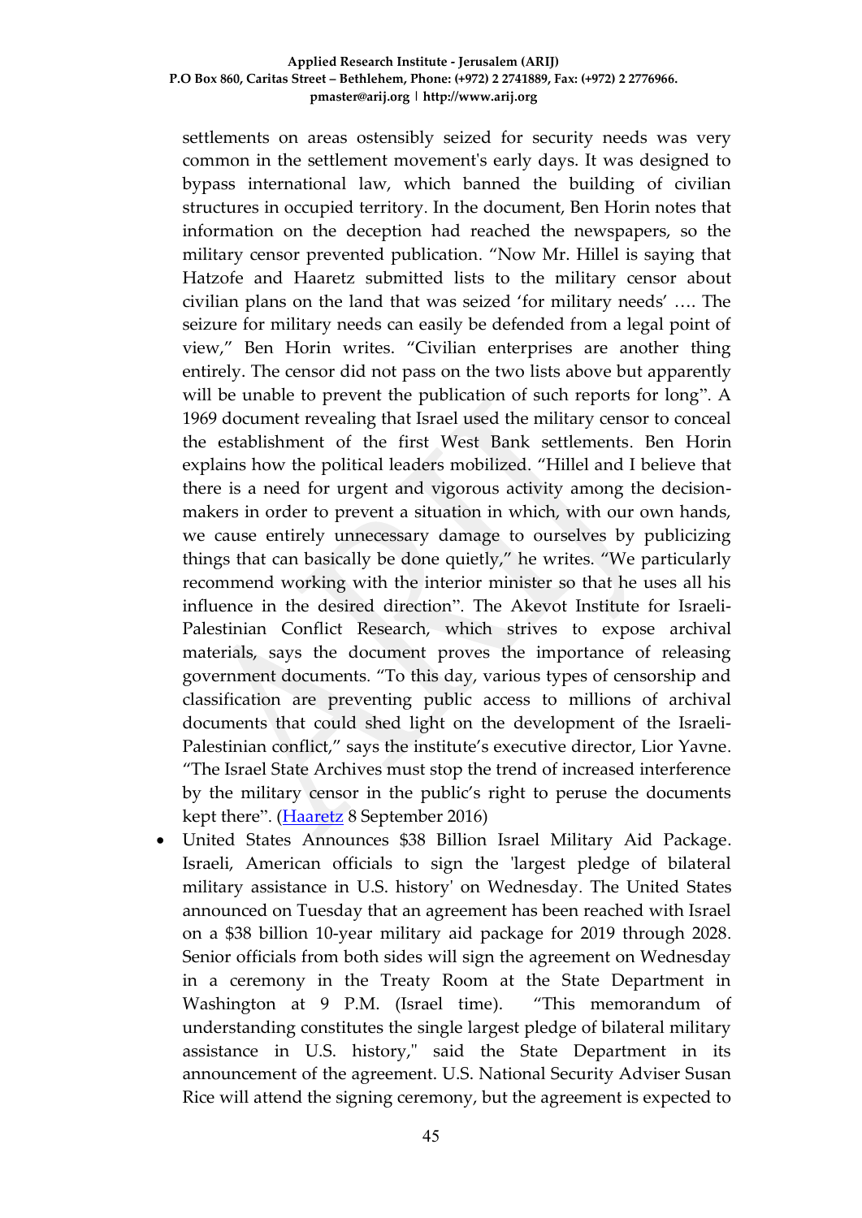settlements on areas ostensibly seized for security needs was very common in the settlement movement's early days. It was designed to bypass international law, which banned the building of civilian structures in occupied territory. In the document, Ben Horin notes that information on the deception had reached the newspapers, so the military censor prevented publication. "Now Mr. Hillel is saying that Hatzofe and Haaretz submitted lists to the military censor about civilian plans on the land that was seized 'for military needs' …. The seizure for military needs can easily be defended from a legal point of view," Ben Horin writes. "Civilian enterprises are another thing entirely. The censor did not pass on the two lists above but apparently will be unable to prevent the publication of such reports for long". A 1969 document revealing that Israel used the military censor to conceal the establishment of the first West Bank settlements. Ben Horin explains how the political leaders mobilized. "Hillel and I believe that there is a need for urgent and vigorous activity among the decision-makers in order to prevent a situation in which, with our own hands, we cause entirely unnecessary damage to ourselves by publicizing things that can basically be done quietly," he writes. "We particularly recommend working with the interior minister so that he uses all his influence in the desired direction". The Akevot Institute for Israeli-Palestinian Conflict Research, which strives to expose archival materials, says the document proves the importance of releasing government documents. "To this day, various types of censorship and classification are preventing public access to millions of archival documents that could shed light on the development of the Israeli-Palestinian conflict," says the institute's executive director, Lior Yavne. "The Israel State Archives must stop the trend of increased interference by the military censor in the public's right to peruse the documents kept there". (Haaretz 8 September 2016)

- United States Announces $38 Billion Israel Military Aid Package. Israeli, American officials to sign the 'largest pledge of bilateral military assistance in U.S. history' on Wednesday. The United States announced on Tuesday that an agreement has been reached with Israel on a $38 billion 10-year military aid package for 2019 through 2028. Senior officials from both sides will sign the agreement on Wednesday in a ceremony in the Treaty Room at the State Department in Washington at 9 P.M. (Israel time). "This memorandum of understanding constitutes the single largest pledge of bilateral military assistance in U.S. history," said the State Department in its announcement of the agreement. U.S. National Security Adviser Susan Rice will attend the signing ceremony, but the agreement is expected to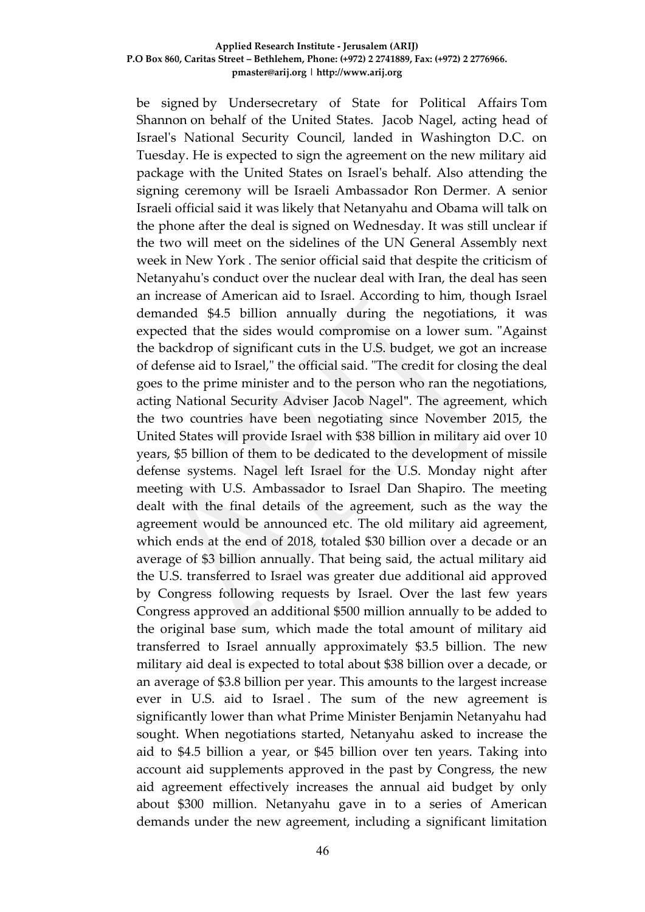be signed by Undersecretary of State for Political Affairs Tom Shannon on behalf of the United States. Jacob Nagel, acting head of Israel's National Security Council, landed in Washington D.C. on Tuesday. He is expected to sign the agreement on the new military aid package with the United States on Israel's behalf. Also attending the signing ceremony will be Israeli Ambassador Ron Dermer. A senior Israeli official said it was likely that Netanyahu and Obama will talk on the phone after the deal is signed on Wednesday. It was still unclear if the two will meet on the sidelines of the UN General Assembly next week in New York . The senior official said that despite the criticism of Netanyahu's conduct over the nuclear deal with Iran, the deal has seen an increase of American aid to Israel. According to him, though Israel demanded $4.5 billion annually during the negotiations, it was expected that the sides would compromise on a lower sum. "Against the backdrop of significant cuts in the U.S. budget, we got an increase of defense aid to Israel," the official said. "The credit for closing the deal goes to the prime minister and to the person who ran the negotiations, acting National Security Adviser Jacob Nagel". The agreement, which the two countries have been negotiating since November 2015, the United States will provide Israel with $38 billion in military aid over 10 years, $5 billion of them to be dedicated to the development of missile defense systems. Nagel left Israel for the U.S. Monday night after meeting with U.S. Ambassador to Israel Dan Shapiro. The meeting dealt with the final details of the agreement, such as the way the agreement would be announced etc. The old military aid agreement, which ends at the end of 2018, totaled $30 billion over a decade or an average of $3 billion annually. That being said, the actual military aid the U.S. transferred to Israel was greater due additional aid approved by Congress following requests by Israel. Over the last few years Congress approved an additional $500 million annually to be added to the original base sum, which made the total amount of military aid transferred to Israel annually approximately $3.5 billion. The new military aid deal is expected to total about $38 billion over a decade, or an average of $3.8 billion per year. This amounts to the largest increase ever in U.S. aid to Israel . The sum of the new agreement is significantly lower than what Prime Minister Benjamin Netanyahu had sought. When negotiations started, Netanyahu asked to increase the aid to $4.5 billion a year, or $45 billion over ten years. Taking into account aid supplements approved in the past by Congress, the new aid agreement effectively increases the annual aid budget by only about $300 million. Netanyahu gave in to a series of American demands under the new agreement, including a significant limitation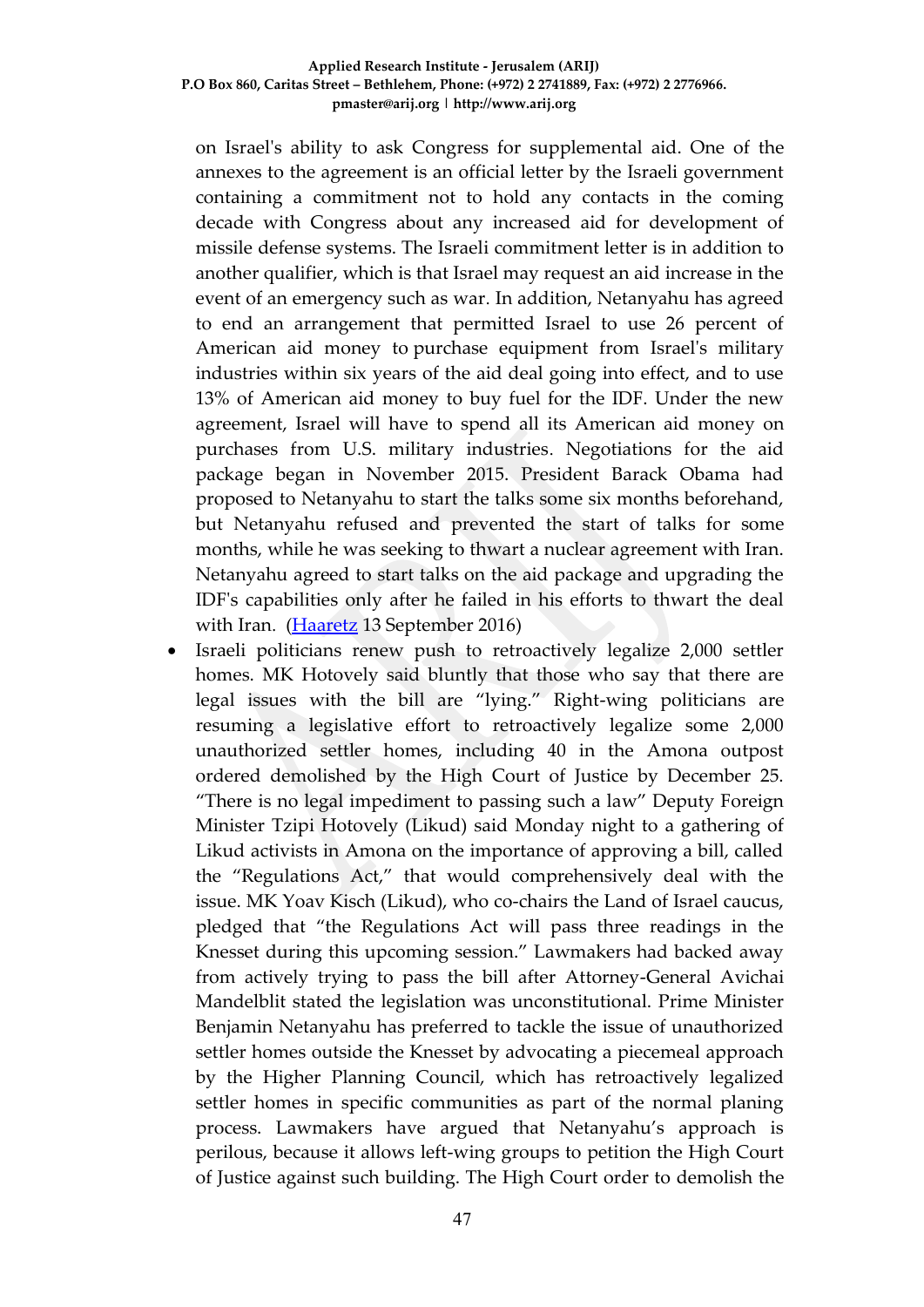on Israel's ability to ask Congress for supplemental aid. One of the annexes to the agreement is an official letter by the Israeli government containing a commitment not to hold any contacts in the coming decade with Congress about any increased aid for development of missile defense systems. The Israeli commitment letter is in addition to another qualifier, which is that Israel may request an aid increase in the event of an emergency such as war. In addition, Netanyahu has agreed to end an arrangement that permitted Israel to use 26 percent of American aid money to purchase equipment from Israel's military industries within six years of the aid deal going into effect, and to use 13% of American aid money to buy fuel for the IDF. Under the new agreement, Israel will have to spend all its American aid money on purchases from U.S. military industries. Negotiations for the aid package began in November 2015. President Barack Obama had proposed to Netanyahu to start the talks some six months beforehand, but Netanyahu refused and prevented the start of talks for some months, while he was seeking to thwart a nuclear agreement with Iran. Netanyahu agreed to start talks on the aid package and upgrading the IDF's capabilities only after he failed in his efforts to thwart the deal with Iran. (Haaretz 13 September 2016)

- Israeli politicians renew push to retroactively legalize 2,000 settler homes. MK Hotovely said bluntly that those who say that there are legal issues with the bill are "lying." Right-wing politicians are resuming a legislative effort to retroactively legalize some 2,000 unauthorized settler homes, including 40 in the Amona outpost ordered demolished by the High Court of Justice by December 25. "There is no legal impediment to passing such a law" Deputy Foreign Minister Tzipi Hotovely (Likud) said Monday night to a gathering of Likud activists in Amona on the importance of approving a bill, called the "Regulations Act," that would comprehensively deal with the issue. MK Yoav Kisch (Likud), who co-chairs the Land of Israel caucus, pledged that "the Regulations Act will pass three readings in the Knesset during this upcoming session." Lawmakers had backed away from actively trying to pass the bill after Attorney-General Avichai Mandelblit stated the legislation was unconstitutional. Prime Minister Benjamin Netanyahu has preferred to tackle the issue of unauthorized settler homes outside the Knesset by advocating a piecemeal approach by the Higher Planning Council, which has retroactively legalized settler homes in specific communities as part of the normal planing process. Lawmakers have argued that Netanyahu's approach is perilous, because it allows left-wing groups to petition the High Court of Justice against such building. The High Court order to demolish the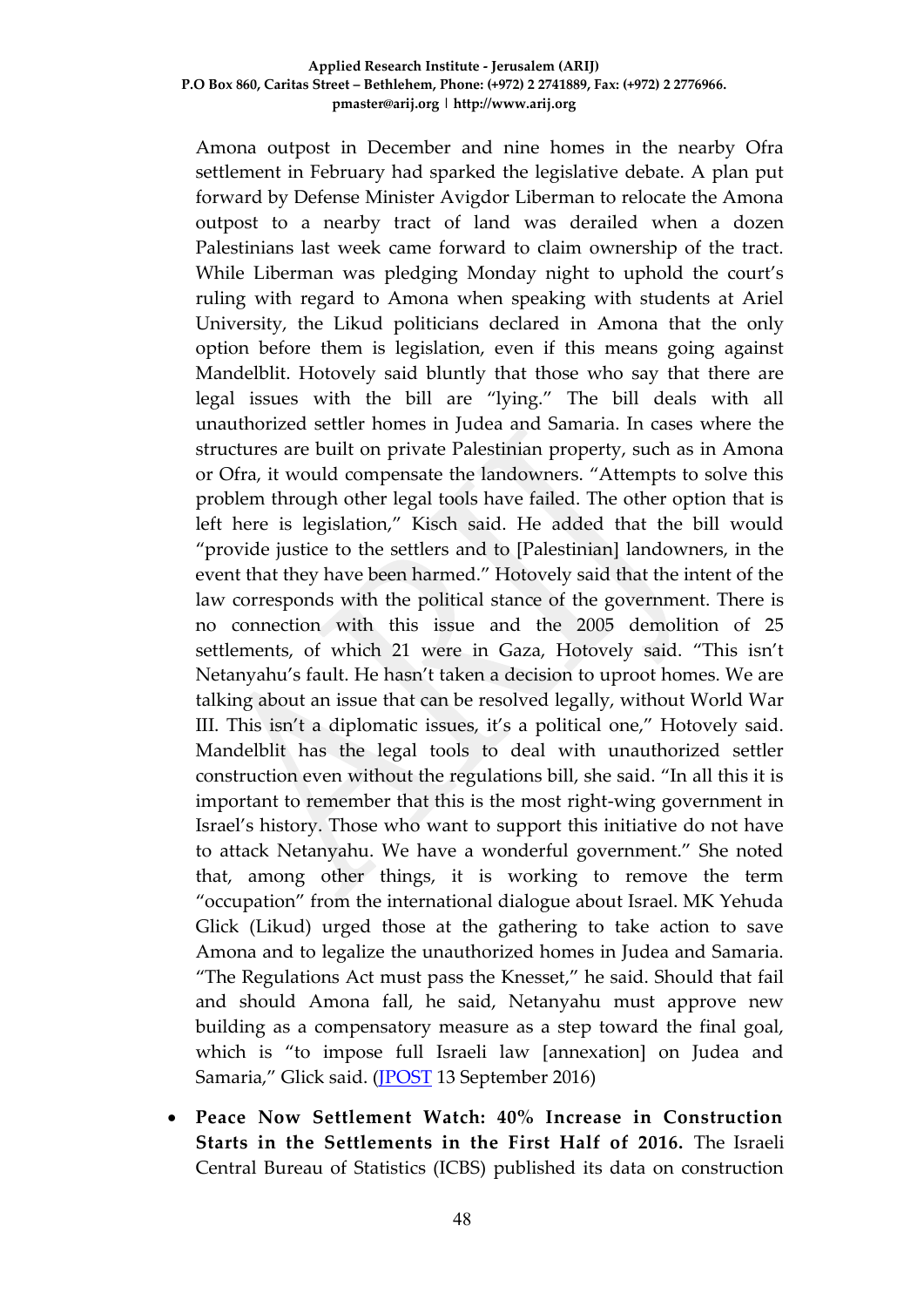Amona outpost in December and nine homes in the nearby Ofra settlement in February had sparked the legislative debate. A plan put forward by Defense Minister Avigdor Liberman to relocate the Amona outpost to a nearby tract of land was derailed when a dozen Palestinians last week came forward to claim ownership of the tract. While Liberman was pledging Monday night to uphold the court's ruling with regard to Amona when speaking with students at Ariel University, the Likud politicians declared in Amona that the only option before them is legislation, even if this means going against Mandelblit. Hotovely said bluntly that those who say that there are legal issues with the bill are "lying." The bill deals with all unauthorized settler homes in Judea and Samaria. In cases where the structures are built on private Palestinian property, such as in Amona or Ofra, it would compensate the landowners. "Attempts to solve this problem through other legal tools have failed. The other option that is left here is legislation," Kisch said. He added that the bill would "provide justice to the settlers and to [Palestinian] landowners, in the event that they have been harmed." Hotovely said that the intent of the law corresponds with the political stance of the government. There is no connection with this issue and the 2005 demolition of 25 settlements, of which 21 were in Gaza, Hotovely said. "This isn't Netanyahu's fault. He hasn't taken a decision to uproot homes. We are talking about an issue that can be resolved legally, without World War III. This isn't a diplomatic issues, it's a political one," Hotovely said. Mandelblit has the legal tools to deal with unauthorized settler construction even without the regulations bill, she said. "In all this it is important to remember that this is the most right-wing government in Israel's history. Those who want to support this initiative do not have to attack Netanyahu. We have a wonderful government." She noted that, among other things, it is working to remove the term "occupation" from the international dialogue about Israel. MK Yehuda Glick (Likud) urged those at the gathering to take action to save Amona and to legalize the unauthorized homes in Judea and Samaria. "The Regulations Act must pass the Knesset," he said. Should that fail and should Amona fall, he said, Netanyahu must approve new building as a compensatory measure as a step toward the final goal, which is "to impose full Israeli law [annexation] on Judea and Samaria," Glick said. (JPOST 13 September 2016)

- **Peace Now Settlement Watch: 40% Increase in Construction Starts in the Settlements in the First Half of 2016.** The Israeli Central Bureau of Statistics (ICBS) published its data on construction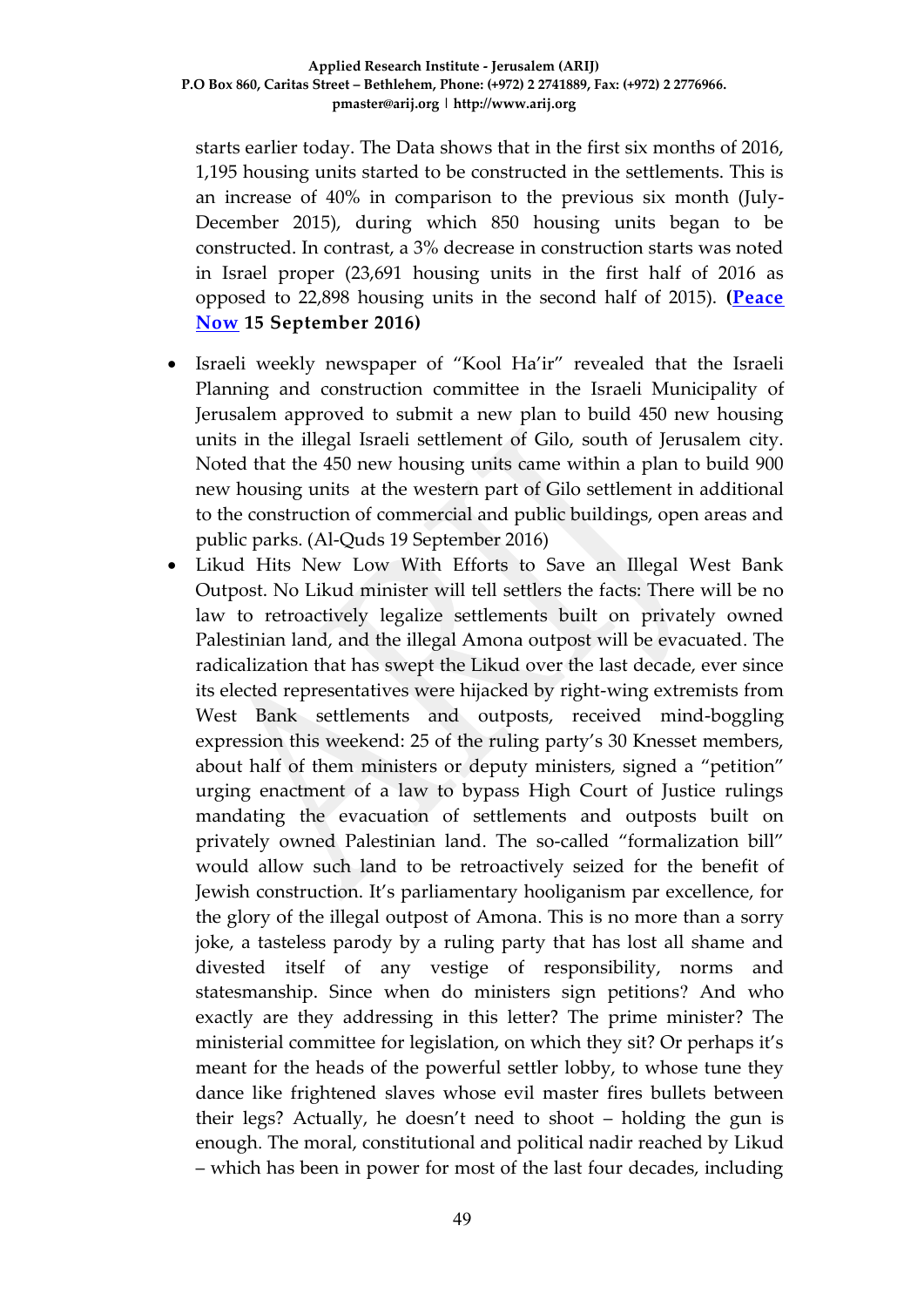starts earlier today. The Data shows that in the first six months of 2016, 1,195 housing units started to be constructed in the settlements. This is an increase of 40% in comparison to the previous six month (July-December 2015), during which 850 housing units began to be constructed. In contrast, a 3% decrease in construction starts was noted in Israel proper (23,691 housing units in the first half of 2016 as opposed to 22,898 housing units in the second half of 2015). **([Peace Now](#) 15 September 2016)**

- Israeli weekly newspaper of "Kool Ha'ir" revealed that the Israeli Planning and construction committee in the Israeli Municipality of Jerusalem approved to submit a new plan to build 450 new housing units in the illegal Israeli settlement of Gilo, south of Jerusalem city. Noted that the 450 new housing units came within a plan to build 900 new housing units at the western part of Gilo settlement in additional to the construction of commercial and public buildings, open areas and public parks. (Al-Quds 19 September 2016)
- Likud Hits New Low With Efforts to Save an Illegal West Bank Outpost. No Likud minister will tell settlers the facts: There will be no law to retroactively legalize settlements built on privately owned Palestinian land, and the illegal Amona outpost will be evacuated. The radicalization that has swept the Likud over the last decade, ever since its elected representatives were hijacked by right-wing extremists from West Bank settlements and outposts, received mind-boggling expression this weekend: 25 of the ruling party's 30 Knesset members, about half of them ministers or deputy ministers, signed a "petition" urging enactment of a law to bypass High Court of Justice rulings mandating the evacuation of settlements and outposts built on privately owned Palestinian land. The so-called "formalization bill" would allow such land to be retroactively seized for the benefit of Jewish construction. It's parliamentary hooliganism par excellence, for the glory of the illegal outpost of Amona. This is no more than a sorry joke, a tasteless parody by a ruling party that has lost all shame and divested itself of any vestige of responsibility, norms and statesmanship. Since when do ministers sign petitions? And who exactly are they addressing in this letter? The prime minister? The ministerial committee for legislation, on which they sit? Or perhaps it's meant for the heads of the powerful settler lobby, to whose tune they dance like frightened slaves whose evil master fires bullets between their legs? Actually, he doesn't need to shoot – holding the gun is enough. The moral, constitutional and political nadir reached by Likud – which has been in power for most of the last four decades, including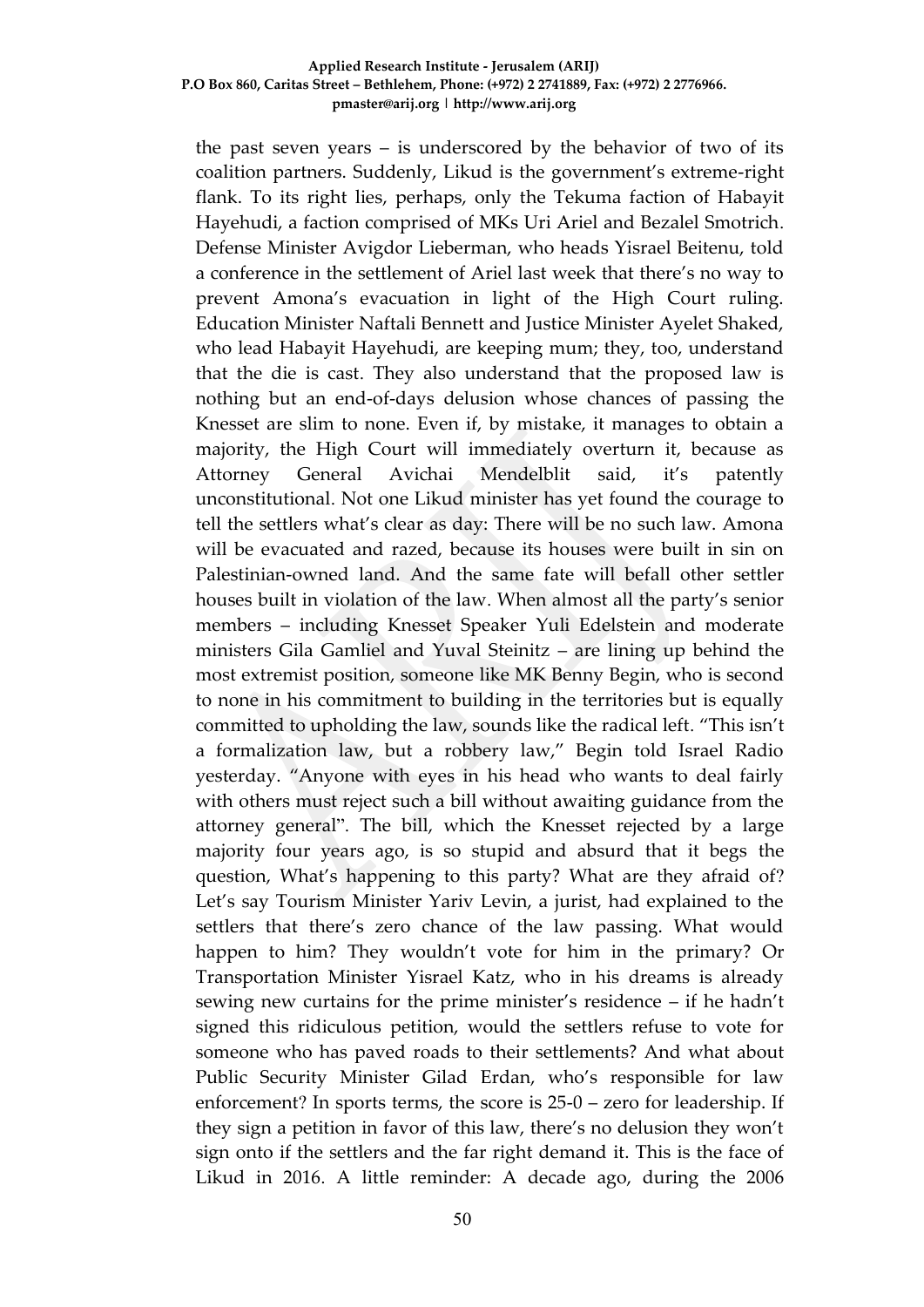the past seven years – is underscored by the behavior of two of its coalition partners. Suddenly, Likud is the government's extreme-right flank. To its right lies, perhaps, only the Tekuma faction of Habayit Hayehudi, a faction comprised of MKs Uri Ariel and Bezalel Smotrich. Defense Minister Avigdor Lieberman, who heads Yisrael Beitenu, told a conference in the settlement of Ariel last week that there's no way to prevent Amona's evacuation in light of the High Court ruling. Education Minister Naftali Bennett and Justice Minister Ayelet Shaked, who lead Habayit Hayehudi, are keeping mum; they, too, understand that the die is cast. They also understand that the proposed law is nothing but an end-of-days delusion whose chances of passing the Knesset are slim to none. Even if, by mistake, it manages to obtain a majority, the High Court will immediately overturn it, because as Attorney General Avichai Mendelblit said, it's patently unconstitutional. Not one Likud minister has yet found the courage to tell the settlers what's clear as day: There will be no such law. Amona will be evacuated and razed, because its houses were built in sin on Palestinian-owned land. And the same fate will befall other settler houses built in violation of the law. When almost all the party's senior members – including Knesset Speaker Yuli Edelstein and moderate ministers Gila Gamliel and Yuval Steinitz – are lining up behind the most extremist position, someone like MK Benny Begin, who is second to none in his commitment to building in the territories but is equally committed to upholding the law, sounds like the radical left. "This isn't a formalization law, but a robbery law," Begin told Israel Radio yesterday. "Anyone with eyes in his head who wants to deal fairly with others must reject such a bill without awaiting guidance from the attorney general". The bill, which the Knesset rejected by a large majority four years ago, is so stupid and absurd that it begs the question, What's happening to this party? What are they afraid of? Let's say Tourism Minister Yariv Levin, a jurist, had explained to the settlers that there's zero chance of the law passing. What would happen to him? They wouldn't vote for him in the primary? Or Transportation Minister Yisrael Katz, who in his dreams is already sewing new curtains for the prime minister's residence – if he hadn't signed this ridiculous petition, would the settlers refuse to vote for someone who has paved roads to their settlements? And what about Public Security Minister Gilad Erdan, who's responsible for law enforcement? In sports terms, the score is 25-0 – zero for leadership. If they sign a petition in favor of this law, there's no delusion they won't sign onto if the settlers and the far right demand it. This is the face of Likud in 2016. A little reminder: A decade ago, during the 2006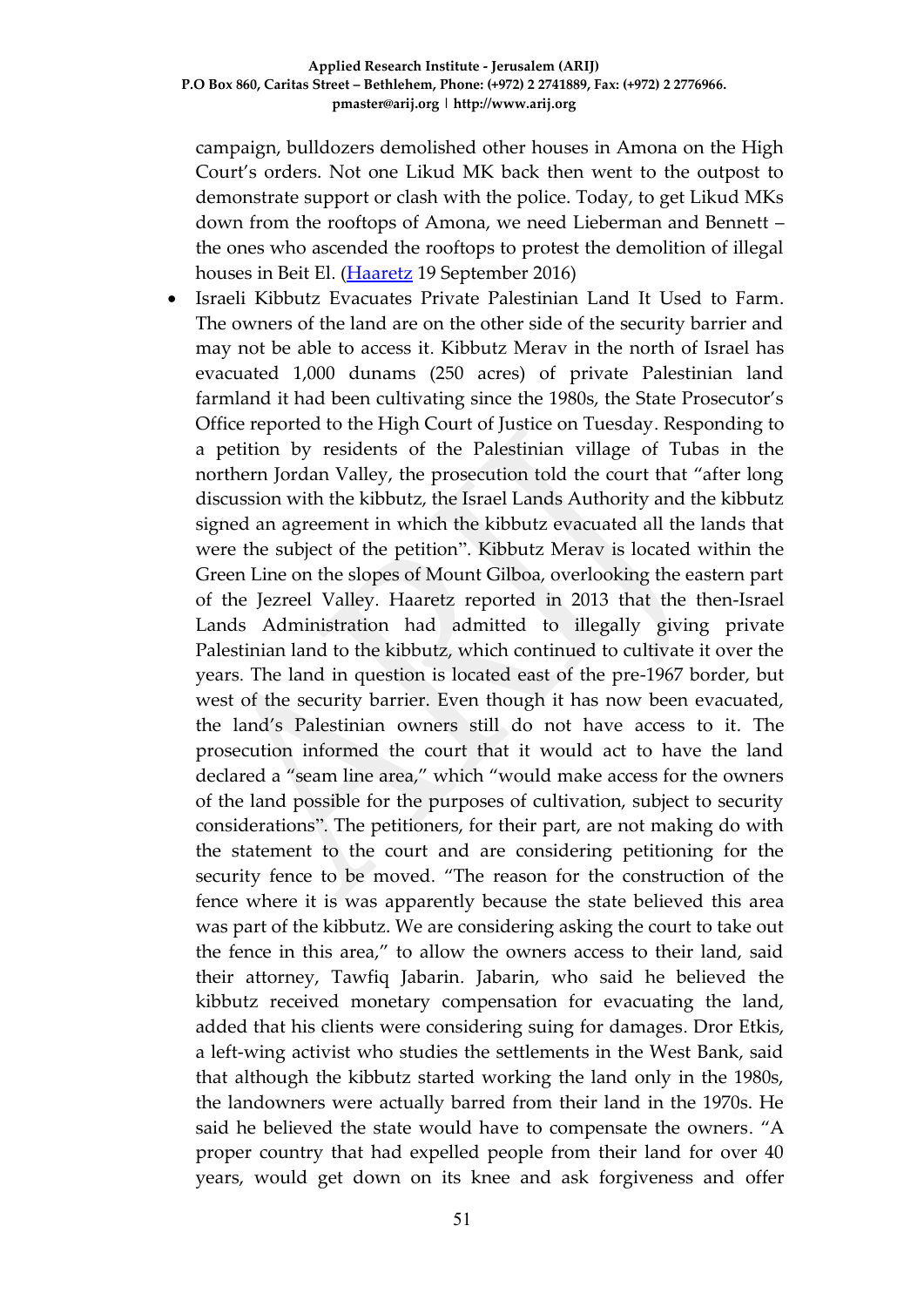campaign, bulldozers demolished other houses in Amona on the High Court's orders. Not one Likud MK back then went to the outpost to demonstrate support or clash with the police. Today, to get Likud MKs down from the rooftops of Amona, we need Lieberman and Bennett – the ones who ascended the rooftops to protest the demolition of illegal houses in Beit El. (Haaretz 19 September 2016)

- Israeli Kibbutz Evacuates Private Palestinian Land It Used to Farm. The owners of the land are on the other side of the security barrier and may not be able to access it. Kibbutz Merav in the north of Israel has evacuated 1,000 dunams (250 acres) of private Palestinian land farmland it had been cultivating since the 1980s, the State Prosecutor's Office reported to the High Court of Justice on Tuesday. Responding to a petition by residents of the Palestinian village of Tubas in the northern Jordan Valley, the prosecution told the court that "after long discussion with the kibbutz, the Israel Lands Authority and the kibbutz signed an agreement in which the kibbutz evacuated all the lands that were the subject of the petition". Kibbutz Merav is located within the Green Line on the slopes of Mount Gilboa, overlooking the eastern part of the Jezreel Valley. Haaretz reported in 2013 that the then-Israel Lands Administration had admitted to illegally giving private Palestinian land to the kibbutz, which continued to cultivate it over the years. The land in question is located east of the pre-1967 border, but west of the security barrier. Even though it has now been evacuated, the land's Palestinian owners still do not have access to it. The prosecution informed the court that it would act to have the land declared a "seam line area," which "would make access for the owners of the land possible for the purposes of cultivation, subject to security considerations". The petitioners, for their part, are not making do with the statement to the court and are considering petitioning for the security fence to be moved. "The reason for the construction of the fence where it is was apparently because the state believed this area was part of the kibbutz. We are considering asking the court to take out the fence in this area," to allow the owners access to their land, said their attorney, Tawfiq Jabarin. Jabarin, who said he believed the kibbutz received monetary compensation for evacuating the land, added that his clients were considering suing for damages. Dror Etkis, a left-wing activist who studies the settlements in the West Bank, said that although the kibbutz started working the land only in the 1980s, the landowners were actually barred from their land in the 1970s. He said he believed the state would have to compensate the owners. "A proper country that had expelled people from their land for over 40 years, would get down on its knee and ask forgiveness and offer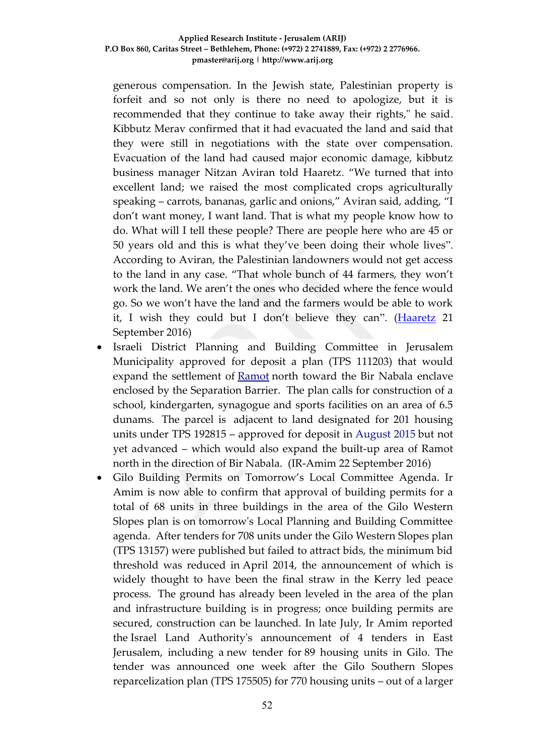generous compensation. In the Jewish state, Palestinian property is forfeit and so not only is there no need to apologize, but it is recommended that they continue to take away their rights," he said. Kibbutz Merav confirmed that it had evacuated the land and said that they were still in negotiations with the state over compensation. Evacuation of the land had caused major economic damage, kibbutz business manager Nitzan Aviran told Haaretz. "We turned that into excellent land; we raised the most complicated crops agriculturally speaking – carrots, bananas, garlic and onions," Aviran said, adding, "I don't want money, I want land. That is what my people know how to do. What will I tell these people? There are people here who are 45 or 50 years old and this is what they've been doing their whole lives". According to Aviran, the Palestinian landowners would not get access to the land in any case. "That whole bunch of 44 farmers, they won't work the land. We aren't the ones who decided where the fence would go. So we won't have the land and the farmers would be able to work it, I wish they could but I don't believe they can". (Haaretz 21 September 2016)

- Israeli District Planning and Building Committee in Jerusalem Municipality approved for deposit a plan (TPS 111203) that would expand the settlement of Ramot north toward the Bir Nabala enclave enclosed by the Separation Barrier. The plan calls for construction of a school, kindergarten, synagogue and sports facilities on an area of 6.5 dunams. The parcel is adjacent to land designated for 201 housing units under TPS 192815 – approved for deposit in August 2015 but not yet advanced – which would also expand the built-up area of Ramot north in the direction of Bir Nabala. (IR-Amim 22 September 2016)
- Gilo Building Permits on Tomorrow's Local Committee Agenda. Ir Amim is now able to confirm that approval of building permits for a total of 68 units in three buildings in the area of the Gilo Western Slopes plan is on tomorrow's Local Planning and Building Committee agenda. After tenders for 708 units under the Gilo Western Slopes plan (TPS 13157) were published but failed to attract bids, the minimum bid threshold was reduced in April 2014, the announcement of which is widely thought to have been the final straw in the Kerry led peace process. The ground has already been leveled in the area of the plan and infrastructure building is in progress; once building permits are secured, construction can be launched. In late July, Ir Amim reported the Israel Land Authority's announcement of 4 tenders in East Jerusalem, including a new tender for 89 housing units in Gilo. The tender was announced one week after the Gilo Southern Slopes reparcelization plan (TPS 175505) for 770 housing units – out of a larger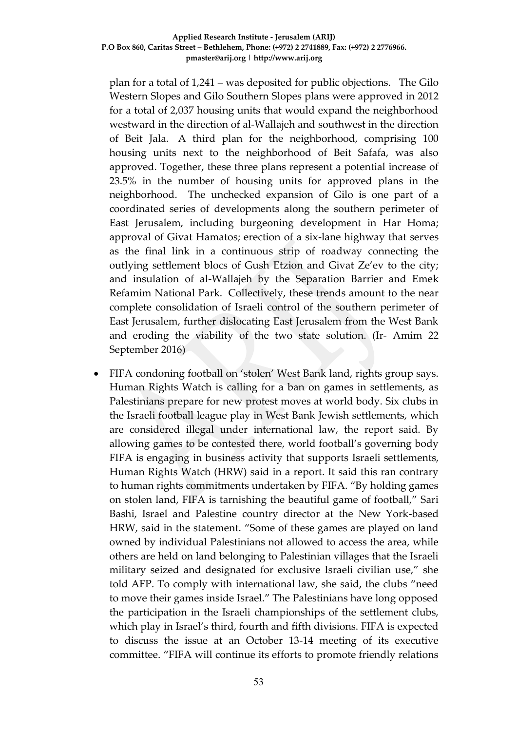plan for a total of 1,241 – was deposited for public objections. The Gilo Western Slopes and Gilo Southern Slopes plans were approved in 2012 for a total of 2,037 housing units that would expand the neighborhood westward in the direction of al-Wallajeh and southwest in the direction of Beit Jala. A third plan for the neighborhood, comprising 100 housing units next to the neighborhood of Beit Safafa, was also approved. Together, these three plans represent a potential increase of 23.5% in the number of housing units for approved plans in the neighborhood. The unchecked expansion of Gilo is one part of a coordinated series of developments along the southern perimeter of East Jerusalem, including burgeoning development in Har Homa; approval of Givat Hamatos; erection of a six-lane highway that serves as the final link in a continuous strip of roadway connecting the outlying settlement blocs of Gush Etzion and Givat Ze'ev to the city; and insulation of al-Wallajeh by the Separation Barrier and Emek Refamim National Park. Collectively, these trends amount to the near complete consolidation of Israeli control of the southern perimeter of East Jerusalem, further dislocating East Jerusalem from the West Bank and eroding the viability of the two state solution. (Ir- Amim 22 September 2016)

- FIFA condoning football on 'stolen' West Bank land, rights group says. Human Rights Watch is calling for a ban on games in settlements, as Palestinians prepare for new protest moves at world body. Six clubs in the Israeli football league play in West Bank Jewish settlements, which are considered illegal under international law, the report said. By allowing games to be contested there, world football's governing body FIFA is engaging in business activity that supports Israeli settlements, Human Rights Watch (HRW) said in a report. It said this ran contrary to human rights commitments undertaken by FIFA. "By holding games on stolen land, FIFA is tarnishing the beautiful game of football," Sari Bashi, Israel and Palestine country director at the New York-based HRW, said in the statement. "Some of these games are played on land owned by individual Palestinians not allowed to access the area, while others are held on land belonging to Palestinian villages that the Israeli military seized and designated for exclusive Israeli civilian use," she told AFP. To comply with international law, she said, the clubs "need to move their games inside Israel." The Palestinians have long opposed the participation in the Israeli championships of the settlement clubs, which play in Israel's third, fourth and fifth divisions. FIFA is expected to discuss the issue at an October 13-14 meeting of its executive committee. "FIFA will continue its efforts to promote friendly relations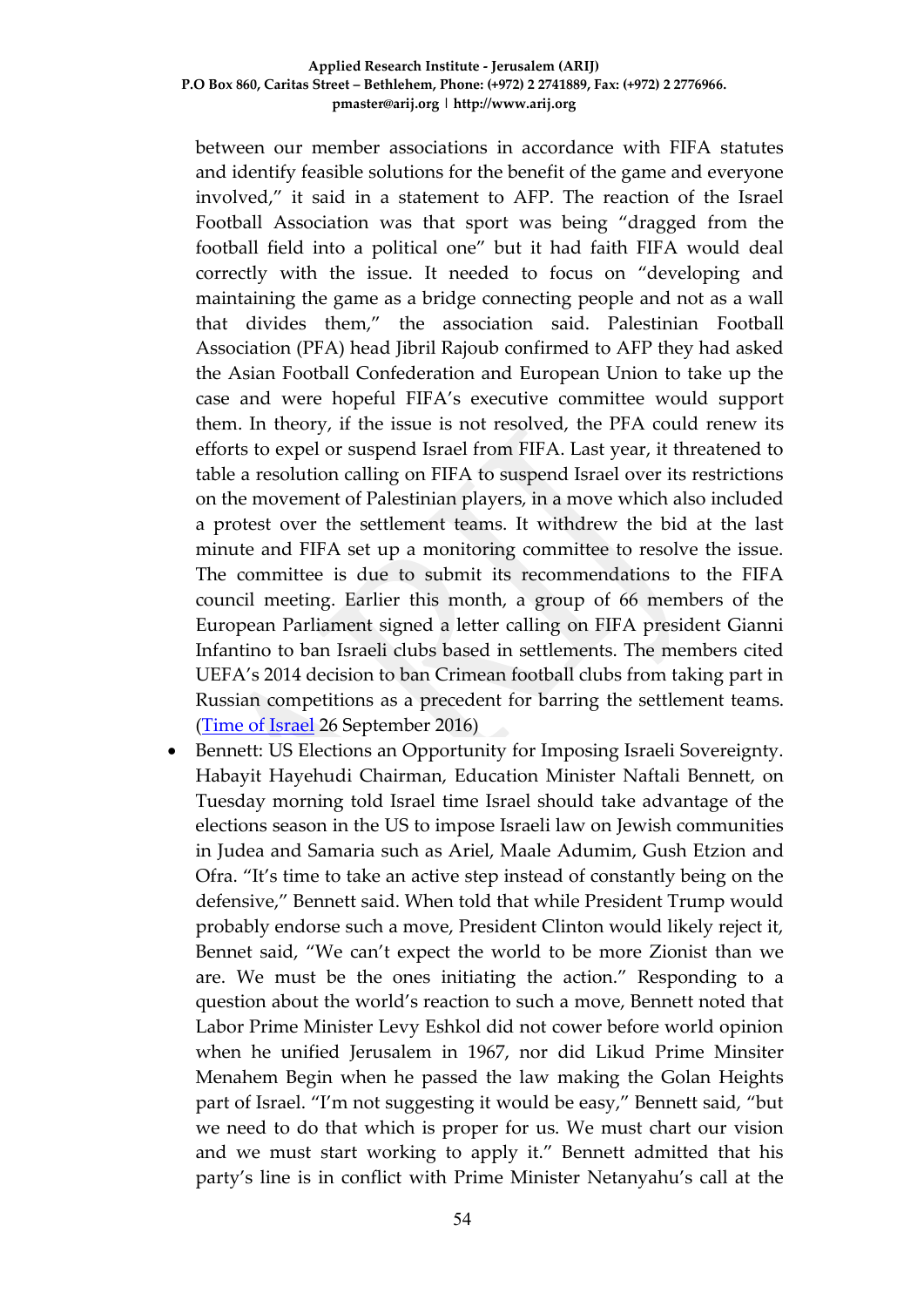between our member associations in accordance with FIFA statutes and identify feasible solutions for the benefit of the game and everyone involved," it said in a statement to AFP. The reaction of the Israel Football Association was that sport was being "dragged from the football field into a political one" but it had faith FIFA would deal correctly with the issue. It needed to focus on "developing and maintaining the game as a bridge connecting people and not as a wall that divides them," the association said. Palestinian Football Association (PFA) head Jibril Rajoub confirmed to AFP they had asked the Asian Football Confederation and European Union to take up the case and were hopeful FIFA's executive committee would support them. In theory, if the issue is not resolved, the PFA could renew its efforts to expel or suspend Israel from FIFA. Last year, it threatened to table a resolution calling on FIFA to suspend Israel over its restrictions on the movement of Palestinian players, in a move which also included a protest over the settlement teams. It withdrew the bid at the last minute and FIFA set up a monitoring committee to resolve the issue. The committee is due to submit its recommendations to the FIFA council meeting. Earlier this month, a group of 66 members of the European Parliament signed a letter calling on FIFA president Gianni Infantino to ban Israeli clubs based in settlements. The members cited UEFA's 2014 decision to ban Crimean football clubs from taking part in Russian competitions as a precedent for barring the settlement teams. (Time of Israel 26 September 2016)

- Bennett: US Elections an Opportunity for Imposing Israeli Sovereignty. Habayit Hayehudi Chairman, Education Minister Naftali Bennett, on Tuesday morning told Israel time Israel should take advantage of the elections season in the US to impose Israeli law on Jewish communities in Judea and Samaria such as Ariel, Maale Adumim, Gush Etzion and Ofra. "It's time to take an active step instead of constantly being on the defensive," Bennett said. When told that while President Trump would probably endorse such a move, President Clinton would likely reject it, Bennet said, "We can't expect the world to be more Zionist than we are. We must be the ones initiating the action." Responding to a question about the world's reaction to such a move, Bennett noted that Labor Prime Minister Levy Eshkol did not cower before world opinion when he unified Jerusalem in 1967, nor did Likud Prime Minsiter Menahem Begin when he passed the law making the Golan Heights part of Israel. "I'm not suggesting it would be easy," Bennett said, "but we need to do that which is proper for us. We must chart our vision and we must start working to apply it." Bennett admitted that his party's line is in conflict with Prime Minister Netanyahu's call at the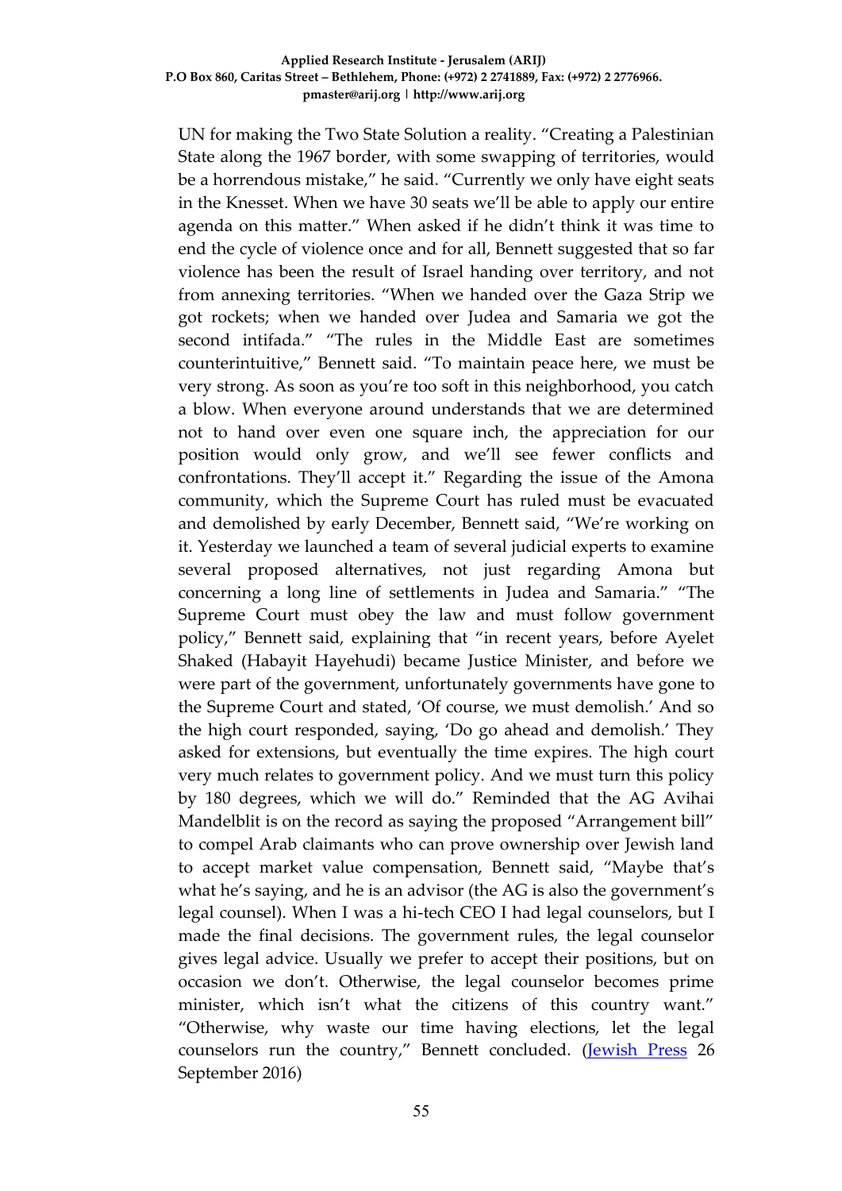UN for making the Two State Solution a reality. “Creating a Palestinian State along the 1967 border, with some swapping of territories, would be a horrendous mistake,” he said. “Currently we only have eight seats in the Knesset. When we have 30 seats we’ll be able to apply our entire agenda on this matter.” When asked if he didn’t think it was time to end the cycle of violence once and for all, Bennett suggested that so far violence has been the result of Israel handing over territory, and not from annexing territories. “When we handed over the Gaza Strip we got rockets; when we handed over Judea and Samaria we got the second intifada.” “The rules in the Middle East are sometimes counterintuitive,” Bennett said. “To maintain peace here, we must be very strong. As soon as you’re too soft in this neighborhood, you catch a blow. When everyone around understands that we are determined not to hand over even one square inch, the appreciation for our position would only grow, and we’ll see fewer conflicts and confrontations. They’ll accept it.” Regarding the issue of the Amona community, which the Supreme Court has ruled must be evacuated and demolished by early December, Bennett said, “We’re working on it. Yesterday we launched a team of several judicial experts to examine several proposed alternatives, not just regarding Amona but concerning a long line of settlements in Judea and Samaria.” “The Supreme Court must obey the law and must follow government policy,” Bennett said, explaining that “in recent years, before Ayelet Shaked (Habayit Hayehudi) became Justice Minister, and before we were part of the government, unfortunately governments have gone to the Supreme Court and stated, ‘Of course, we must demolish.’ And so the high court responded, saying, ‘Do go ahead and demolish.’ They asked for extensions, but eventually the time expires. The high court very much relates to government policy. And we must turn this policy by 180 degrees, which we will do.” Reminded that the AG Avihai Mandelblit is on the record as saying the proposed “Arrangement bill” to compel Arab claimants who can prove ownership over Jewish land to accept market value compensation, Bennett said, “Maybe that’s what he’s saying, and he is an advisor (the AG is also the government’s legal counsel). When I was a hi-tech CEO I had legal counselors, but I made the final decisions. The government rules, the legal counselor gives legal advice. Usually we prefer to accept their positions, but on occasion we don’t. Otherwise, the legal counselor becomes prime minister, which isn’t what the citizens of this country want.” “Otherwise, why waste our time having elections, let the legal counselors run the country,” Bennett concluded. (Jewish Press 26 September 2016)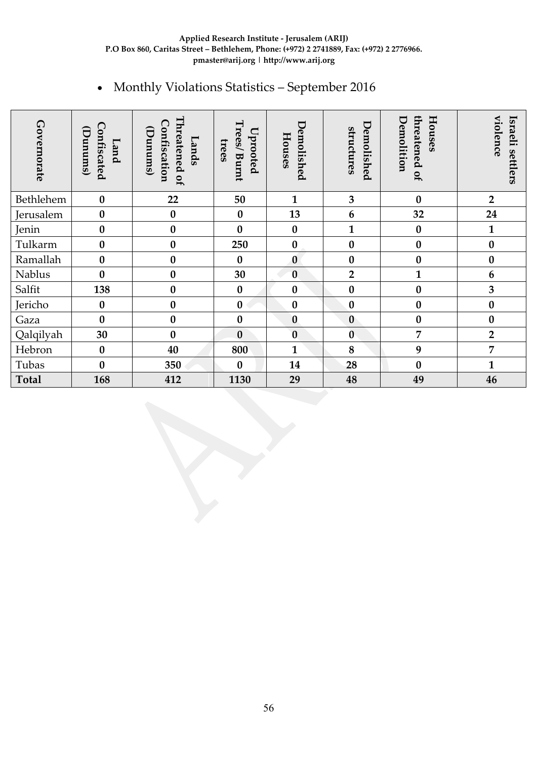- Monthly Violations Statistics – September 2016

| Governorate | Land Confiscated (Dunums) | Lands Threatened of Confiscation (Dunums) | Uprooted Trees/ Burnt trees | Demolished Houses | Demolished structures | Houses threatened of Demolition | Israeli settlers violence |
|---|---|---|---|---|---|---|---|
| Bethlehem | **0** | **22** | **50** | **1** | **3** | **0** | **2** |
| Jerusalem | **0** | **0** | **0** | **13** | **6** | **32** | **24** |
| Jenin | **0** | **0** | **0** | **0** | **1** | **0** | **1** |
| Tulkarm | **0** | **0** | **250** | **0** | **0** | **0** | **0** |
| Ramallah | **0** | **0** | **0** | **0** | **0** | **0** | **0** |
| Nablus | **0** | **0** | **30** | **0** | **2** | **1** | **6** |
| Salfit | **138** | **0** | **0** | **0** | **0** | **0** | **3** |
| Jericho | **0** | **0** | **0** | **0** | **0** | **0** | **0** |
| Gaza | **0** | **0** | **0** | **0** | **0** | **0** | **0** |
| Qalqilyah | **30** | **0** | **0** | **0** | **0** | **7** | **2** |
| Hebron | **0** | **40** | **800** | **1** | **8** | **9** | **7** |
| Tubas | **0** | **350** | **0** | **14** | **28** | **0** | **1** |
| **Total** | **168** | **412** | **1130** | **29** | **48** | **49** | **46** |